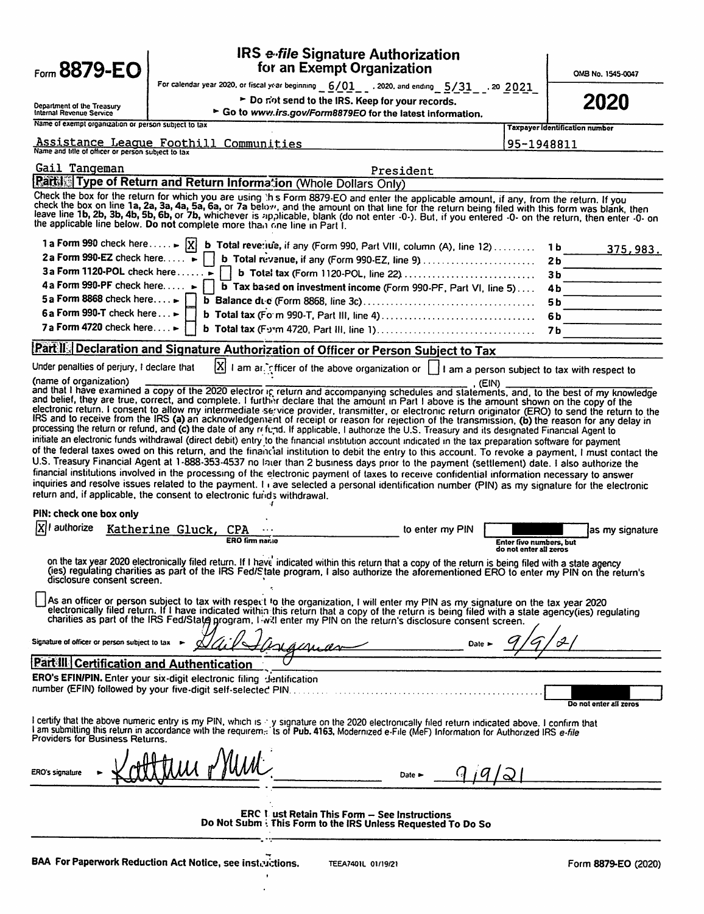# Form 8879-EO

## IRS e-file Signature Authorization for an Exempt Organization

For calendar year 2020, or fiscal year beginning 6/01, 2020, and ending 5/31, 20 2021

► Do not send to the IRS. Keep for your records.

► Go to www.irs.gov/Form8879EO for the latest information.

OMB No. 1545-0047

**2020**

Department of the Treasury
Internal Revenue Service

Name of exempt organization or person subject to tax: Assistance League Foothill Communities

Taxpayer identification number: 95-1948811

Name and title of officer or person subject to tax: Gail Tangeman, President

### Part I Type of Return and Return Information (Whole Dollars Only)

Check the box for the return for which you are using this Form 8879-EO and enter the applicable amount, if any, from the return. If you check the box on line 1a, 2a, 3a, 4a, 5a, 6a, or 7a below, and the amount on that line for the return being filed with this form was blank, then leave line 1b, 2b, 3b, 4b, 5b, 6b, or 7b, whichever is applicable, blank (do not enter -0-). But, if you entered -0- on the return, then enter -0- on the applicable line below. Do not complete more than one line in Part I.

| | | | |
|---|---|---|---|
| 1a Form 990 check here ► [X] | b Total revenue, if any (Form 990, Part VIII, column (A), line 12) | 1b | 375,983. |
| 2a Form 990-EZ check here ► [ ] | b Total revenue, if any (Form 990-EZ, line 9) | 2b | |
| 3a Form 1120-POL check here ► [ ] | b Total tax (Form 1120-POL, line 22) | 3b | |
| 4a Form 990-PF check here ► [ ] | b Tax based on investment income (Form 990-PF, Part VI, line 5) | 4b | |
| 5a Form 8868 check here ► [ ] | b Balance due (Form 8868, line 3c) | 5b | |
| 6a Form 990-T check here ► [ ] | b Total tax (Form 990-T, Part III, line 4) | 6b | |
| 7a Form 4720 check here ► [ ] | b Total tax (Form 4720, Part III, line 1) | 7b | |

### Part II Declaration and Signature Authorization of Officer or Person Subject to Tax

Under penalties of perjury, I declare that [X] I am an officer of the above organization or [ ] I am a person subject to tax with respect to (name of organization) ______________________, (EIN) ______________ and that I have examined a copy of the 2020 electronic return and accompanying schedules and statements, and, to the best of my knowledge and belief, they are true, correct, and complete. I further declare that the amount in Part I above is the amount shown on the copy of the electronic return. I consent to allow my intermediate service provider, transmitter, or electronic return originator (ERO) to send the return to the IRS and to receive from the IRS (a) an acknowledgement of receipt or reason for rejection of the transmission, (b) the reason for any delay in processing the return or refund, and (c) the date of any refund. If applicable, I authorize the U.S. Treasury and its designated Financial Agent to initiate an electronic funds withdrawal (direct debit) entry to the financial institution account indicated in the tax preparation software for payment of the federal taxes owed on this return, and the financial institution to debit the entry to this account. To revoke a payment, I must contact the U.S. Treasury Financial Agent at 1-888-353-4537 no later than 2 business days prior to the payment (settlement) date. I also authorize the financial institutions involved in the processing of the electronic payment of taxes to receive confidential information necessary to answer inquiries and resolve issues related to the payment. I have selected a personal identification number (PIN) as my signature for the electronic return and, if applicable, the consent to electronic funds withdrawal.

**PIN: check one box only**

[X] I authorize Katherine Gluck, CPA (ERO firm name) to enter my PIN [REDACTED] (Enter five numbers, but do not enter all zeros) as my signature on the tax year 2020 electronically filed return. If I have indicated within this return that a copy of the return is being filed with a state agency(ies) regulating charities as part of the IRS Fed/State program, I also authorize the aforementioned ERO to enter my PIN on the return's disclosure consent screen.

[ ] As an officer or person subject to tax with respect to the organization, I will enter my PIN as my signature on the tax year 2020 electronically filed return. If I have indicated within this return that a copy of the return is being filed with a state agency(ies) regulating charities as part of the IRS Fed/State program, I will enter my PIN on the return's disclosure consent screen.

Signature of officer or person subject to tax ► *Gail Tangeman* Date ► 9/9/21

### Part III Certification and Authentication

**ERO's EFIN/PIN.** Enter your six-digit electronic filing identification number (EFIN) followed by your five-digit self-selected PIN. [REDACTED] (Do not enter all zeros)

I certify that the above numeric entry is my PIN, which is my signature on the 2020 electronically filed return indicated above. I confirm that I am submitting this return in accordance with the requirements of **Pub. 4163**, Modernized e-File (MeF) Information for Authorized IRS e-file Providers for Business Returns.

ERO's signature ► *Katherine Gluck* Date ► 9/9/21

**ERO Must Retain This Form – See Instructions**
**Do Not Submit This Form to the IRS Unless Requested To Do So**

BAA For Paperwork Reduction Act Notice, see instructions. TEEA7401L 01/19/21 Form **8879-EO** (2020)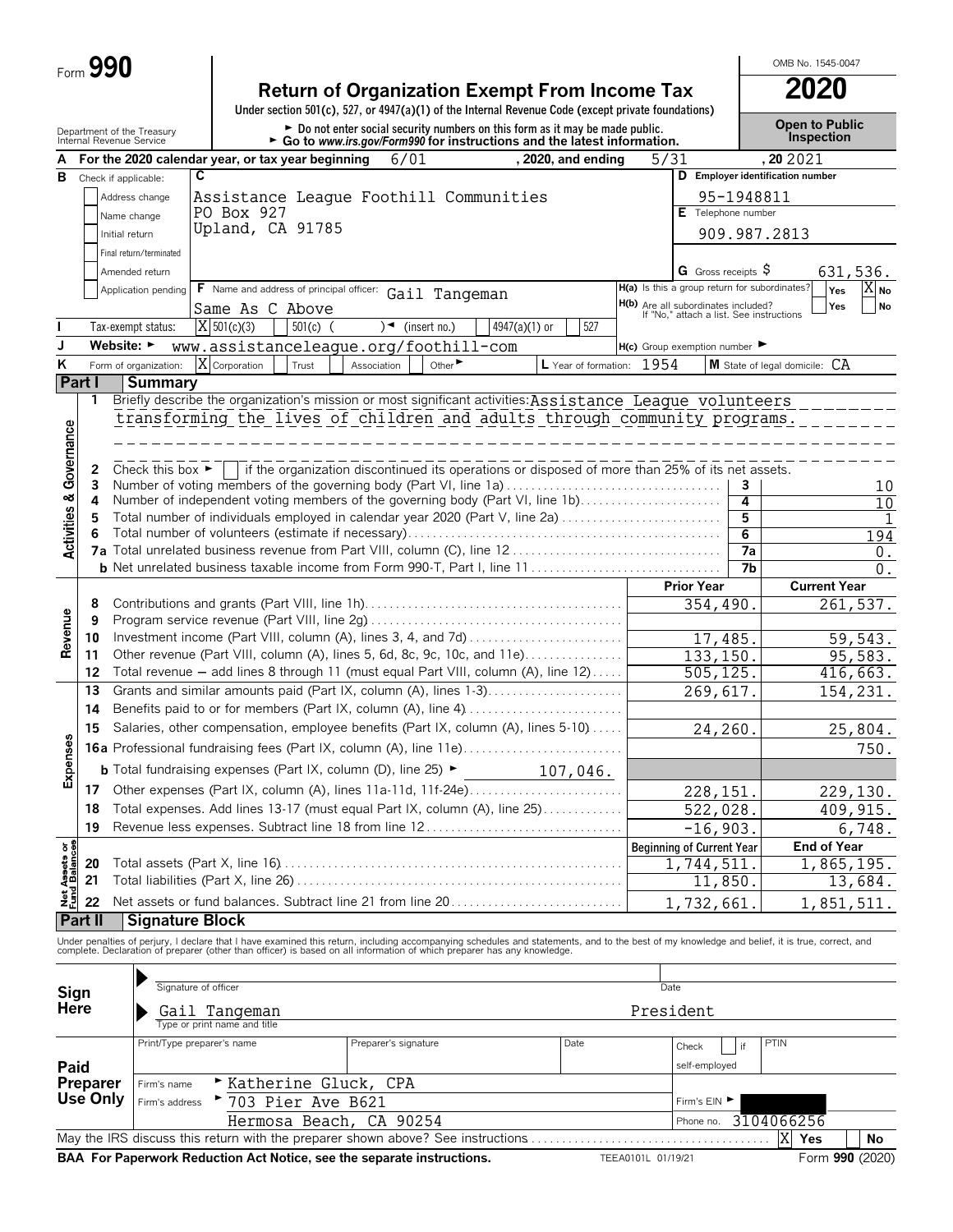Form **990**

# Return of Organization Exempt From Income Tax

**2020**

OMB No. 1545-0047

Under section 501(c), 527, or 4947(a)(1) of the Internal Revenue Code (except private foundations)

Department of the Treasury
Internal Revenue Service

► Do not enter social security numbers on this form as it may be made public.
► Go to *www.irs.gov/Form990* for instructions and the latest information.

**Open to Public Inspection**

**A** For the 2020 calendar year, or tax year beginning 6/01, 2020, and ending 5/31, 20 2021

**B** Check if applicable:
- Address change
- Name change
- Initial return
- Final return/terminated
- Amended return
- Application pending

**C** Assistance League Foothill Communities
PO Box 927
Upland, CA 91785

**D** Employer identification number: 95-1948811

**E** Telephone number: 909.987.2813

**G** Gross receipts $ 631,536.

**F** Name and address of principal officer: Gail Tangeman
Same As C Above

**H(a)** Is this a group return for subordinates? Yes [ ] No [X]

**H(b)** Are all subordinates included? Yes [ ] No [ ]
If "No," attach a list. See instructions

**I** Tax-exempt status: [X] 501(c)(3) [ ] 501(c) ( ) ◄ (insert no.) [ ] 4947(a)(1) or [ ] 527

**J** Website: ► www.assistanceleague.org/foothill-com

**H(c)** Group exemption number ►

**K** Form of organization: [X] Corporation [ ] Trust [ ] Association [ ] Other ►

**L** Year of formation: 1954

**M** State of legal domicile: CA

## Part I Summary

### Activities & Governance

1 Briefly describe the organization's mission or most significant activities: Assistance League volunteers transforming the lives of children and adults through community programs.

2 Check this box ► [ ] if the organization discontinued its operations or disposed of more than 25% of its net assets.

| | | | |
|---|---|---|---|
| 3 | Number of voting members of the governing body (Part VI, line 1a) | 3 | 10 |
| 4 | Number of independent voting members of the governing body (Part VI, line 1b) | 4 | 10 |
| 5 | Total number of individuals employed in calendar year 2020 (Part V, line 2a) | 5 | 1 |
| 6 | Total number of volunteers (estimate if necessary) | 6 | 194 |
| 7a | Total unrelated business revenue from Part VIII, column (C), line 12 | 7a | 0. |
| b | Net unrelated business taxable income from Form 990-T, Part I, line 11 | 7b | 0. |

### Revenue and Expenses

| | | Prior Year | Current Year |
|---|---|---|---|
| 8 | Contributions and grants (Part VIII, line 1h) | 354,490. | 261,537. |
| 9 | Program service revenue (Part VIII, line 2g) | | |
| 10 | Investment income (Part VIII, column (A), lines 3, 4, and 7d) | 17,485. | 59,543. |
| 11 | Other revenue (Part VIII, column (A), lines 5, 6d, 8c, 9c, 10c, and 11e) | 133,150. | 95,583. |
| 12 | Total revenue — add lines 8 through 11 (must equal Part VIII, column (A), line 12) | 505,125. | 416,663. |
| 13 | Grants and similar amounts paid (Part IX, column (A), lines 1-3) | 269,617. | 154,231. |
| 14 | Benefits paid to or for members (Part IX, column (A), line 4) | | |
| 15 | Salaries, other compensation, employee benefits (Part IX, column (A), lines 5-10) | 24,260. | 25,804. |
| 16a | Professional fundraising fees (Part IX, column (A), line 11e) | | 750. |
| b | Total fundraising expenses (Part IX, column (D), line 25) ► 107,046. | | |
| 17 | Other expenses (Part IX, column (A), lines 11a-11d, 11f-24e) | 228,151. | 229,130. |
| 18 | Total expenses. Add lines 13-17 (must equal Part IX, column (A), line 25) | 522,028. | 409,915. |
| 19 | Revenue less expenses. Subtract line 18 from line 12 | -16,903. | 6,748. |

### Net Assets or Fund Balances

| | | Beginning of Current Year | End of Year |
|---|---|---|---|
| 20 | Total assets (Part X, line 16) | 1,744,511. | 1,865,195. |
| 21 | Total liabilities (Part X, line 26) | 11,850. | 13,684. |
| 22 | Net assets or fund balances. Subtract line 21 from line 20 | 1,732,661. | 1,851,511. |

## Part II Signature Block

Under penalties of perjury, I declare that I have examined this return, including accompanying schedules and statements, and to the best of my knowledge and belief, it is true, correct, and complete. Declaration of preparer (other than officer) is based on all information of which preparer has any knowledge.

**Sign Here**

Signature of officer ______ Date ______

Gail Tangeman President
Type or print name and title

**Paid Preparer Use Only**

| Print/Type preparer's name | Preparer's signature | Date | Check [ ] if self-employed | PTIN |
|---|---|---|---|---|
| | | | | |

Firm's name ► Katherine Gluck, CPA
Firm's address ► 703 Pier Ave B621
Hermosa Beach, CA 90254
Firm's EIN ►
Phone no. 3104066256

May the IRS discuss this return with the preparer shown above? See instructions [X] Yes [ ] No

**BAA For Paperwork Reduction Act Notice, see the separate instructions.** TEEA0101L 01/19/21 Form **990** (2020)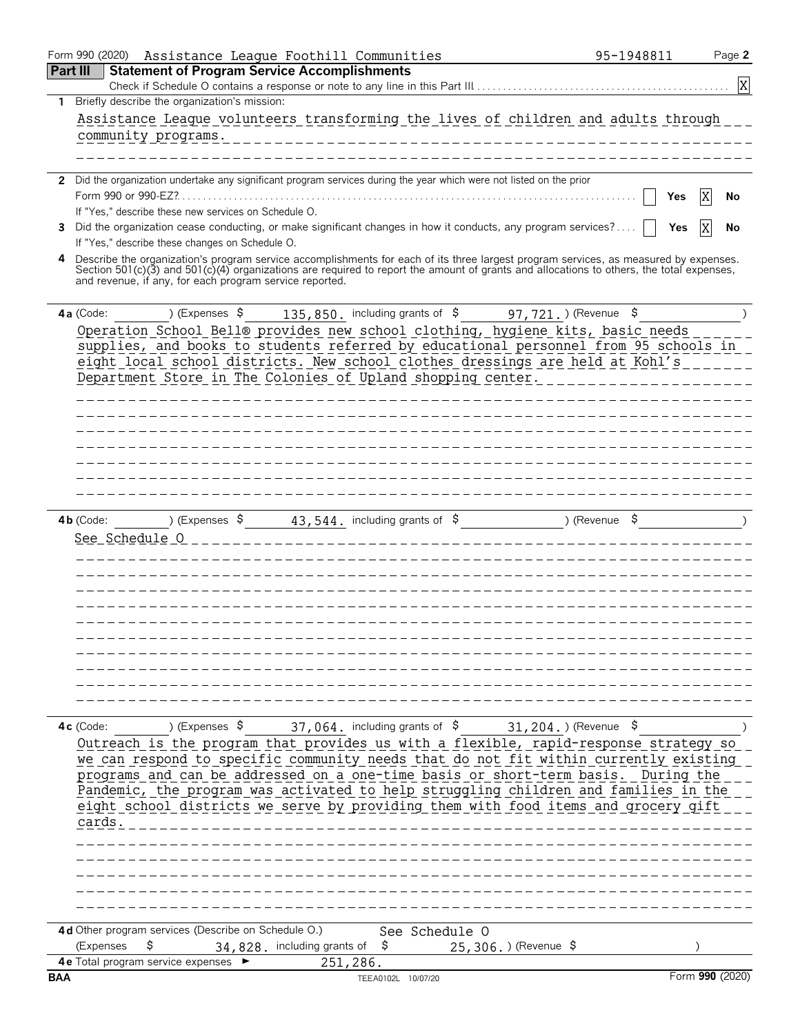Form 990 (2020) Assistance League Foothill Communities 95-1948811 Page **2**

## Part III Statement of Program Service Accomplishments

Check if Schedule O contains a response or note to any line in this Part III . . . . . [X]

**1** Briefly describe the organization's mission:

Assistance League volunteers transforming the lives of children and adults through community programs.

**2** Did the organization undertake any significant program services during the year which were not listed on the prior Form 990 or 990-EZ? . . . . . [ ] Yes [X] No

If "Yes," describe these new services on Schedule O.

**3** Did the organization cease conducting, or make significant changes in how it conducts, any program services? . . . . [ ] Yes [X] No

If "Yes," describe these changes on Schedule O.

**4** Describe the organization's program service accomplishments for each of its three largest program services, as measured by expenses. Section 501(c)(3) and 501(c)(4) organizations are required to report the amount of grants and allocations to others, the total expenses, and revenue, if any, for each program service reported.

**4a** (Code: ) (Expenses $ 135,850. including grants of $ 97,721.) (Revenue $ )

Operation School Bell® provides new school clothing, hygiene kits, basic needs supplies, and books to students referred by educational personnel from 95 schools in eight local school districts. New school clothes dressings are held at Kohl's Department Store in The Colonies of Upland shopping center.

**4b** (Code: ) (Expenses $ 43,544. including grants of $ ) (Revenue $ )

See Schedule O

**4c** (Code: ) (Expenses $ 37,064. including grants of $ 31,204.) (Revenue $ )

Outreach is the program that provides us with a flexible, rapid-response strategy so we can respond to specific community needs that do not fit within currently existing programs and can be addressed on a one-time basis or short-term basis. During the Pandemic, the program was activated to help struggling children and families in the eight school districts we serve by providing them with food items and grocery gift cards.

**4d** Other program services (Describe on Schedule O.) See Schedule O

(Expenses $ 34,828. including grants of $ 25,306.) (Revenue $ )

**4e** Total program service expenses ► 251,286.

BAA TEEA0102L 10/07/20 Form **990** (2020)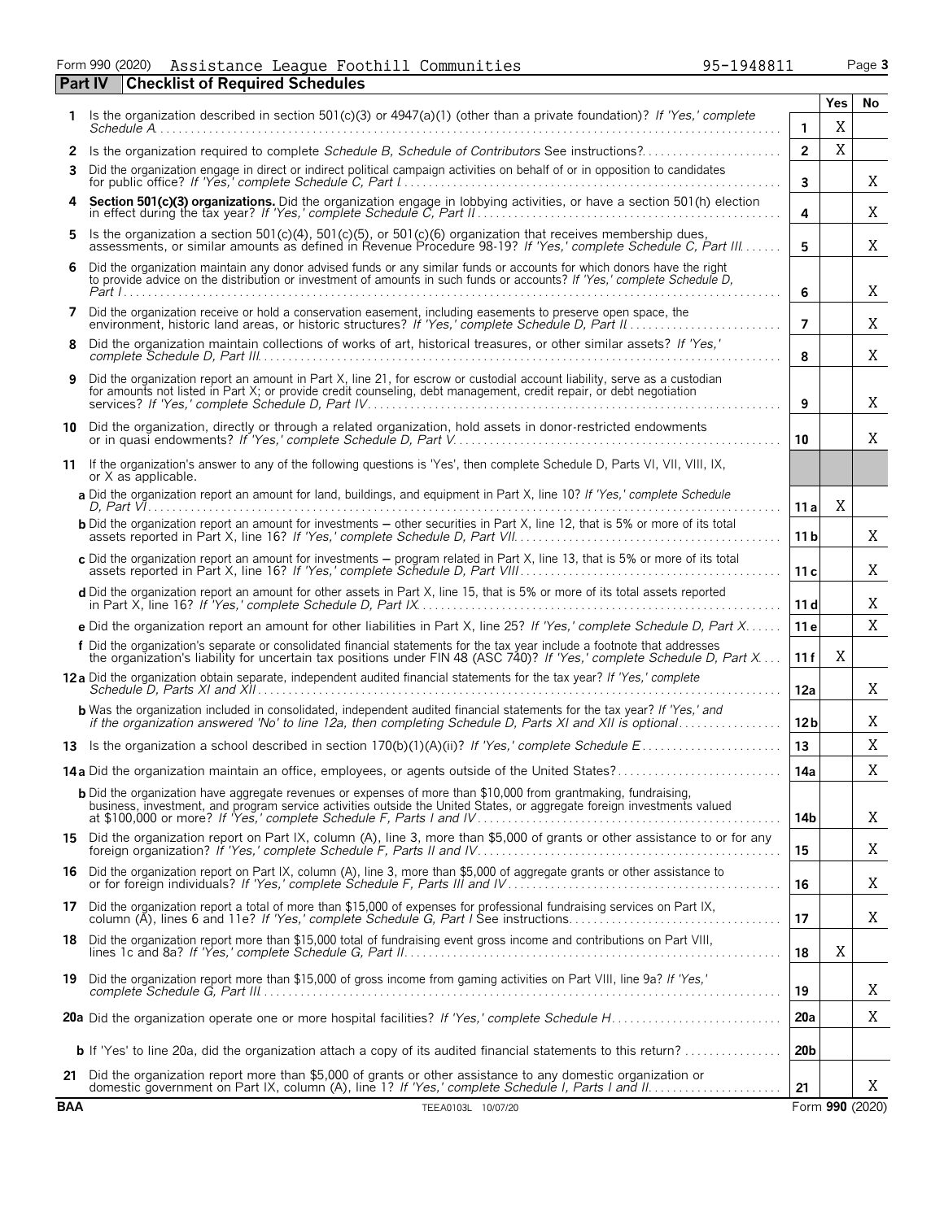Form 990 (2020) Assistance League Foothill Communities 95-1948811 Page **3**

## Part IV Checklist of Required Schedules

| | | | Yes | No |
|---|---|---|---|---|
| **1** | Is the organization described in section 501(c)(3) or 4947(a)(1) (other than a private foundation)? *If 'Yes,' complete Schedule A* | **1** | X | |
| **2** | Is the organization required to complete *Schedule B, Schedule of Contributors* See instructions? | **2** | X | |
| **3** | Did the organization engage in direct or indirect political campaign activities on behalf of or in opposition to candidates for public office? *If 'Yes,' complete Schedule C, Part I* | **3** | | X |
| **4** | **Section 501(c)(3) organizations.** Did the organization engage in lobbying activities, or have a section 501(h) election in effect during the tax year? *If 'Yes,' complete Schedule C, Part II* | **4** | | X |
| **5** | Is the organization a section 501(c)(4), 501(c)(5), or 501(c)(6) organization that receives membership dues, assessments, or similar amounts as defined in Revenue Procedure 98-19? *If 'Yes,' complete Schedule C, Part III* | **5** | | X |
| **6** | Did the organization maintain any donor advised funds or any similar funds or accounts for which donors have the right to provide advice on the distribution or investment of amounts in such funds or accounts? *If 'Yes,' complete Schedule D, Part I* | **6** | | X |
| **7** | Did the organization receive or hold a conservation easement, including easements to preserve open space, the environment, historic land areas, or historic structures? *If 'Yes,' complete Schedule D, Part II* | **7** | | X |
| **8** | Did the organization maintain collections of works of art, historical treasures, or other similar assets? *If 'Yes,' complete Schedule D, Part III* | **8** | | X |
| **9** | Did the organization report an amount in Part X, line 21, for escrow or custodial account liability, serve as a custodian for amounts not listed in Part X; or provide credit counseling, debt management, credit repair, or debt negotiation services? *If 'Yes,' complete Schedule D, Part IV* | **9** | | X |
| **10** | Did the organization, directly or through a related organization, hold assets in donor-restricted endowments or in quasi endowments? *If 'Yes,' complete Schedule D, Part V* | **10** | | X |
| **11** | If the organization's answer to any of the following questions is 'Yes', then complete Schedule D, Parts VI, VII, VIII, IX, or X as applicable. | | | |
| | **a** Did the organization report an amount for land, buildings, and equipment in Part X, line 10? *If 'Yes,' complete Schedule D, Part VI* | **11a** | X | |
| | **b** Did the organization report an amount for investments – other securities in Part X, line 12, that is 5% or more of its total assets reported in Part X, line 16? *If 'Yes,' complete Schedule D, Part VII* | **11b** | | X |
| | **c** Did the organization report an amount for investments – program related in Part X, line 13, that is 5% or more of its total assets reported in Part X, line 16? *If 'Yes,' complete Schedule D, Part VIII* | **11c** | | X |
| | **d** Did the organization report an amount for other assets in Part X, line 15, that is 5% or more of its total assets reported in Part X, line 16? *If 'Yes,' complete Schedule D, Part IX* | **11d** | | X |
| | **e** Did the organization report an amount for other liabilities in Part X, line 25? *If 'Yes,' complete Schedule D, Part X* | **11e** | | X |
| | **f** Did the organization's separate or consolidated financial statements for the tax year include a footnote that addresses the organization's liability for uncertain tax positions under FIN 48 (ASC 740)? *If 'Yes,' complete Schedule D, Part X* | **11f** | X | |
| **12a** | Did the organization obtain separate, independent audited financial statements for the tax year? *If 'Yes,' complete Schedule D, Parts XI and XII* | **12a** | | X |
| | **b** Was the organization included in consolidated, independent audited financial statements for the tax year? *If 'Yes,' and if the organization answered 'No' to line 12a, then completing Schedule D, Parts XI and XII is optional* | **12b** | | X |
| **13** | Is the organization a school described in section 170(b)(1)(A)(ii)? *If 'Yes,' complete Schedule E* | **13** | | X |
| **14a** | Did the organization maintain an office, employees, or agents outside of the United States? | **14a** | | X |
| | **b** Did the organization have aggregate revenues or expenses of more than $10,000 from grantmaking, fundraising, business, investment, and program service activities outside the United States, or aggregate foreign investments valued at $100,000 or more? *If 'Yes,' complete Schedule F, Parts I and IV* | **14b** | | X |
| **15** | Did the organization report on Part IX, column (A), line 3, more than $5,000 of grants or other assistance to or for any foreign organization? *If 'Yes,' complete Schedule F, Parts II and IV* | **15** | | X |
| **16** | Did the organization report on Part IX, column (A), line 3, more than $5,000 of aggregate grants or other assistance to or for foreign individuals? *If 'Yes,' complete Schedule F, Parts III and IV* | **16** | | X |
| **17** | Did the organization report a total of more than $15,000 of expenses for professional fundraising services on Part IX, column (A), lines 6 and 11e? *If 'Yes,' complete Schedule G, Part I* See instructions | **17** | | X |
| **18** | Did the organization report more than $15,000 total of fundraising event gross income and contributions on Part VIII, lines 1c and 8a? *If 'Yes,' complete Schedule G, Part II* | **18** | X | |
| **19** | Did the organization report more than $15,000 of gross income from gaming activities on Part VIII, line 9a? *If 'Yes,' complete Schedule G, Part III* | **19** | | X |
| **20a** | Did the organization operate one or more hospital facilities? *If 'Yes,' complete Schedule H* | **20a** | | X |
| | **b** If 'Yes' to line 20a, did the organization attach a copy of its audited financial statements to this return? | **20b** | | |
| **21** | Did the organization report more than $5,000 of grants or other assistance to any domestic organization or domestic government on Part IX, column (A), line 1? *If 'Yes,' complete Schedule I, Parts I and II* | **21** | | X |

**BAA** TEEA0103L 10/07/20 Form **990** (2020)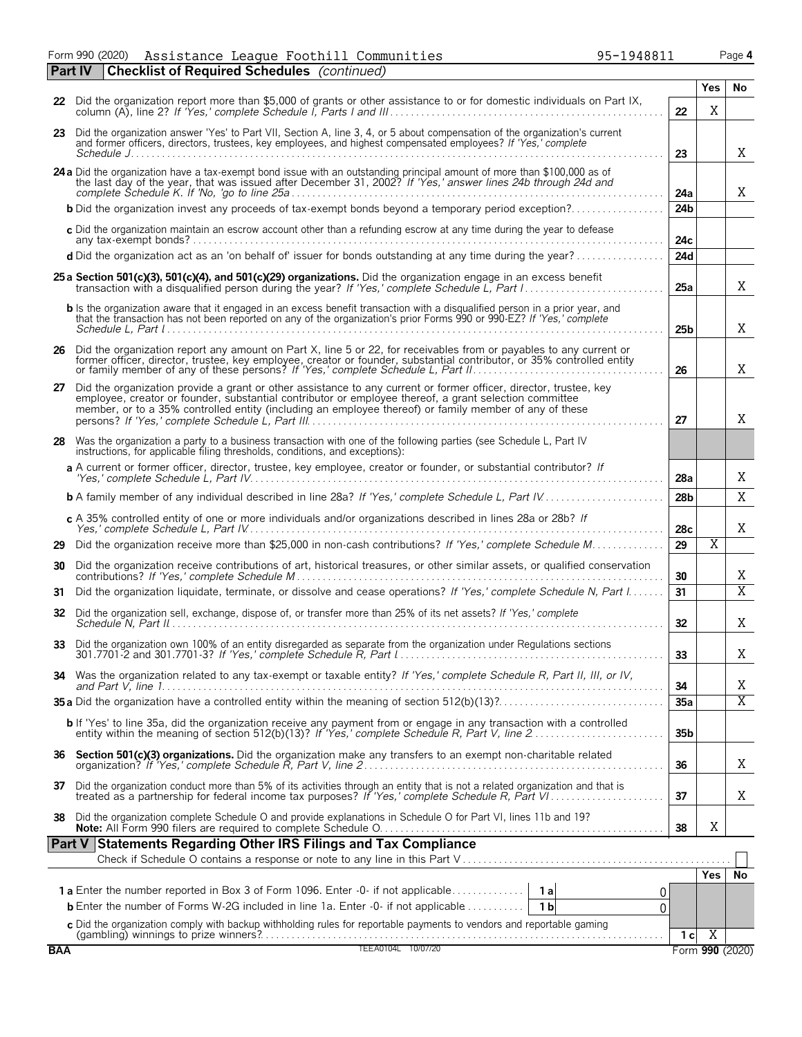Form 990 (2020) Assistance League Foothill Communities 95-1948811 Page 4

**Part IV Checklist of Required Schedules** *(continued)*

| | | | Yes | No |
|---|---|---|---|---|
| **22** | Did the organization report more than $5,000 of grants or other assistance to or for domestic individuals on Part IX, column (A), line 2? *If 'Yes,' complete Schedule I, Parts I and III* | 22 | X | |
| **23** | Did the organization answer 'Yes' to Part VII, Section A, line 3, 4, or 5 about compensation of the organization's current and former officers, directors, trustees, key employees, and highest compensated employees? *If 'Yes,' complete Schedule J* | 23 | | X |
| **24a** | Did the organization have a tax-exempt bond issue with an outstanding principal amount of more than $100,000 as of the last day of the year, that was issued after December 31, 2002? *If 'Yes,' answer lines 24b through 24d and complete Schedule K. If 'No,' go to line 25a* | 24a | | X |
| **b** | Did the organization invest any proceeds of tax-exempt bonds beyond a temporary period exception? | 24b | | |
| **c** | Did the organization maintain an escrow account other than a refunding escrow at any time during the year to defease any tax-exempt bonds? | 24c | | |
| **d** | Did the organization act as an 'on behalf of' issuer for bonds outstanding at any time during the year? | 24d | | |
| **25a** | **Section 501(c)(3), 501(c)(4), and 501(c)(29) organizations.** Did the organization engage in an excess benefit transaction with a disqualified person during the year? *If 'Yes,' complete Schedule L, Part I* | 25a | | X |
| **b** | Is the organization aware that it engaged in an excess benefit transaction with a disqualified person in a prior year, and that the transaction has not been reported on any of the organization's prior Forms 990 or 990-EZ? *If 'Yes,' complete Schedule L, Part I* | 25b | | X |
| **26** | Did the organization report any amount on Part X, line 5 or 22, for receivables from or payables to any current or former officer, director, trustee, key employee, creator or founder, substantial contributor, or 35% controlled entity or family member of any of these persons? *If 'Yes,' complete Schedule L, Part II* | 26 | | X |
| **27** | Did the organization provide a grant or other assistance to any current or former officer, director, trustee, key employee, creator or founder, substantial contributor or employee thereof, a grant selection committee member, or to a 35% controlled entity (including an employee thereof) or family member of any of these persons? *If 'Yes,' complete Schedule L, Part III* | 27 | | X |
| **28** | Was the organization a party to a business transaction with one of the following parties (see Schedule L, Part IV instructions, for applicable filing thresholds, conditions, and exceptions): | | | |
| **a** | A current or former officer, director, trustee, key employee, creator or founder, or substantial contributor? *If 'Yes,' complete Schedule L, Part IV* | 28a | | X |
| **b** | A family member of any individual described in line 28a? *If 'Yes,' complete Schedule L, Part IV* | 28b | | X |
| **c** | A 35% controlled entity of one or more individuals and/or organizations described in lines 28a or 28b? *If Yes,' complete Schedule L, Part IV* | 28c | | X |
| **29** | Did the organization receive more than $25,000 in non-cash contributions? *If 'Yes,' complete Schedule M* | 29 | X | |
| **30** | Did the organization receive contributions of art, historical treasures, or other similar assets, or qualified conservation contributions? *If 'Yes,' complete Schedule M* | 30 | | X |
| **31** | Did the organization liquidate, terminate, or dissolve and cease operations? *If 'Yes,' complete Schedule N, Part I* | 31 | | X |
| **32** | Did the organization sell, exchange, dispose of, or transfer more than 25% of its net assets? *If 'Yes,' complete Schedule N, Part II* | 32 | | X |
| **33** | Did the organization own 100% of an entity disregarded as separate from the organization under Regulations sections 301.7701-2 and 301.7701-3? *If 'Yes,' complete Schedule R, Part I* | 33 | | X |
| **34** | Was the organization related to any tax-exempt or taxable entity? *If 'Yes,' complete Schedule R, Part II, III, or IV, and Part V, line 1* | 34 | | X |
| **35a** | Did the organization have a controlled entity within the meaning of section 512(b)(13)? | 35a | | X |
| **b** | If 'Yes' to line 35a, did the organization receive any payment from or engage in any transaction with a controlled entity within the meaning of section 512(b)(13)? *If 'Yes,' complete Schedule R, Part V, line 2* | 35b | | |
| **36** | **Section 501(c)(3) organizations.** Did the organization make any transfers to an exempt non-charitable related organization? *If 'Yes,' complete Schedule R, Part V, line 2* | 36 | | X |
| **37** | Did the organization conduct more than 5% of its activities through an entity that is not a related organization and that is treated as a partnership for federal income tax purposes? *If 'Yes,' complete Schedule R, Part VI* | 37 | | X |
| **38** | Did the organization complete Schedule O and provide explanations in Schedule O for Part VI, lines 11b and 19? **Note:** All Form 990 filers are required to complete Schedule O. | 38 | X | |

**Part V Statements Regarding Other IRS Filings and Tax Compliance**

Check if Schedule O contains a response or note to any line in this Part V ☐

| | | | | | Yes | No |
|---|---|---|---|---|---|---|
| **1a** | Enter the number reported in Box 3 of Form 1096. Enter -0- if not applicable | 1a | 0 | | | |
| **b** | Enter the number of Forms W-2G included in line 1a. Enter -0- if not applicable | 1b | 0 | | | |
| **c** | Did the organization comply with backup withholding rules for reportable payments to vendors and reportable gaming (gambling) winnings to prize winners? | | | 1c | X | |

BAA TEEA0104L 10/07/20 Form **990** (2020)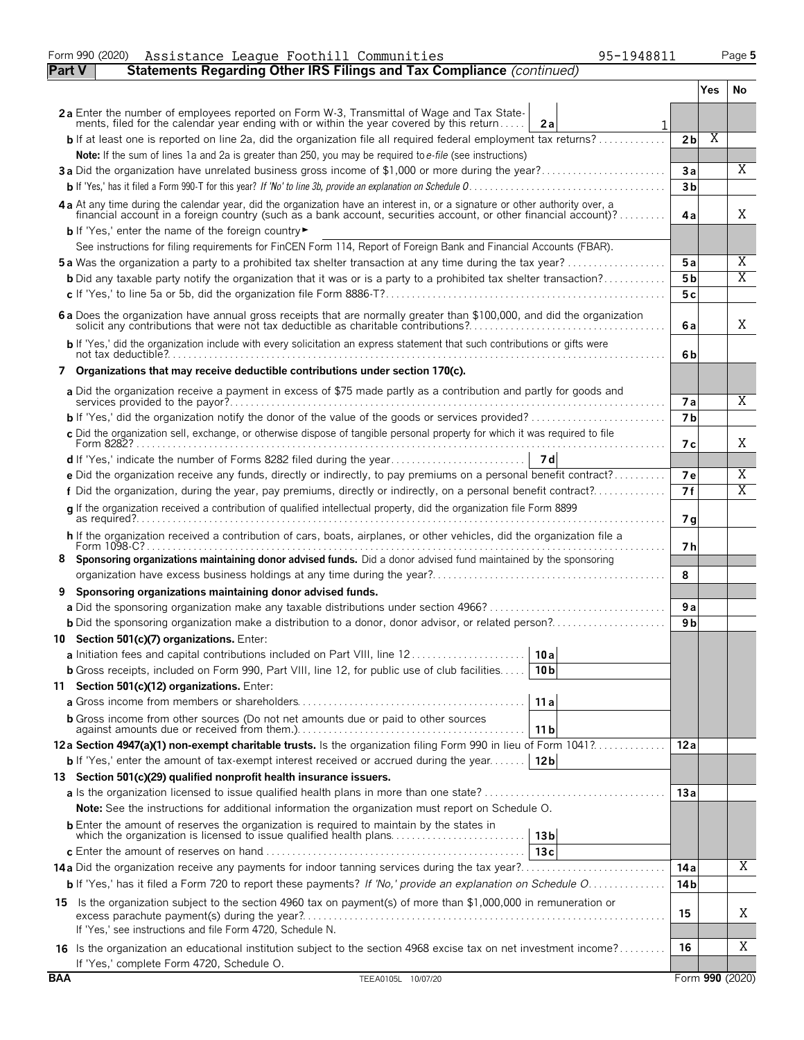Form 990 (2020) Assistance League Foothill Communities 95-1948811 Page 5

**Part V — Statements Regarding Other IRS Filings and Tax Compliance** *(continued)*

| | | | Yes | No |
|---|---|---|---|---|
| **2a** Enter the number of employees reported on Form W-3, Transmittal of Wage and Tax Statements, filed for the calendar year ending with or within the year covered by this return | **2a** | 1 | | |
| **b** If at least one is reported on line 2a, did the organization file all required federal employment tax returns? | | **2b** | X | |
| **Note:** If the sum of lines 1a and 2a is greater than 250, you may be required to *e-file* (see instructions) | | | | |
| **3a** Did the organization have unrelated business gross income of $1,000 or more during the year? | | **3a** | | X |
| **b** If 'Yes,' has it filed a Form 990-T for this year? *If 'No' to line 3b, provide an explanation on Schedule O* | | **3b** | | |
| **4a** At any time during the calendar year, did the organization have an interest in, or a signature or other authority over, a financial account in a foreign country (such as a bank account, securities account, or other financial account)? | | **4a** | | X |
| **b** If 'Yes,' enter the name of the foreign country ► | | | | |
| See instructions for filing requirements for FinCEN Form 114, Report of Foreign Bank and Financial Accounts (FBAR). | | | | |
| **5a** Was the organization a party to a prohibited tax shelter transaction at any time during the tax year? | | **5a** | | X |
| **b** Did any taxable party notify the organization that it was or is a party to a prohibited tax shelter transaction? | | **5b** | | X |
| **c** If 'Yes,' to line 5a or 5b, did the organization file Form 8886-T? | | **5c** | | |
| **6a** Does the organization have annual gross receipts that are normally greater than $100,000, and did the organization solicit any contributions that were not tax deductible as charitable contributions? | | **6a** | | X |
| **b** If 'Yes,' did the organization include with every solicitation an express statement that such contributions or gifts were not tax deductible? | | **6b** | | |
| **7 Organizations that may receive deductible contributions under section 170(c).** | | | | |
| **a** Did the organization receive a payment in excess of $75 made partly as a contribution and partly for goods and services provided to the payor? | | **7a** | | X |
| **b** If 'Yes,' did the organization notify the donor of the value of the goods or services provided? | | **7b** | | |
| **c** Did the organization sell, exchange, or otherwise dispose of tangible personal property for which it was required to file Form 8282? | | **7c** | | X |
| **d** If 'Yes,' indicate the number of Forms 8282 filed during the year | **7d** | | | |
| **e** Did the organization receive any funds, directly or indirectly, to pay premiums on a personal benefit contract? | | **7e** | | X |
| **f** Did the organization, during the year, pay premiums, directly or indirectly, on a personal benefit contract? | | **7f** | | X |
| **g** If the organization received a contribution of qualified intellectual property, did the organization file Form 8899 as required? | | **7g** | | |
| **h** If the organization received a contribution of cars, boats, airplanes, or other vehicles, did the organization file a Form 1098-C? | | **7h** | | |
| **8 Sponsoring organizations maintaining donor advised funds.** Did a donor advised fund maintained by the sponsoring organization have excess business holdings at any time during the year? | | **8** | | |
| **9 Sponsoring organizations maintaining donor advised funds.** | | | | |
| **a** Did the sponsoring organization make any taxable distributions under section 4966? | | **9a** | | |
| **b** Did the sponsoring organization make a distribution to a donor, donor advisor, or related person? | | **9b** | | |
| **10 Section 501(c)(7) organizations.** Enter: | | | | |
| **a** Initiation fees and capital contributions included on Part VIII, line 12 | **10a** | | | |
| **b** Gross receipts, included on Form 990, Part VIII, line 12, for public use of club facilities | **10b** | | | |
| **11 Section 501(c)(12) organizations.** Enter: | | | | |
| **a** Gross income from members or shareholders | **11a** | | | |
| **b** Gross income from other sources (Do not net amounts due or paid to other sources against amounts due or received from them.) | **11b** | | | |
| **12a Section 4947(a)(1) non-exempt charitable trusts.** Is the organization filing Form 990 in lieu of Form 1041? | | **12a** | | |
| **b** If 'Yes,' enter the amount of tax-exempt interest received or accrued during the year | **12b** | | | |
| **13 Section 501(c)(29) qualified nonprofit health insurance issuers.** | | | | |
| **a** Is the organization licensed to issue qualified health plans in more than one state? | | **13a** | | |
| **Note:** See the instructions for additional information the organization must report on Schedule O. | | | | |
| **b** Enter the amount of reserves the organization is required to maintain by the states in which the organization is licensed to issue qualified health plans | **13b** | | | |
| **c** Enter the amount of reserves on hand | **13c** | | | |
| **14a** Did the organization receive any payments for indoor tanning services during the tax year? | | **14a** | | X |
| **b** If 'Yes,' has it filed a Form 720 to report these payments? *If 'No,' provide an explanation on Schedule O* | | **14b** | | |
| **15** Is the organization subject to the section 4960 tax on payment(s) of more than $1,000,000 in remuneration or excess parachute payment(s) during the year? If 'Yes,' see instructions and file Form 4720, Schedule N. | | **15** | | X |
| **16** Is the organization an educational institution subject to the section 4968 excise tax on net investment income? If 'Yes,' complete Form 4720, Schedule O. | | **16** | | X |

BAA TEEA0105L 10/07/20 Form **990** (2020)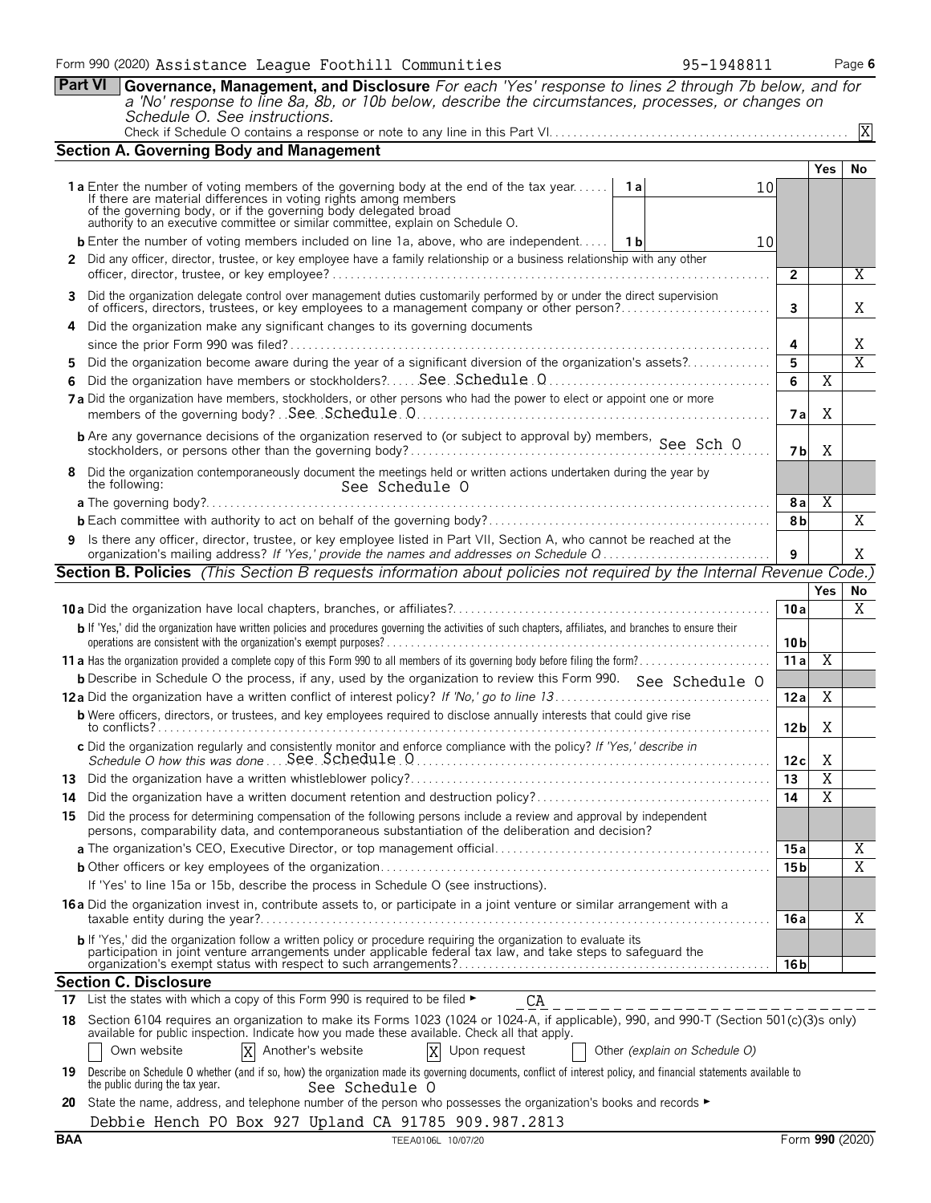Form 990 (2020) Assistance League Foothill Communities 95-1948811 Page 6

## Part VI Governance, Management, and Disclosure

*For each 'Yes' response to lines 2 through 7b below, and for a 'No' response to line 8a, 8b, or 10b below, describe the circumstances, processes, or changes on Schedule O. See instructions.*

Check if Schedule O contains a response or note to any line in this Part VI. [X]

### Section A. Governing Body and Management

| | | | Yes | No |
|---|---|---|---|---|
| **1a** Enter the number of voting members of the governing body at the end of the tax year. If there are material differences in voting rights among members of the governing body, or if the governing body delegated broad authority to an executive committee or similar committee, explain on Schedule O. | 1a: 10 | | | |
| **b** Enter the number of voting members included on line 1a, above, who are independent. | 1b: 10 | | | |
| **2** Did any officer, director, trustee, or key employee have a family relationship or a business relationship with any other officer, director, trustee, or key employee? | | 2 | | X |
| **3** Did the organization delegate control over management duties customarily performed by or under the direct supervision of officers, directors, trustees, or key employees to a management company or other person? | | 3 | | X |
| **4** Did the organization make any significant changes to its governing documents since the prior Form 990 was filed? | | 4 | | X |
| **5** Did the organization become aware during the year of a significant diversion of the organization's assets? | | 5 | | X |
| **6** Did the organization have members or stockholders? See Schedule O | | 6 | X | |
| **7a** Did the organization have members, stockholders, or other persons who had the power to elect or appoint one or more members of the governing body? See Schedule O | | 7a | X | |
| **b** Are any governance decisions of the organization reserved to (or subject to approval by) members, stockholders, or persons other than the governing body? See Sch O | | 7b | X | |
| **8** Did the organization contemporaneously document the meetings held or written actions undertaken during the year by the following: See Schedule O | | | | |
| **a** The governing body? | | 8a | X | |
| **b** Each committee with authority to act on behalf of the governing body? | | 8b | | X |
| **9** Is there any officer, director, trustee, or key employee listed in Part VII, Section A, who cannot be reached at the organization's mailing address? *If 'Yes,' provide the names and addresses on Schedule O* | | 9 | | X |

### Section B. Policies *(This Section B requests information about policies not required by the Internal Revenue Code.)*

| | | Yes | No |
|---|---|---|---|
| **10a** Did the organization have local chapters, branches, or affiliates? | 10a | | X |
| **b** If 'Yes,' did the organization have written policies and procedures governing the activities of such chapters, affiliates, and branches to ensure their operations are consistent with the organization's exempt purposes? | 10b | | |
| **11a** Has the organization provided a complete copy of this Form 990 to all members of its governing body before filing the form? | 11a | X | |
| **b** Describe in Schedule O the process, if any, used by the organization to review this Form 990. See Schedule O | | | |
| **12a** Did the organization have a written conflict of interest policy? *If 'No,' go to line 13* | 12a | X | |
| **b** Were officers, directors, or trustees, and key employees required to disclose annually interests that could give rise to conflicts? | 12b | X | |
| **c** Did the organization regularly and consistently monitor and enforce compliance with the policy? *If 'Yes,' describe in Schedule O how this was done* See Schedule O | 12c | X | |
| **13** Did the organization have a written whistleblower policy? | 13 | X | |
| **14** Did the organization have a written document retention and destruction policy? | 14 | X | |
| **15** Did the process for determining compensation of the following persons include a review and approval by independent persons, comparability data, and contemporaneous substantiation of the deliberation and decision? | | | |
| **a** The organization's CEO, Executive Director, or top management official | 15a | | X |
| **b** Other officers or key employees of the organization | 15b | | X |
| If 'Yes' to line 15a or 15b, describe the process in Schedule O (see instructions). | | | |
| **16a** Did the organization invest in, contribute assets to, or participate in a joint venture or similar arrangement with a taxable entity during the year? | 16a | | X |
| **b** If 'Yes,' did the organization follow a written policy or procedure requiring the organization to evaluate its participation in joint venture arrangements under applicable federal tax law, and take steps to safeguard the organization's exempt status with respect to such arrangements? | 16b | | |

### Section C. Disclosure

**17** List the states with which a copy of this Form 990 is required to be filed ► CA

**18** Section 6104 requires an organization to make its Forms 1023 (1024 or 1024-A, if applicable), 990, and 990-T (Section 501(c)(3)s only) available for public inspection. Indicate how you made these available. Check all that apply.

[ ] Own website [X] Another's website [X] Upon request [ ] Other *(explain on Schedule O)*

**19** Describe on Schedule O whether (and if so, how) the organization made its governing documents, conflict of interest policy, and financial statements available to the public during the tax year. See Schedule O

**20** State the name, address, and telephone number of the person who possesses the organization's books and records ►

Debbie Hench PO Box 927 Upland CA 91785 909.987.2813

BAA TEEA0106L 10/07/20 Form **990** (2020)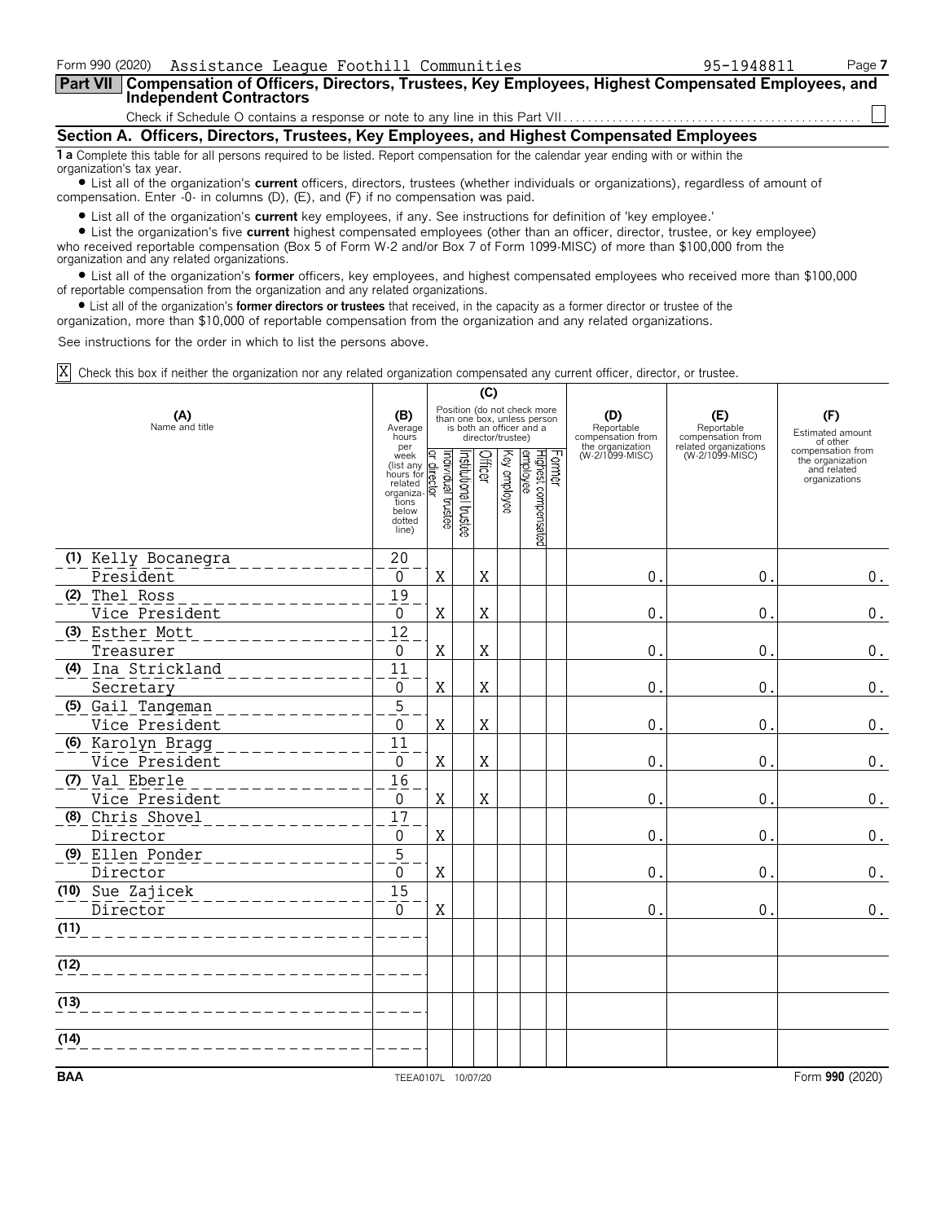Form 990 (2020) Assistance League Foothill Communities 95-1948811 Page 7

**Part VII** **Compensation of Officers, Directors, Trustees, Key Employees, Highest Compensated Employees, and Independent Contractors**

Check if Schedule O contains a response or note to any line in this Part VII . . . . . . . . . . ☐

## Section A. Officers, Directors, Trustees, Key Employees, and Highest Compensated Employees

**1 a** Complete this table for all persons required to be listed. Report compensation for the calendar year ending with or within the organization's tax year.

- List all of the organization's **current** officers, directors, trustees (whether individuals or organizations), regardless of amount of compensation. Enter -0- in columns (D), (E), and (F) if no compensation was paid.
- List all of the organization's **current** key employees, if any. See instructions for definition of 'key employee.'
- List the organization's five **current** highest compensated employees (other than an officer, director, trustee, or key employee) who received reportable compensation (Box 5 of Form W-2 and/or Box 7 of Form 1099-MISC) of more than $100,000 from the organization and any related organizations.
- List all of the organization's **former** officers, key employees, and highest compensated employees who received more than $100,000 of reportable compensation from the organization and any related organizations.
- List all of the organization's **former directors or trustees** that received, in the capacity as a former director or trustee of the organization, more than $10,000 of reportable compensation from the organization and any related organizations.

See instructions for the order in which to list the persons above.

☒ Check this box if neither the organization nor any related organization compensated any current officer, director, or trustee.

| (A) Name and title | (B) Average hours per week (list any hours for related organizations below dotted line) | (C) Individual trustee or director | Institutional trustee | Officer | Key employee | Highest compensated employee | Former | (D) Reportable compensation from the organization (W-2/1099-MISC) | (E) Reportable compensation from related organizations (W-2/1099-MISC) | (F) Estimated amount of other compensation from the organization and related organizations |
|---|---|---|---|---|---|---|---|---|---|---|
| (1) Kelly Bocanegra<br>President | 20<br>0 | X | | X | | | | 0. | 0. | 0. |
| (2) Thel Ross<br>Vice President | 19<br>0 | X | | X | | | | 0. | 0. | 0. |
| (3) Esther Mott<br>Treasurer | 12<br>0 | X | | X | | | | 0. | 0. | 0. |
| (4) Ina Strickland<br>Secretary | 11<br>0 | X | | X | | | | 0. | 0. | 0. |
| (5) Gail Tangeman<br>Vice President | 5<br>0 | X | | X | | | | 0. | 0. | 0. |
| (6) Karolyn Bragg<br>Vice President | 11<br>0 | X | | X | | | | 0. | 0. | 0. |
| (7) Val Eberle<br>Vice President | 16<br>0 | X | | X | | | | 0. | 0. | 0. |
| (8) Chris Shovel<br>Director | 17<br>0 | X | | | | | | 0. | 0. | 0. |
| (9) Ellen Ponder<br>Director | 5<br>0 | X | | | | | | 0. | 0. | 0. |
| (10) Sue Zajicek<br>Director | 15<br>0 | X | | | | | | 0. | 0. | 0. |
| (11) | | | | | | | | | | |
| (12) | | | | | | | | | | |
| (13) | | | | | | | | | | |
| (14) | | | | | | | | | | |

BAA TEEA0107L 10/07/20 Form **990** (2020)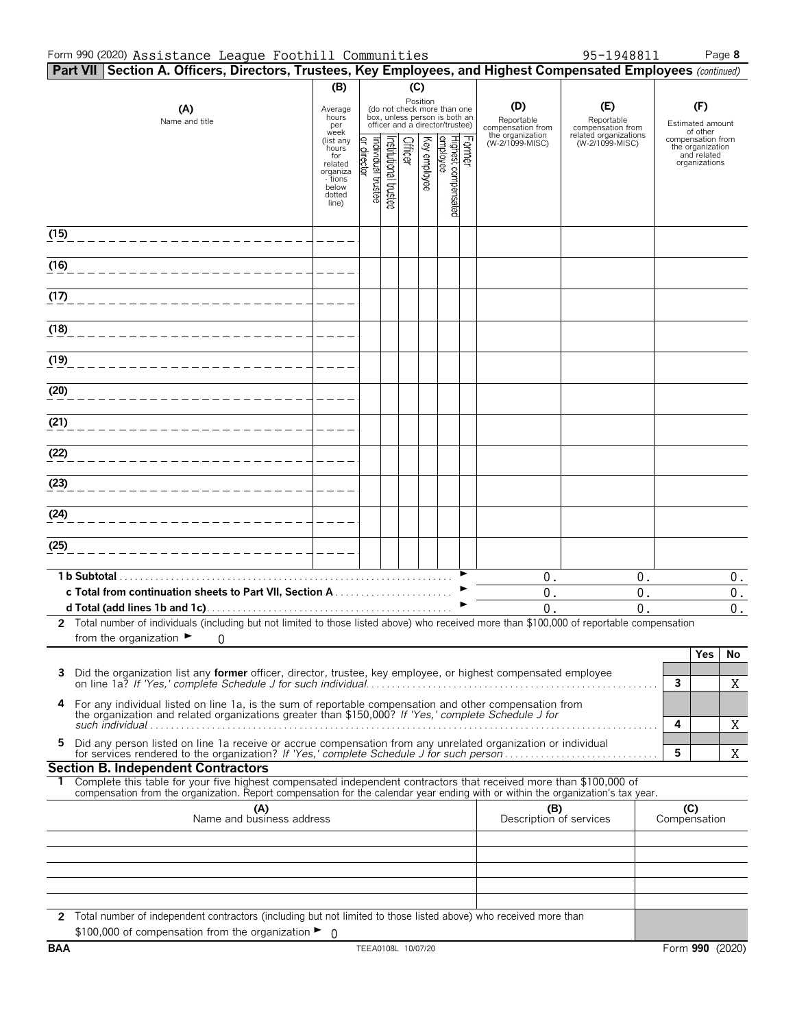Form 990 (2020) Assistance League Foothill Communities 95-1948811 Page 8

## Part VII Section A. Officers, Directors, Trustees, Key Employees, and Highest Compensated Employees *(continued)*

| (A) Name and title | (B) Average hours per week (list any hours for related organizations below dotted line) | (C) Position (do not check more than one box, unless person is both an officer and a director/trustee) Individual trustee or director | Institutional trustee | Officer | Key employee | Highest compensated employee | Former | (D) Reportable compensation from the organization (W-2/1099-MISC) | (E) Reportable compensation from related organizations (W-2/1099-MISC) | (F) Estimated amount of other compensation from the organization and related organizations |
|---|---|---|---|---|---|---|---|---|---|---|
| (15) | | | | | | | | | | |
| (16) | | | | | | | | | | |
| (17) | | | | | | | | | | |
| (18) | | | | | | | | | | |
| (19) | | | | | | | | | | |
| (20) | | | | | | | | | | |
| (21) | | | | | | | | | | |
| (22) | | | | | | | | | | |
| (23) | | | | | | | | | | |
| (24) | | | | | | | | | | |
| (25) | | | | | | | | | | |
| **1 b Subtotal** | | | | | | | | 0. | 0. | 0. |
| **c Total from continuation sheets to Part VII, Section A** | | | | | | | | 0. | 0. | 0. |
| **d Total (add lines 1b and 1c)** | | | | | | | | 0. | 0. | 0. |

**2** Total number of individuals (including but not limited to those listed above) who received more than $100,000 of reportable compensation from the organization ► 0

| | | | Yes | No |
|---|---|---|---|---|
| **3** | Did the organization list any **former** officer, director, trustee, key employee, or highest compensated employee on line 1a? *If 'Yes,' complete Schedule J for such individual* | 3 | | X |
| **4** | For any individual listed on line 1a, is the sum of reportable compensation and other compensation from the organization and related organizations greater than $150,000? *If 'Yes,' complete Schedule J for such individual* | 4 | | X |
| **5** | Did any person listed on line 1a receive or accrue compensation from any unrelated organization or individual for services rendered to the organization? *If 'Yes,' complete Schedule J for such person* | 5 | | X |

### Section B. Independent Contractors

**1** Complete this table for your five highest compensated independent contractors that received more than $100,000 of compensation from the organization. Report compensation for the calendar year ending with or within the organization's tax year.

| (A) Name and business address | (B) Description of services | (C) Compensation |
|---|---|---|
| | | |
| | | |
| | | |
| | | |
| | | |

**2** Total number of independent contractors (including but not limited to those listed above) who received more than $100,000 of compensation from the organization ► 0

BAA TEEA0108L 10/07/20 Form **990** (2020)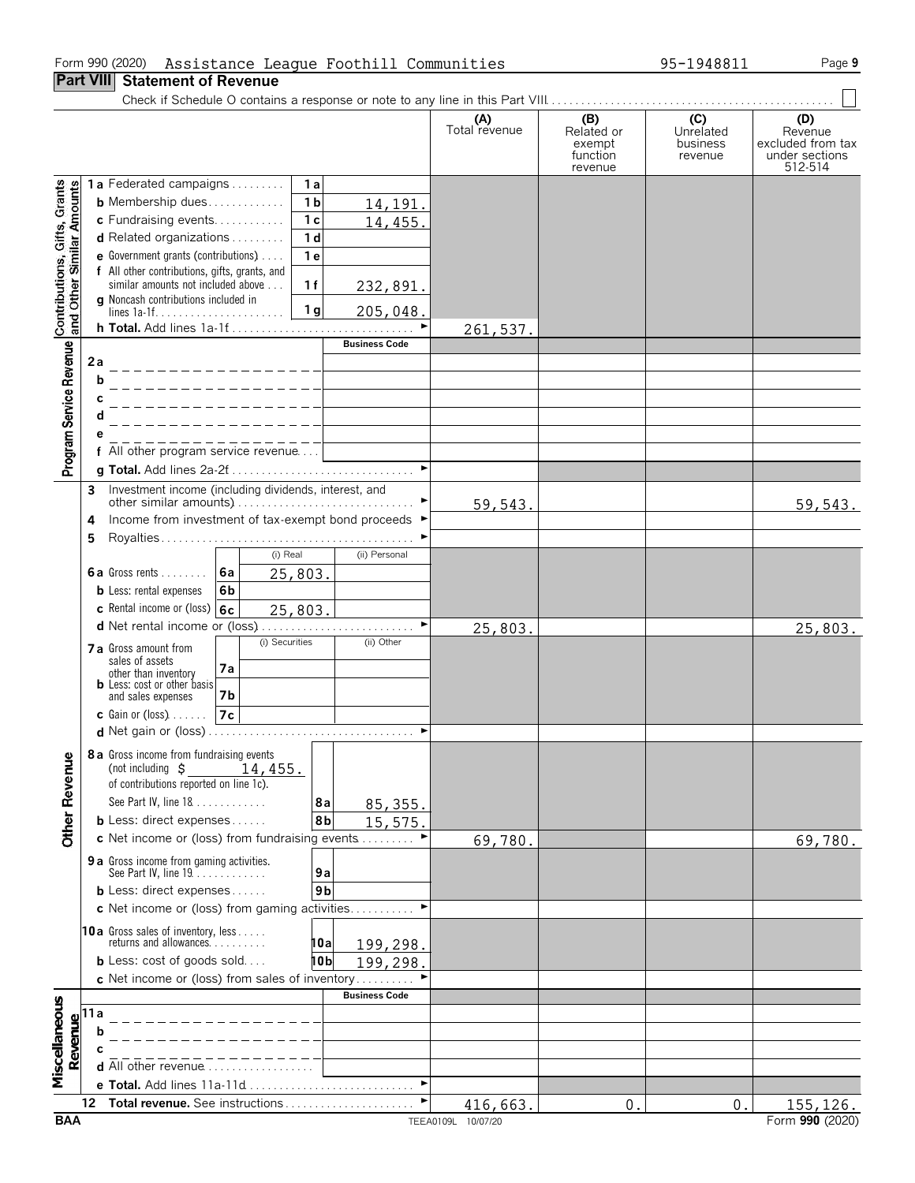Form 990 (2020) Assistance League Foothill Communities 95-1948811

## Part VIII Statement of Revenue

Check if Schedule O contains a response or note to any line in this Part VIII

| | | | (A) Total revenue | (B) Related or exempt function revenue | (C) Unrelated business revenue | (D) Revenue excluded from tax under sections 512-514 |
|---|---|---|---|---|---|---|
| **Contributions, Gifts, Grants and Other Similar Amounts** | 1a Federated campaigns | 1a | | | | |
| | b Membership dues | 1b 14,191. | | | | |
| | c Fundraising events | 1c 14,455. | | | | |
| | d Related organizations | 1d | | | | |
| | e Government grants (contributions) | 1e | | | | |
| | f All other contributions, gifts, grants, and similar amounts not included above | 1f 232,891. | | | | |
| | g Noncash contributions included in lines 1a-1f | 1g 205,048. | | | | |
| | h **Total.** Add lines 1a-1f | | 261,537. | | | |
| **Program Service Revenue** | | Business Code | | | | |
| | 2a | | | | | |
| | b | | | | | |
| | c | | | | | |
| | d | | | | | |
| | e | | | | | |
| | f All other program service revenue | | | | | |
| | g **Total.** Add lines 2a-2f | | | | | |
| **Other Revenue** | 3 Investment income (including dividends, interest, and other similar amounts) | | 59,543. | | | 59,543. |
| | 4 Income from investment of tax-exempt bond proceeds | | | | | |
| | 5 Royalties | | | | | |
| | | (i) Real / (ii) Personal | | | | |
| | 6a Gross rents | 6a (i) 25,803. | | | | |
| | b Less: rental expenses | 6b | | | | |
| | c Rental income or (loss) | 6c (i) 25,803. | | | | |
| | d Net rental income or (loss) | | 25,803. | | | 25,803. |
| | | (i) Securities / (ii) Other | | | | |
| | 7a Gross amount from sales of assets other than inventory | 7a | | | | |
| | b Less: cost or other basis and sales expenses | 7b | | | | |
| | c Gain or (loss) | 7c | | | | |
| | d Net gain or (loss) | | | | | |
| | 8a Gross income from fundraising events (not including $ 14,455. of contributions reported on line 1c). See Part IV, line 18 | 8a 85,355. | | | | |
| | b Less: direct expenses | 8b 15,575. | | | | |
| | c Net income or (loss) from fundraising events | | 69,780. | | | 69,780. |
| | 9a Gross income from gaming activities. See Part IV, line 19 | 9a | | | | |
| | b Less: direct expenses | 9b | | | | |
| | c Net income or (loss) from gaming activities | | | | | |
| | 10a Gross sales of inventory, less returns and allowances | 10a 199,298. | | | | |
| | b Less: cost of goods sold | 10b 199,298. | | | | |
| | c Net income or (loss) from sales of inventory | | | | | |
| **Miscellaneous Revenue** | | Business Code | | | | |
| | 11a | | | | | |
| | b | | | | | |
| | c | | | | | |
| | d All other revenue | | | | | |
| | e **Total.** Add lines 11a-11d | | | | | |
| | 12 **Total revenue.** See instructions | | 416,663. | 0. | 0. | 155,126. |

BAA TEEA0109L 10/07/20 Form **990** (2020)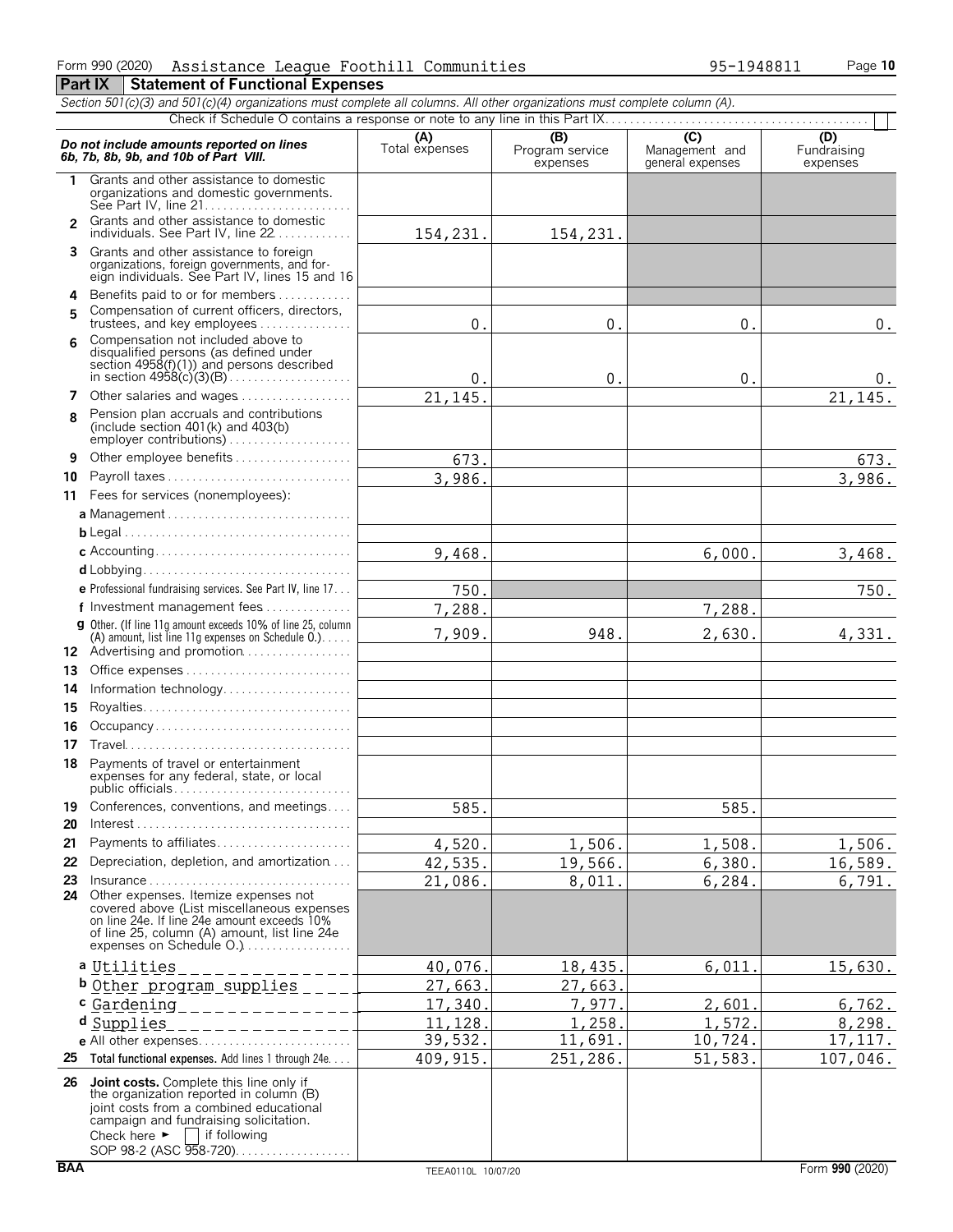Form 990 (2020) Assistance League Foothill Communities 95-1948811 Page 10

## Part IX Statement of Functional Expenses

*Section 501(c)(3) and 501(c)(4) organizations must complete all columns. All other organizations must complete column (A).*

Check if Schedule O contains a response or note to any line in this Part IX . . . . . . . . . . . . ☐

| ***Do not include amounts reported on lines 6b, 7b, 8b, 9b, and 10b of Part VIII.*** | (A) Total expenses | (B) Program service expenses | (C) Management and general expenses | (D) Fundraising expenses |
|---|---|---|---|---|
| 1 Grants and other assistance to domestic organizations and domestic governments. See Part IV, line 21 | | | | |
| 2 Grants and other assistance to domestic individuals. See Part IV, line 22 | 154,231. | 154,231. | | |
| 3 Grants and other assistance to foreign organizations, foreign governments, and foreign individuals. See Part IV, lines 15 and 16 | | | | |
| 4 Benefits paid to or for members | | | | |
| 5 Compensation of current officers, directors, trustees, and key employees | 0. | 0. | 0. | 0. |
| 6 Compensation not included above to disqualified persons (as defined under section 4958(f)(1)) and persons described in section 4958(c)(3)(B) | 0. | 0. | 0. | 0. |
| 7 Other salaries and wages | 21,145. | | | 21,145. |
| 8 Pension plan accruals and contributions (include section 401(k) and 403(b) employer contributions) | | | | |
| 9 Other employee benefits | 673. | | | 673. |
| 10 Payroll taxes | 3,986. | | | 3,986. |
| 11 Fees for services (nonemployees): | | | | |
| a Management | | | | |
| b Legal | | | | |
| c Accounting | 9,468. | | 6,000. | 3,468. |
| d Lobbying | | | | |
| e Professional fundraising services. See Part IV, line 17 | 750. | | | 750. |
| f Investment management fees | 7,288. | | 7,288. | |
| g Other. (If line 11g amount exceeds 10% of line 25, column (A) amount, list line 11g expenses on Schedule O.) | 7,909. | 948. | 2,630. | 4,331. |
| 12 Advertising and promotion | | | | |
| 13 Office expenses | | | | |
| 14 Information technology | | | | |
| 15 Royalties | | | | |
| 16 Occupancy | | | | |
| 17 Travel | | | | |
| 18 Payments of travel or entertainment expenses for any federal, state, or local public officials | | | | |
| 19 Conferences, conventions, and meetings | 585. | | 585. | |
| 20 Interest | | | | |
| 21 Payments to affiliates | 4,520. | 1,506. | 1,508. | 1,506. |
| 22 Depreciation, depletion, and amortization | 42,535. | 19,566. | 6,380. | 16,589. |
| 23 Insurance | 21,086. | 8,011. | 6,284. | 6,791. |
| 24 Other expenses. Itemize expenses not covered above (List miscellaneous expenses on line 24e. If line 24e amount exceeds 10% of line 25, column (A) amount, list line 24e expenses on Schedule O.) | | | | |
| a Utilities | 40,076. | 18,435. | 6,011. | 15,630. |
| b Other program supplies | 27,663. | 27,663. | | |
| c Gardening | 17,340. | 7,977. | 2,601. | 6,762. |
| d Supplies | 11,128. | 1,258. | 1,572. | 8,298. |
| e All other expenses | 39,532. | 11,691. | 10,724. | 17,117. |
| 25 **Total functional expenses.** Add lines 1 through 24e | 409,915. | 251,286. | 51,583. | 107,046. |
| 26 **Joint costs.** Complete this line only if the organization reported in column (B) joint costs from a combined educational campaign and fundraising solicitation. Check here ► ☐ if following SOP 98-2 (ASC 958-720) | | | | |

BAA TEEA0110L 10/07/20 Form **990** (2020)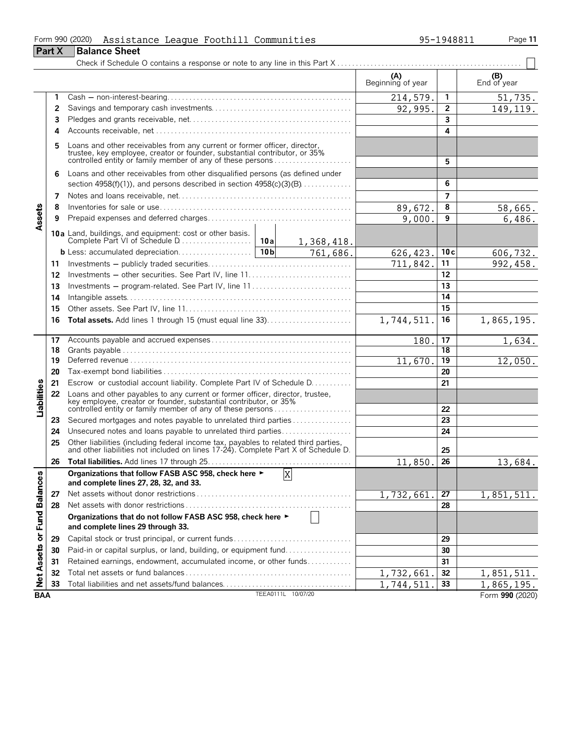Form 990 (2020) Assistance League Foothill Communities 95-1948811

## Part X Balance Sheet

Check if Schedule O contains a response or note to any line in this Part X . . . . . . ☐

| Section | Line | Description | | | (A) Beginning of year | | (B) End of year |
|---|---|---|---|---|---|---|---|
| Assets | 1 | Cash — non-interest-bearing | | | 214,579. | 1 | 51,735. |
| | 2 | Savings and temporary cash investments | | | 92,995. | 2 | 149,119. |
| | 3 | Pledges and grants receivable, net | | | | 3 | |
| | 4 | Accounts receivable, net | | | | 4 | |
| | 5 | Loans and other receivables from any current or former officer, director, trustee, key employee, creator or founder, substantial contributor, or 35% controlled entity or family member of any of these persons | | | | 5 | |
| | 6 | Loans and other receivables from other disqualified persons (as defined under section 4958(f)(1)), and persons described in section 4958(c)(3)(B) | | | | 6 | |
| | 7 | Notes and loans receivable, net | | | | 7 | |
| | 8 | Inventories for sale or use | | | 89,672. | 8 | 58,665. |
| | 9 | Prepaid expenses and deferred charges | | | 9,000. | 9 | 6,486. |
| | 10a | Land, buildings, and equipment: cost or other basis. Complete Part VI of Schedule D | 10a | 1,368,418. | | | |
| | b | Less: accumulated depreciation | 10b | 761,686. | 626,423. | 10c | 606,732. |
| | 11 | Investments — publicly traded securities | | | 711,842. | 11 | 992,458. |
| | 12 | Investments — other securities. See Part IV, line 11 | | | | 12 | |
| | 13 | Investments — program-related. See Part IV, line 11 | | | | 13 | |
| | 14 | Intangible assets | | | | 14 | |
| | 15 | Other assets. See Part IV, line 11 | | | | 15 | |
| | 16 | **Total assets.** Add lines 1 through 15 (must equal line 33) | | | 1,744,511. | 16 | 1,865,195. |
| Liabilities | 17 | Accounts payable and accrued expenses | | | 180. | 17 | 1,634. |
| | 18 | Grants payable | | | | 18 | |
| | 19 | Deferred revenue | | | 11,670. | 19 | 12,050. |
| | 20 | Tax-exempt bond liabilities | | | | 20 | |
| | 21 | Escrow or custodial account liability. Complete Part IV of Schedule D | | | | 21 | |
| | 22 | Loans and other payables to any current or former officer, director, trustee, key employee, creator or founder, substantial contributor, or 35% controlled entity or family member of any of these persons | | | | 22 | |
| | 23 | Secured mortgages and notes payable to unrelated third parties | | | | 23 | |
| | 24 | Unsecured notes and loans payable to unrelated third parties | | | | 24 | |
| | 25 | Other liabilities (including federal income tax, payables to related third parties, and other liabilities not included on lines 17-24). Complete Part X of Schedule D | | | | 25 | |
| | 26 | **Total liabilities.** Add lines 17 through 25 | | | 11,850. | 26 | 13,684. |
| Net Assets or Fund Balances | | **Organizations that follow FASB ASC 958, check here ► [X] and complete lines 27, 28, 32, and 33.** | | | | | |
| | 27 | Net assets without donor restrictions | | | 1,732,661. | 27 | 1,851,511. |
| | 28 | Net assets with donor restrictions | | | | 28 | |
| | | **Organizations that do not follow FASB ASC 958, check here ► ☐ and complete lines 29 through 33.** | | | | | |
| | 29 | Capital stock or trust principal, or current funds | | | | 29 | |
| | 30 | Paid-in or capital surplus, or land, building, or equipment fund | | | | 30 | |
| | 31 | Retained earnings, endowment, accumulated income, or other funds | | | | 31 | |
| | 32 | Total net assets or fund balances | | | 1,732,661. | 32 | 1,851,511. |
| | 33 | Total liabilities and net assets/fund balances | | | 1,744,511. | 33 | 1,865,195. |

BAA TEEA0111L 10/07/20 Form **990** (2020)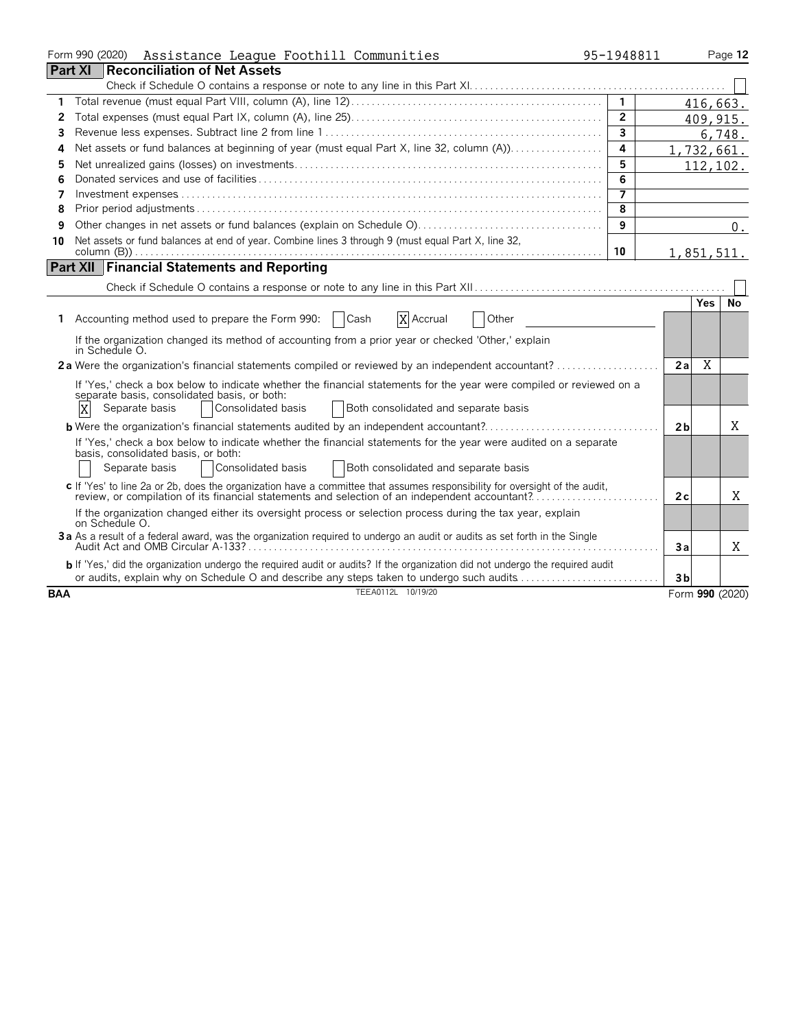Form 990 (2020) Assistance League Foothill Communities 95-1948811

## Part XI Reconciliation of Net Assets

Check if Schedule O contains a response or note to any line in this Part XI ☐

| | | | |
|---|---|---|---|
| 1 | Total revenue (must equal Part VIII, column (A), line 12) | 1 | 416,663. |
| 2 | Total expenses (must equal Part IX, column (A), line 25) | 2 | 409,915. |
| 3 | Revenue less expenses. Subtract line 2 from line 1 | 3 | 6,748. |
| 4 | Net assets or fund balances at beginning of year (must equal Part X, line 32, column (A)) | 4 | 1,732,661. |
| 5 | Net unrealized gains (losses) on investments | 5 | 112,102. |
| 6 | Donated services and use of facilities | 6 | |
| 7 | Investment expenses | 7 | |
| 8 | Prior period adjustments | 8 | |
| 9 | Other changes in net assets or fund balances (explain on Schedule O) | 9 | 0. |
| 10 | Net assets or fund balances at end of year. Combine lines 3 through 9 (must equal Part X, line 32, column (B)) | 10 | 1,851,511. |

## Part XII Financial Statements and Reporting

Check if Schedule O contains a response or note to any line in this Part XII ☐

| | | | Yes | No |
|---|---|---|---|---|
| 1 | Accounting method used to prepare the Form 990: ☐ Cash ☒ Accrual ☐ Other | | | |
| | If the organization changed its method of accounting from a prior year or checked 'Other,' explain in Schedule O. | | | |
| 2a | Were the organization's financial statements compiled or reviewed by an independent accountant? | 2a | X | |
| | If 'Yes,' check a box below to indicate whether the financial statements for the year were compiled or reviewed on a separate basis, consolidated basis, or both: ☒ Separate basis ☐ Consolidated basis ☐ Both consolidated and separate basis | | | |
| b | Were the organization's financial statements audited by an independent accountant? | 2b | | X |
| | If 'Yes,' check a box below to indicate whether the financial statements for the year were audited on a separate basis, consolidated basis, or both: ☐ Separate basis ☐ Consolidated basis ☐ Both consolidated and separate basis | | | |
| c | If 'Yes' to line 2a or 2b, does the organization have a committee that assumes responsibility for oversight of the audit, review, or compilation of its financial statements and selection of an independent accountant? | 2c | | X |
| | If the organization changed either its oversight process or selection process during the tax year, explain on Schedule O. | | | |
| 3a | As a result of a federal award, was the organization required to undergo an audit or audits as set forth in the Single Audit Act and OMB Circular A-133? | 3a | | X |
| b | If 'Yes,' did the organization undergo the required audit or audits? If the organization did not undergo the required audit or audits, explain why on Schedule O and describe any steps taken to undergo such audits | 3b | | |

BAA TEEA0112L 10/19/20 Form **990** (2020)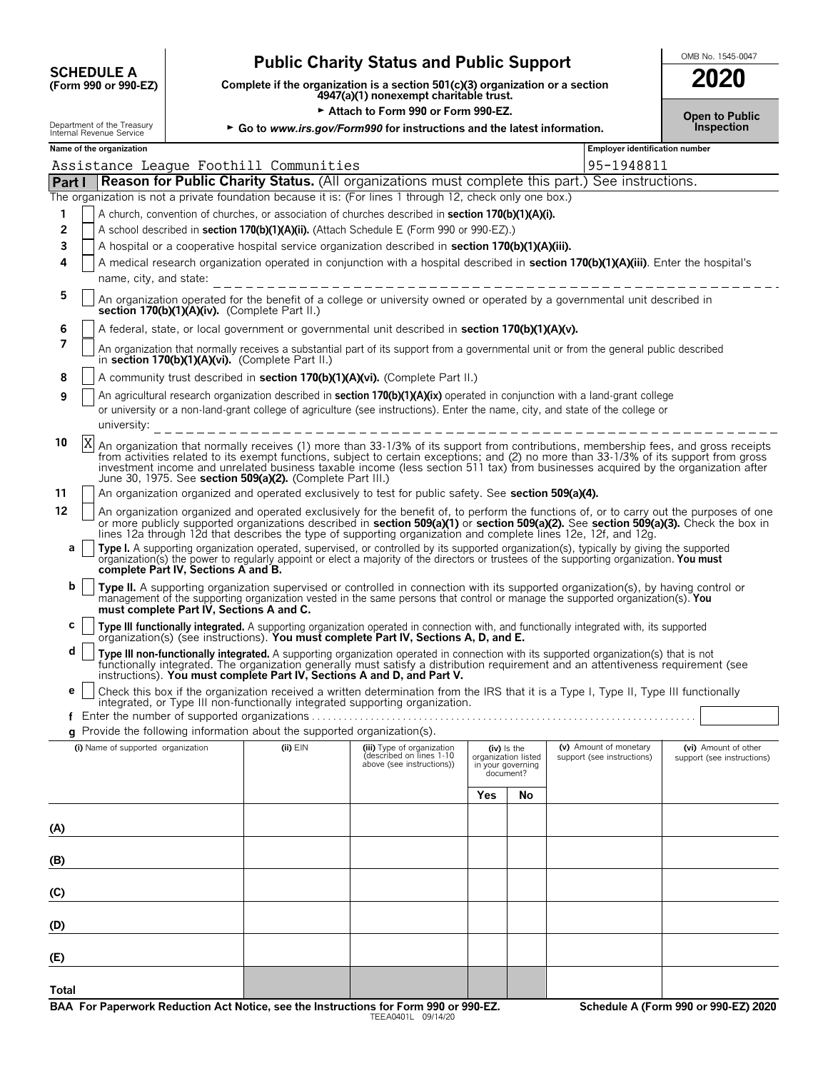**SCHEDULE A**
**(Form 990 or 990-EZ)**

Department of the Treasury
Internal Revenue Service

# Public Charity Status and Public Support

**Complete if the organization is a section 501(c)(3) organization or a section 4947(a)(1) nonexempt charitable trust.**

► **Attach to Form 990 or Form 990-EZ.**

► **Go to *www.irs.gov/Form990* for instructions and the latest information.**

OMB No. 1545-0047

**2020**

**Open to Public Inspection**

| Name of the organization | Employer identification number |
|---|---|
| Assistance League Foothill Communities | 95-1948811 |

## Part I — Reason for Public Charity Status. (All organizations must complete this part.) See instructions.

The organization is not a private foundation because it is: (For lines 1 through 12, check only one box.)

1. ☐ A church, convention of churches, or association of churches described in **section 170(b)(1)(A)(i).**
2. ☐ A school described in **section 170(b)(1)(A)(ii).** (Attach Schedule E (Form 990 or 990-EZ).)
3. ☐ A hospital or a cooperative hospital service organization described in **section 170(b)(1)(A)(iii).**
4. ☐ A medical research organization operated in conjunction with a hospital described in **section 170(b)(1)(A)(iii)**. Enter the hospital's name, city, and state: ____________
5. ☐ An organization operated for the benefit of a college or university owned or operated by a governmental unit described in **section 170(b)(1)(A)(iv).** (Complete Part II.)
6. ☐ A federal, state, or local government or governmental unit described in **section 170(b)(1)(A)(v).**
7. ☐ An organization that normally receives a substantial part of its support from a governmental unit or from the general public described in **section 170(b)(1)(A)(vi).** (Complete Part II.)
8. ☐ A community trust described in **section 170(b)(1)(A)(vi).** (Complete Part II.)
9. ☐ An agricultural research organization described in **section 170(b)(1)(A)(ix)** operated in conjunction with a land-grant college or university or a non-land-grant college of agriculture (see instructions). Enter the name, city, and state of the college or university: ____________
10. ☒ An organization that normally receives (1) more than 33-1/3% of its support from contributions, membership fees, and gross receipts from activities related to its exempt functions, subject to certain exceptions; and (2) no more than 33-1/3% of its support from gross investment income and unrelated business taxable income (less section 511 tax) from businesses acquired by the organization after June 30, 1975. See **section 509(a)(2).** (Complete Part III.)
11. ☐ An organization organized and operated exclusively to test for public safety. See **section 509(a)(4).**
12. ☐ An organization organized and operated exclusively for the benefit of, to perform the functions of, or to carry out the purposes of one or more publicly supported organizations described in **section 509(a)(1)** or **section 509(a)(2).** See **section 509(a)(3).** Check the box in lines 12a through 12d that describes the type of supporting organization and complete lines 12e, 12f, and 12g.
   - **a** ☐ **Type I.** A supporting organization operated, supervised, or controlled by its supported organization(s), typically by giving the supported organization(s) the power to regularly appoint or elect a majority of the directors or trustees of the supporting organization. **You must complete Part IV, Sections A and B.**
   - **b** ☐ **Type II.** A supporting organization supervised or controlled in connection with its supported organization(s), by having control or management of the supporting organization vested in the same persons that control or manage the supported organization(s). **You must complete Part IV, Sections A and C.**
   - **c** ☐ **Type III functionally integrated.** A supporting organization operated in connection with, and functionally integrated with, its supported organization(s) (see instructions). **You must complete Part IV, Sections A, D, and E.**
   - **d** ☐ **Type III non-functionally integrated.** A supporting organization operated in connection with its supported organization(s) that is not functionally integrated. The organization generally must satisfy a distribution requirement and an attentiveness requirement (see instructions). **You must complete Part IV, Sections A and D, and Part V.**
   - **e** ☐ Check this box if the organization received a written determination from the IRS that it is a Type I, Type II, Type III functionally integrated, or Type III non-functionally integrated supporting organization.
   - **f** Enter the number of supported organizations . . . . . . ____
   - **g** Provide the following information about the supported organization(s).

| | (i) Name of supported organization | (ii) EIN | (iii) Type of organization (described on lines 1-10 above (see instructions)) | (iv) Is the organization listed in your governing document? Yes | No | (v) Amount of monetary support (see instructions) | (vi) Amount of other support (see instructions) |
|---|---|---|---|---|---|---|---|
| (A) | | | | | | | |
| (B) | | | | | | | |
| (C) | | | | | | | |
| (D) | | | | | | | |
| (E) | | | | | | | |
| Total | | | | | | | |

**BAA For Paperwork Reduction Act Notice, see the Instructions for Form 990 or 990-EZ.** TEEA0401L 09/14/20 **Schedule A (Form 990 or 990-EZ) 2020**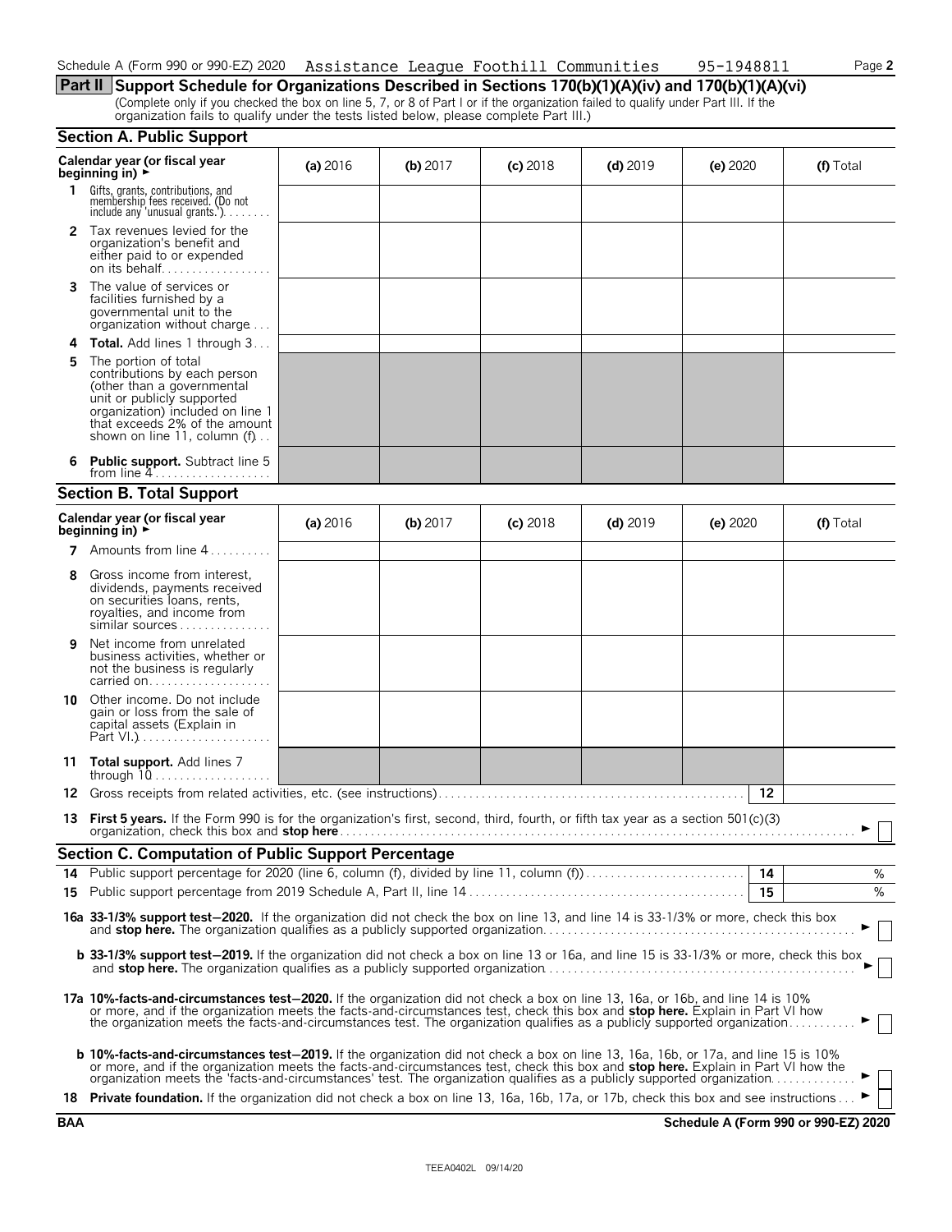Schedule A (Form 990 or 990-EZ) 2020 Assistance League Foothill Communities 95-1948811

## Part II Support Schedule for Organizations Described in Sections 170(b)(1)(A)(iv) and 170(b)(1)(A)(vi)

(Complete only if you checked the box on line 5, 7, or 8 of Part I or if the organization failed to qualify under Part III. If the organization fails to qualify under the tests listed below, please complete Part III.)

### Section A. Public Support

| Calendar year (or fiscal year beginning in) ► | (a) 2016 | (b) 2017 | (c) 2018 | (d) 2019 | (e) 2020 | (f) Total |
|---|---|---|---|---|---|---|
| **1** Gifts, grants, contributions, and membership fees received. (Do not include any 'unusual grants.') | | | | | | |
| **2** Tax revenues levied for the organization's benefit and either paid to or expended on its behalf | | | | | | |
| **3** The value of services or facilities furnished by a governmental unit to the organization without charge | | | | | | |
| **4** **Total.** Add lines 1 through 3 | | | | | | |
| **5** The portion of total contributions by each person (other than a governmental unit or publicly supported organization) included on line 1 that exceeds 2% of the amount shown on line 11, column (f) | | | | | | |
| **6** **Public support.** Subtract line 5 from line 4 | | | | | | |

### Section B. Total Support

| Calendar year (or fiscal year beginning in) ► | (a) 2016 | (b) 2017 | (c) 2018 | (d) 2019 | (e) 2020 | (f) Total |
|---|---|---|---|---|---|---|
| **7** Amounts from line 4 | | | | | | |
| **8** Gross income from interest, dividends, payments received on securities loans, rents, royalties, and income from similar sources | | | | | | |
| **9** Net income from unrelated business activities, whether or not the business is regularly carried on | | | | | | |
| **10** Other income. Do not include gain or loss from the sale of capital assets (Explain in Part VI.) | | | | | | |
| **11** **Total support.** Add lines 7 through 10 | | | | | | |

**12** Gross receipts from related activities, etc. (see instructions) **12**

**13** **First 5 years.** If the Form 990 is for the organization's first, second, third, fourth, or fifth tax year as a section 501(c)(3) organization, check this box and **stop here** ► ☐

### Section C. Computation of Public Support Percentage

**14** Public support percentage for 2020 (line 6, column (f), divided by line 11, column (f)) **14** %

**15** Public support percentage from 2019 Schedule A, Part II, line 14 **15** %

**16a** **33-1/3% support test–2020.** If the organization did not check the box on line 13, and line 14 is 33-1/3% or more, check this box and **stop here.** The organization qualifies as a publicly supported organization ► ☐

**b** **33-1/3% support test–2019.** If the organization did not check a box on line 13 or 16a, and line 15 is 33-1/3% or more, check this box and **stop here.** The organization qualifies as a publicly supported organization ► ☐

**17a** **10%-facts-and-circumstances test–2020.** If the organization did not check a box on line 13, 16a, or 16b, and line 14 is 10% or more, and if the organization meets the facts-and-circumstances test, check this box and **stop here.** Explain in Part VI how the organization meets the facts-and-circumstances test. The organization qualifies as a publicly supported organization ► ☐

**b** **10%-facts-and-circumstances test–2019.** If the organization did not check a box on line 13, 16a, 16b, or 17a, and line 15 is 10% or more, and if the organization meets the facts-and-circumstances test, check this box and **stop here.** Explain in Part VI how the organization meets the 'facts-and-circumstances' test. The organization qualifies as a publicly supported organization ► ☐

**18** **Private foundation.** If the organization did not check a box on line 13, 16a, 16b, 17a, or 17b, check this box and see instructions ► ☐

BAA Schedule A (Form 990 or 990-EZ) 2020

TEEA0402L 09/14/20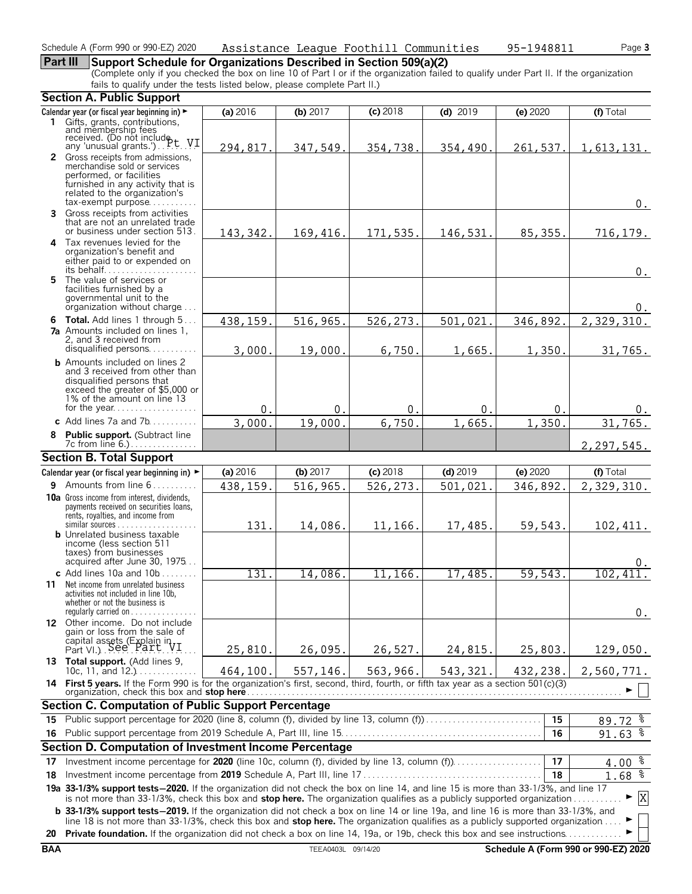Schedule A (Form 990 or 990-EZ) 2020 Assistance League Foothill Communities 95-1948811 Page 3

## Part III Support Schedule for Organizations Described in Section 509(a)(2)

(Complete only if you checked the box on line 10 of Part I or if the organization failed to qualify under Part II. If the organization fails to qualify under the tests listed below, please complete Part II.)

### Section A. Public Support

| Calendar year (or fiscal year beginning in) ► | (a) 2016 | (b) 2017 | (c) 2018 | (d) 2019 | (e) 2020 | (f) Total |
|---|---|---|---|---|---|---|
| 1 Gifts, grants, contributions, and membership fees received. (Do not include any 'unusual grants.') Pt VI | 294,817. | 347,549. | 354,738. | 354,490. | 261,537. | 1,613,131. |
| 2 Gross receipts from admissions, merchandise sold or services performed, or facilities furnished in any activity that is related to the organization's tax-exempt purpose | | | | | | 0. |
| 3 Gross receipts from activities that are not an unrelated trade or business under section 513 | 143,342. | 169,416. | 171,535. | 146,531. | 85,355. | 716,179. |
| 4 Tax revenues levied for the organization's benefit and either paid to or expended on its behalf | | | | | | 0. |
| 5 The value of services or facilities furnished by a governmental unit to the organization without charge | | | | | | 0. |
| 6 **Total.** Add lines 1 through 5 | 438,159. | 516,965. | 526,273. | 501,021. | 346,892. | 2,329,310. |
| 7a Amounts included on lines 1, 2, and 3 received from disqualified persons | 3,000. | 19,000. | 6,750. | 1,665. | 1,350. | 31,765. |
| b Amounts included on lines 2 and 3 received from other than disqualified persons that exceed the greater of $5,000 or 1% of the amount on line 13 for the year | 0. | 0. | 0. | 0. | 0. | 0. |
| c Add lines 7a and 7b | 3,000. | 19,000. | 6,750. | 1,665. | 1,350. | 31,765. |
| 8 **Public support.** (Subtract line 7c from line 6.) | | | | | | 2,297,545. |

### Section B. Total Support

| Calendar year (or fiscal year beginning in) ► | (a) 2016 | (b) 2017 | (c) 2018 | (d) 2019 | (e) 2020 | (f) Total |
|---|---|---|---|---|---|---|
| 9 Amounts from line 6 | 438,159. | 516,965. | 526,273. | 501,021. | 346,892. | 2,329,310. |
| 10a Gross income from interest, dividends, payments received on securities loans, rents, royalties, and income from similar sources | 131. | 14,086. | 11,166. | 17,485. | 59,543. | 102,411. |
| b Unrelated business taxable income (less section 511 taxes) from businesses acquired after June 30, 1975 | | | | | | 0. |
| c Add lines 10a and 10b | 131. | 14,086. | 11,166. | 17,485. | 59,543. | 102,411. |
| 11 Net income from unrelated business activities not included in line 10b, whether or not the business is regularly carried on | | | | | | 0. |
| 12 Other income. Do not include gain or loss from the sale of capital assets (Explain in Part VI.) See Part VI | 25,810. | 26,095. | 26,527. | 24,815. | 25,803. | 129,050. |
| 13 **Total support.** (Add lines 9, 10c, 11, and 12.) | 464,100. | 557,146. | 563,966. | 543,321. | 432,238. | 2,560,771. |

**14 First 5 years.** If the Form 990 is for the organization's first, second, third, fourth, or fifth tax year as a section 501(c)(3) organization, check this box and **stop here** ► ☐

### Section C. Computation of Public Support Percentage

| | | | |
|---|---|---|---|
| 15 | Public support percentage for 2020 (line 8, column (f), divided by line 13, column (f)) | 15 | 89.72 % |
| 16 | Public support percentage from 2019 Schedule A, Part III, line 15 | 16 | 91.63 % |

### Section D. Computation of Investment Income Percentage

| | | | |
|---|---|---|---|
| 17 | Investment income percentage for **2020** (line 10c, column (f), divided by line 13, column (f)) | 17 | 4.00 % |
| 18 | Investment income percentage from **2019** Schedule A, Part III, line 17 | 18 | 1.68 % |

**19a 33-1/3% support tests—2020.** If the organization did not check the box on line 14, and line 15 is more than 33-1/3%, and line 17 is not more than 33-1/3%, check this box and **stop here.** The organization qualifies as a publicly supported organization ► [X]

**b 33-1/3% support tests—2019.** If the organization did not check a box on line 14 or line 19a, and line 16 is more than 33-1/3%, and line 18 is not more than 33-1/3%, check this box and **stop here.** The organization qualifies as a publicly supported organization ► ☐

**20 Private foundation.** If the organization did not check a box on line 14, 19a, or 19b, check this box and see instructions ► ☐

BAA TEEA0403L 09/14/20 **Schedule A (Form 990 or 990-EZ) 2020**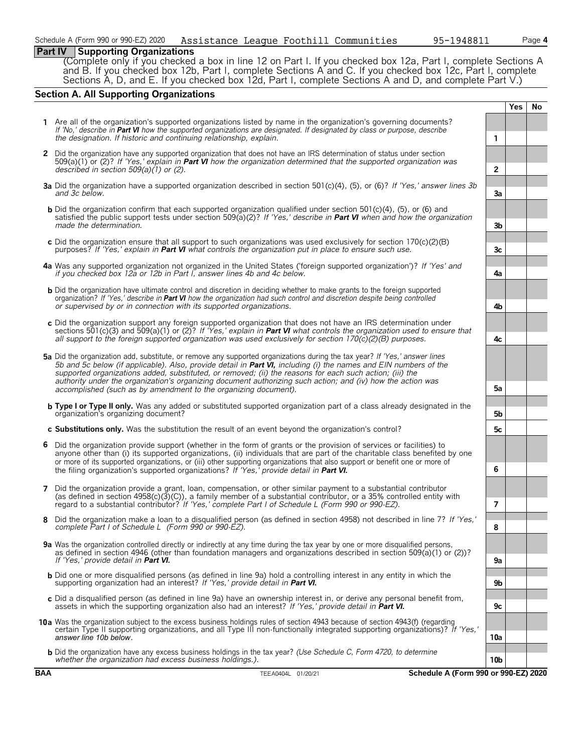Schedule A (Form 990 or 990-EZ) 2020 Assistance League Foothill Communities 95-1948811

## Part IV Supporting Organizations

(Complete only if you checked a box in line 12 on Part I. If you checked box 12a, Part I, complete Sections A and B. If you checked box 12b, Part I, complete Sections A and C. If you checked box 12c, Part I, complete Sections A, D, and E. If you checked box 12d, Part I, complete Sections A and D, and complete Part V.)

### Section A. All Supporting Organizations

| | | | Yes | No |
|---|---|---|---|---|
| **1** | Are all of the organization's supported organizations listed by name in the organization's governing documents? *If 'No,' describe in **Part VI** how the supported organizations are designated. If designated by class or purpose, describe the designation. If historic and continuing relationship, explain.* | 1 | | |
| **2** | Did the organization have any supported organization that does not have an IRS determination of status under section 509(a)(1) or (2)? *If 'Yes,' explain in **Part VI** how the organization determined that the supported organization was described in section 509(a)(1) or (2).* | 2 | | |
| **3a** | Did the organization have a supported organization described in section 501(c)(4), (5), or (6)? *If 'Yes,' answer lines 3b and 3c below.* | 3a | | |
| **b** | Did the organization confirm that each supported organization qualified under section 501(c)(4), (5), or (6) and satisfied the public support tests under section 509(a)(2)? *If 'Yes,' describe in **Part VI** when and how the organization made the determination.* | 3b | | |
| **c** | Did the organization ensure that all support to such organizations was used exclusively for section 170(c)(2)(B) purposes? *If 'Yes,' explain in **Part VI** what controls the organization put in place to ensure such use.* | 3c | | |
| **4a** | Was any supported organization not organized in the United States ('foreign supported organization')? *If 'Yes' and if you checked box 12a or 12b in Part I, answer lines 4b and 4c below.* | 4a | | |
| **b** | Did the organization have ultimate control and discretion in deciding whether to make grants to the foreign supported organization? *If 'Yes,' describe in **Part VI** how the organization had such control and discretion despite being controlled or supervised by or in connection with its supported organizations.* | 4b | | |
| **c** | Did the organization support any foreign supported organization that does not have an IRS determination under sections 501(c)(3) and 509(a)(1) or (2)? *If 'Yes,' explain in **Part VI** what controls the organization used to ensure that all support to the foreign supported organization was used exclusively for section 170(c)(2)(B) purposes.* | 4c | | |
| **5a** | Did the organization add, substitute, or remove any supported organizations during the tax year? *If 'Yes,' answer lines 5b and 5c below (if applicable). Also, provide detail in **Part VI,** including (i) the names and EIN numbers of the supported organizations added, substituted, or removed; (ii) the reasons for each such action; (iii) the authority under the organization's organizing document authorizing such action; and (iv) how the action was accomplished (such as by amendment to the organizing document).* | 5a | | |
| **b** | **Type I or Type II only.** Was any added or substituted supported organization part of a class already designated in the organization's organizing document? | 5b | | |
| **c** | **Substitutions only.** Was the substitution the result of an event beyond the organization's control? | 5c | | |
| **6** | Did the organization provide support (whether in the form of grants or the provision of services or facilities) to anyone other than (i) its supported organizations, (ii) individuals that are part of the charitable class benefited by one or more of its supported organizations, or (iii) other supporting organizations that also support or benefit one or more of the filing organization's supported organizations? *If 'Yes,' provide detail in **Part VI.*** | 6 | | |
| **7** | Did the organization provide a grant, loan, compensation, or other similar payment to a substantial contributor (as defined in section 4958(c)(3)(C)), a family member of a substantial contributor, or a 35% controlled entity with regard to a substantial contributor? *If 'Yes,' complete Part I of Schedule L (Form 990 or 990-EZ).* | 7 | | |
| **8** | Did the organization make a loan to a disqualified person (as defined in section 4958) not described in line 7? *If 'Yes,' complete Part I of Schedule L (Form 990 or 990-EZ).* | 8 | | |
| **9a** | Was the organization controlled directly or indirectly at any time during the tax year by one or more disqualified persons, as defined in section 4946 (other than foundation managers and organizations described in section 509(a)(1) or (2))? *If 'Yes,' provide detail in **Part VI.*** | 9a | | |
| **b** | Did one or more disqualified persons (as defined in line 9a) hold a controlling interest in any entity in which the supporting organization had an interest? *If 'Yes,' provide detail in **Part VI.*** | 9b | | |
| **c** | Did a disqualified person (as defined in line 9a) have an ownership interest in, or derive any personal benefit from, assets in which the supporting organization also had an interest? *If 'Yes,' provide detail in **Part VI.*** | 9c | | |
| **10a** | Was the organization subject to the excess business holdings rules of section 4943 because of section 4943(f) (regarding certain Type II supporting organizations, and all Type III non-functionally integrated supporting organizations)? *If 'Yes,' answer line 10b below.* | 10a | | |
| **b** | Did the organization have any excess business holdings in the tax year? *(Use Schedule C, Form 4720, to determine whether the organization had excess business holdings.).* | 10b | | |

BAA TEEA0404L 01/20/21 Schedule A (Form 990 or 990-EZ) 2020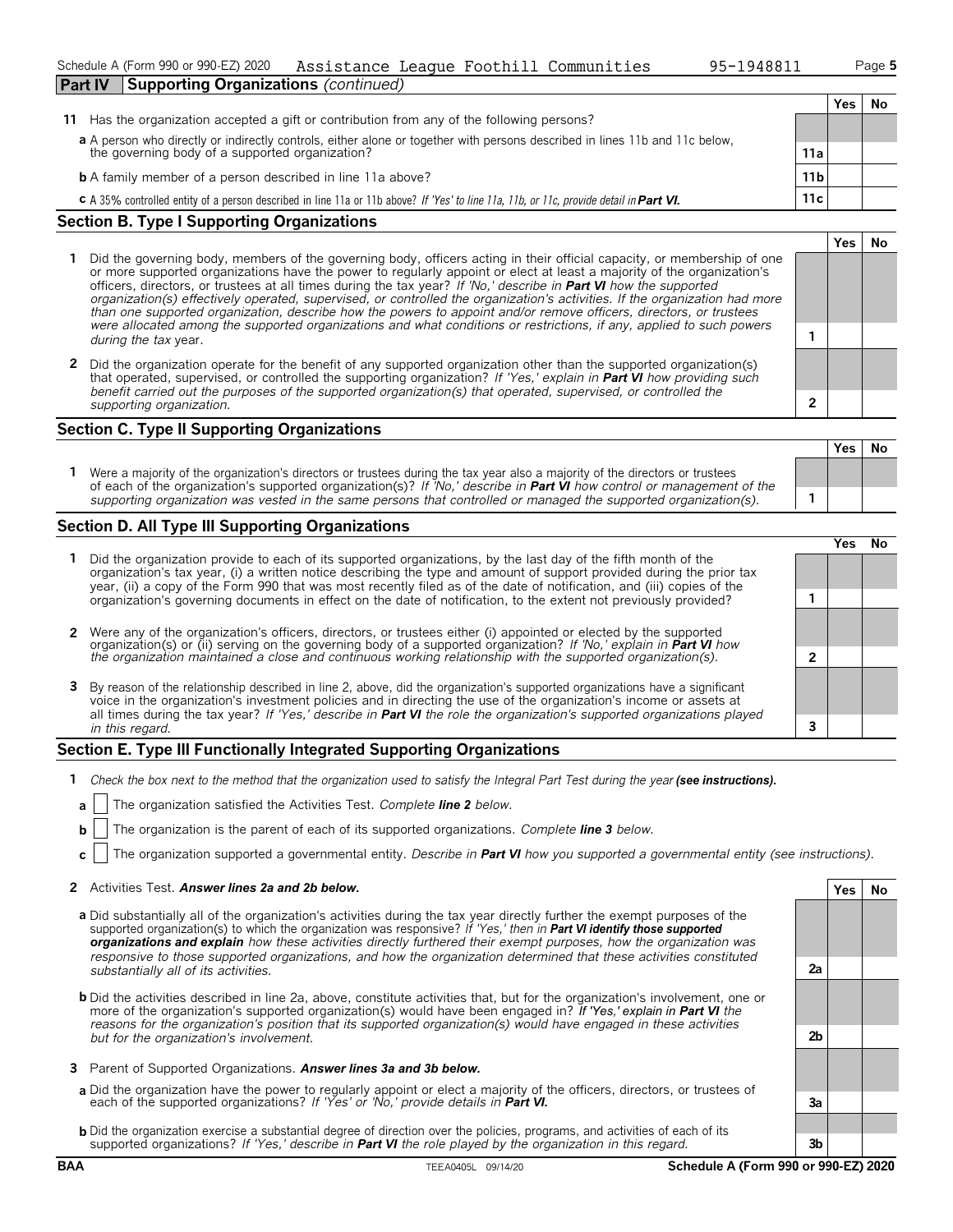Schedule A (Form 990 or 990-EZ) 2020 Assistance League Foothill Communities 95-1948811 Page 5

## Part IV Supporting Organizations *(continued)*

| | | | Yes | No |
|---|---|---|---|---|
| **11** | Has the organization accepted a gift or contribution from any of the following persons? | | | |
| | **a** A person who directly or indirectly controls, either alone or together with persons described in lines 11b and 11c below, the governing body of a supported organization? | 11a | | |
| | **b** A family member of a person described in line 11a above? | 11b | | |
| | **c** A 35% controlled entity of a person described in line 11a or 11b above? *If 'Yes' to line 11a, 11b, or 11c, provide detail in* ***Part VI.*** | 11c | | |

### Section B. Type I Supporting Organizations

| | | | Yes | No |
|---|---|---|---|---|
| **1** | Did the governing body, members of the governing body, officers acting in their official capacity, or membership of one or more supported organizations have the power to regularly appoint or elect at least a majority of the organization's officers, directors, or trustees at all times during the tax year? *If 'No,' describe in* ***Part VI*** *how the supported organization(s) effectively operated, supervised, or controlled the organization's activities. If the organization had more than one supported organization, describe how the powers to appoint and/or remove officers, directors, or trustees were allocated among the supported organizations and what conditions or restrictions, if any, applied to such powers during the tax* year. | 1 | | |
| **2** | Did the organization operate for the benefit of any supported organization other than the supported organization(s) that operated, supervised, or controlled the supporting organization? *If 'Yes,' explain in* ***Part VI*** *how providing such benefit carried out the purposes of the supported organization(s) that operated, supervised, or controlled the supporting organization.* | 2 | | |

### Section C. Type II Supporting Organizations

| | | | Yes | No |
|---|---|---|---|---|
| **1** | Were a majority of the organization's directors or trustees during the tax year also a majority of the directors or trustees of each of the organization's supported organization(s)? *If 'No,' describe in* ***Part VI*** *how control or management of the supporting organization was vested in the same persons that controlled or managed the supported organization(s).* | 1 | | |

### Section D. All Type III Supporting Organizations

| | | | Yes | No |
|---|---|---|---|---|
| **1** | Did the organization provide to each of its supported organizations, by the last day of the fifth month of the organization's tax year, (i) a written notice describing the type and amount of support provided during the prior tax year, (ii) a copy of the Form 990 that was most recently filed as of the date of notification, and (iii) copies of the organization's governing documents in effect on the date of notification, to the extent not previously provided? | 1 | | |
| **2** | Were any of the organization's officers, directors, or trustees either (i) appointed or elected by the supported organization(s) or (ii) serving on the governing body of a supported organization? *If 'No,' explain in* ***Part VI*** *how the organization maintained a close and continuous working relationship with the supported organization(s).* | 2 | | |
| **3** | By reason of the relationship described in line 2, above, did the organization's supported organizations have a significant voice in the organization's investment policies and in directing the use of the organization's income or assets at all times during the tax year? *If 'Yes,' describe in* ***Part VI*** *the role the organization's supported organizations played in this regard.* | 3 | | |

### Section E. Type III Functionally Integrated Supporting Organizations

**1** *Check the box next to the method that the organization used to satisfy the Integral Part Test during the year* ***(see instructions).***

- **a** ☐ The organization satisfied the Activities Test. *Complete* ***line 2*** *below.*
- **b** ☐ The organization is the parent of each of its supported organizations. *Complete* ***line 3*** *below.*
- **c** ☐ The organization supported a governmental entity. *Describe in* ***Part VI*** *how you supported a governmental entity (see instructions).*

| | | | Yes | No |
|---|---|---|---|---|
| **2** | Activities Test. ***Answer lines 2a and 2b below.*** | | | |
| | **a** Did substantially all of the organization's activities during the tax year directly further the exempt purposes of the supported organization(s) to which the organization was responsive? *If 'Yes,' then in* ***Part VI identify those supported organizations and explain*** *how these activities directly furthered their exempt purposes, how the organization was responsive to those supported organizations, and how the organization determined that these activities constituted substantially all of its activities.* | 2a | | |
| | **b** Did the activities described in line 2a, above, constitute activities that, but for the organization's involvement, one or more of the organization's supported organization(s) would have been engaged in? *If 'Yes,' explain in* ***Part VI*** *the reasons for the organization's position that its supported organization(s) would have engaged in these activities but for the organization's involvement.* | 2b | | |
| **3** | Parent of Supported Organizations. ***Answer lines 3a and 3b below.*** | | | |
| | **a** Did the organization have the power to regularly appoint or elect a majority of the officers, directors, or trustees of each of the supported organizations? *If 'Yes' or 'No,' provide details in* ***Part VI.*** | 3a | | |
| | **b** Did the organization exercise a substantial degree of direction over the policies, programs, and activities of each of its supported organizations? *If 'Yes,' describe in* ***Part VI*** *the role played by the organization in this regard.* | 3b | | |

BAA TEEA0405L 09/14/20 Schedule A (Form 990 or 990-EZ) 2020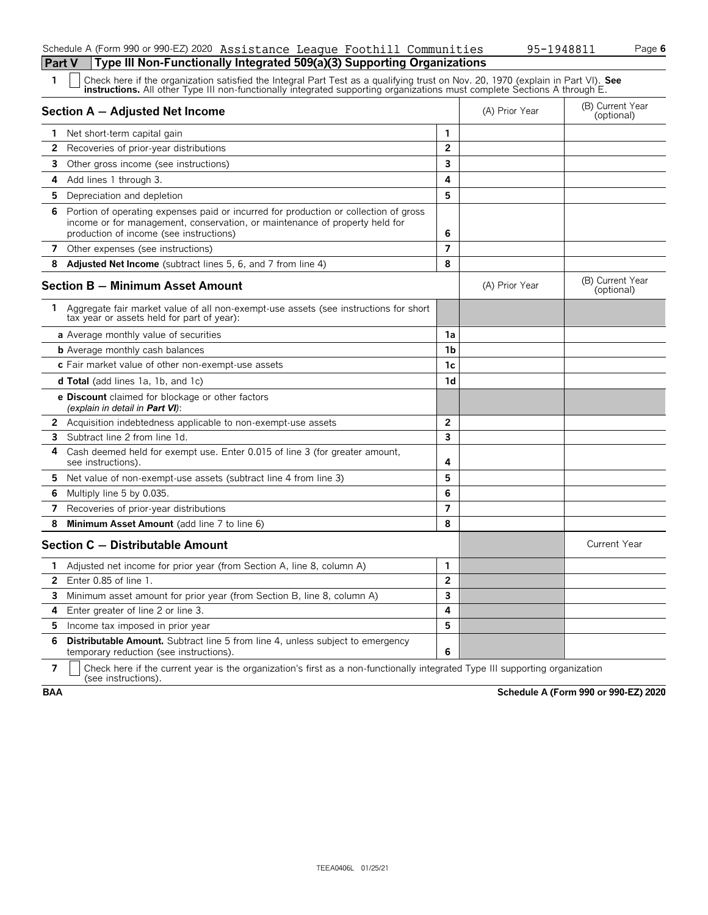Schedule A (Form 990 or 990-EZ) 2020 Assistance League Foothill Communities 95-1948811 Page 6

## Part V Type III Non-Functionally Integrated 509(a)(3) Supporting Organizations

1 ☐ Check here if the organization satisfied the Integral Part Test as a qualifying trust on Nov. 20, 1970 (explain in Part VI). **See instructions.** All other Type III non-functionally integrated supporting organizations must complete Sections A through E.

| **Section A — Adjusted Net Income** | | (A) Prior Year | (B) Current Year (optional) |
|---|---|---|---|
| **1** Net short-term capital gain | 1 | | |
| **2** Recoveries of prior-year distributions | 2 | | |
| **3** Other gross income (see instructions) | 3 | | |
| **4** Add lines 1 through 3. | 4 | | |
| **5** Depreciation and depletion | 5 | | |
| **6** Portion of operating expenses paid or incurred for production or collection of gross income or for management, conservation, or maintenance of property held for production of income (see instructions) | 6 | | |
| **7** Other expenses (see instructions) | 7 | | |
| **8** **Adjusted Net Income** (subtract lines 5, 6, and 7 from line 4) | 8 | | |

| **Section B — Minimum Asset Amount** | | (A) Prior Year | (B) Current Year (optional) |
|---|---|---|---|
| **1** Aggregate fair market value of all non-exempt-use assets (see instructions for short tax year or assets held for part of year): | | | |
| **a** Average monthly value of securities | 1a | | |
| **b** Average monthly cash balances | 1b | | |
| **c** Fair market value of other non-exempt-use assets | 1c | | |
| **d Total** (add lines 1a, 1b, and 1c) | 1d | | |
| **e Discount** claimed for blockage or other factors *(explain in detail in **Part VI**)*: | | | |
| **2** Acquisition indebtedness applicable to non-exempt-use assets | 2 | | |
| **3** Subtract line 2 from line 1d. | 3 | | |
| **4** Cash deemed held for exempt use. Enter 0.015 of line 3 (for greater amount, see instructions). | 4 | | |
| **5** Net value of non-exempt-use assets (subtract line 4 from line 3) | 5 | | |
| **6** Multiply line 5 by 0.035. | 6 | | |
| **7** Recoveries of prior-year distributions | 7 | | |
| **8** **Minimum Asset Amount** (add line 7 to line 6) | 8 | | |

| **Section C — Distributable Amount** | | | Current Year |
|---|---|---|---|
| **1** Adjusted net income for prior year (from Section A, line 8, column A) | 1 | | |
| **2** Enter 0.85 of line 1. | 2 | | |
| **3** Minimum asset amount for prior year (from Section B, line 8, column A) | 3 | | |
| **4** Enter greater of line 2 or line 3. | 4 | | |
| **5** Income tax imposed in prior year | 5 | | |
| **6** **Distributable Amount.** Subtract line 5 from line 4, unless subject to emergency temporary reduction (see instructions). | 6 | | |

7 ☐ Check here if the current year is the organization's first as a non-functionally integrated Type III supporting organization (see instructions).

BAA Schedule A (Form 990 or 990-EZ) 2020

TEEA0406L 01/25/21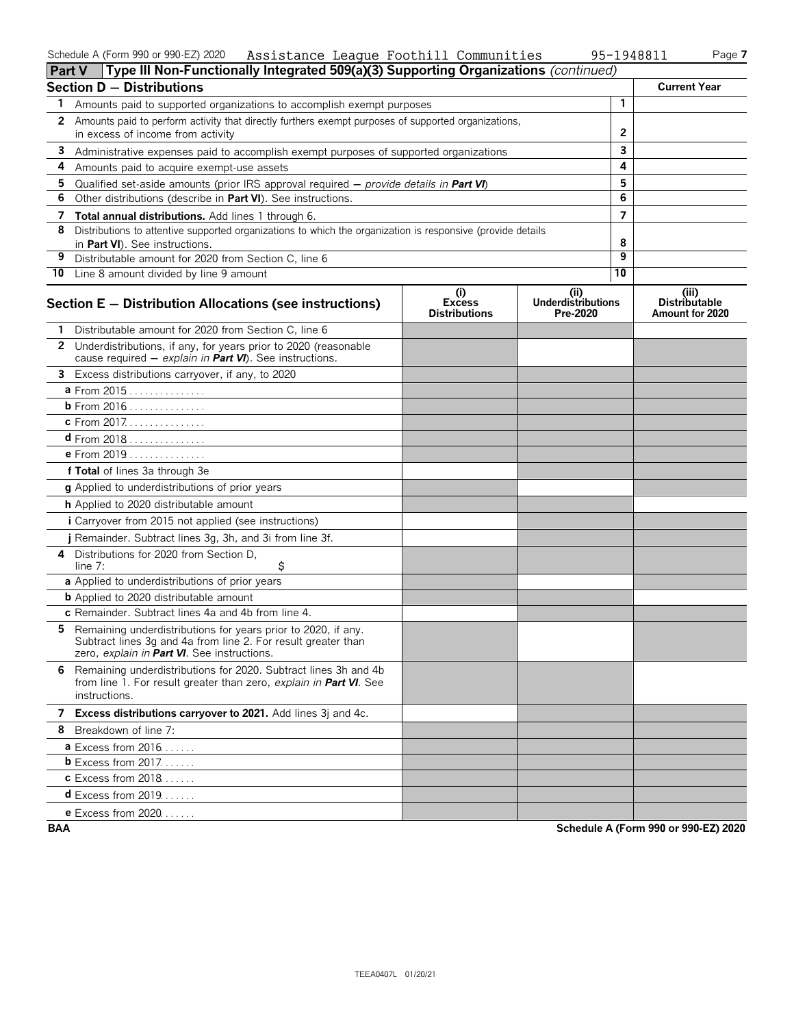Schedule A (Form 990 or 990-EZ) 2020 Assistance League Foothill Communities 95-1948811

## Part V Type III Non-Functionally Integrated 509(a)(3) Supporting Organizations *(continued)*

| Section D — Distributions | | Current Year |
|---|---|---|
| **1** Amounts paid to supported organizations to accomplish exempt purposes | 1 | |
| **2** Amounts paid to perform activity that directly furthers exempt purposes of supported organizations, in excess of income from activity | 2 | |
| **3** Administrative expenses paid to accomplish exempt purposes of supported organizations | 3 | |
| **4** Amounts paid to acquire exempt-use assets | 4 | |
| **5** Qualified set-aside amounts (prior IRS approval required — *provide details in **Part VI***) | 5 | |
| **6** Other distributions (describe in **Part VI**). See instructions. | 6 | |
| **7 Total annual distributions.** Add lines 1 through 6. | 7 | |
| **8** Distributions to attentive supported organizations to which the organization is responsive (provide details in **Part VI**). See instructions. | 8 | |
| **9** Distributable amount for 2020 from Section C, line 6 | 9 | |
| **10** Line 8 amount divided by line 9 amount | 10 | |

| Section E — Distribution Allocations (see instructions) | (i) Excess Distributions | (ii) Underdistributions Pre-2020 | (iii) Distributable Amount for 2020 |
|---|---|---|---|
| **1** Distributable amount for 2020 from Section C, line 6 | | | |
| **2** Underdistributions, if any, for years prior to 2020 (reasonable cause required — *explain in **Part VI***). See instructions. | | | |
| **3** Excess distributions carryover, if any, to 2020 | | | |
| **a** From 2015 | | | |
| **b** From 2016 | | | |
| **c** From 2017 | | | |
| **d** From 2018 | | | |
| **e** From 2019 | | | |
| **f Total** of lines 3a through 3e | | | |
| **g** Applied to underdistributions of prior years | | | |
| **h** Applied to 2020 distributable amount | | | |
| **i** Carryover from 2015 not applied (see instructions) | | | |
| **j** Remainder. Subtract lines 3g, 3h, and 3i from line 3f. | | | |
| **4** Distributions for 2020 from Section D, line 7: $ | | | |
| **a** Applied to underdistributions of prior years | | | |
| **b** Applied to 2020 distributable amount | | | |
| **c** Remainder. Subtract lines 4a and 4b from line 4. | | | |
| **5** Remaining underdistributions for years prior to 2020, if any. Subtract lines 3g and 4a from line 2. For result greater than zero, *explain in **Part VI***. See instructions. | | | |
| **6** Remaining underdistributions for 2020. Subtract lines 3h and 4b from line 1. For result greater than zero, *explain in **Part VI***. See instructions. | | | |
| **7 Excess distributions carryover to 2021.** Add lines 3j and 4c. | | | |
| **8** Breakdown of line 7: | | | |
| **a** Excess from 2016 | | | |
| **b** Excess from 2017 | | | |
| **c** Excess from 2018 | | | |
| **d** Excess from 2019 | | | |
| **e** Excess from 2020 | | | |

BAA Schedule A (Form 990 or 990-EZ) 2020

TEEA0407L 01/20/21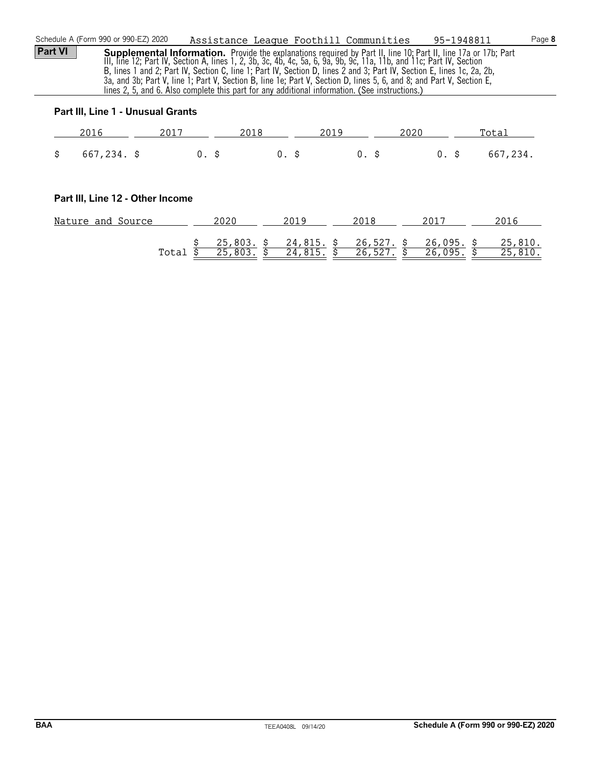**Part VI** **Supplemental Information.** Provide the explanations required by Part II, line 10; Part II, line 17a or 17b; Part III, line 12; Part IV, Section A, lines 1, 2, 3b, 3c, 4b, 4c, 5a, 6, 9a, 9b, 9c, 11a, 11b, and 11c; Part IV, Section B, lines 1 and 2; Part IV, Section C, line 1; Part IV, Section D, lines 2 and 3; Part IV, Section E, lines 1c, 2a, 2b, 3a, and 3b; Part V, line 1; Part V, Section B, line 1e; Part V, Section D, lines 5, 6, and 8; and Part V, Section E, lines 2, 5, and 6. Also complete this part for any additional information. (See instructions.)

**Part III, Line 1 - Unusual Grants**

| 2016 | 2017 | 2018 | 2019 | 2020 | Total |
|---|---|---|---|---|---|
| $ 667,234. | $ 0. | $ 0. | $ 0. | $ 0. | $ 667,234. |

**Part III, Line 12 - Other Income**

| Nature and Source | 2020 | 2019 | 2018 | 2017 | 2016 |
|---|---|---|---|---|---|
| | $ 25,803. | $ 24,815. | $ 26,527. | $ 26,095. | $ 25,810. |
| Total | $ 25,803. | $ 24,815. | $ 26,527. | $ 26,095. | $ 25,810. |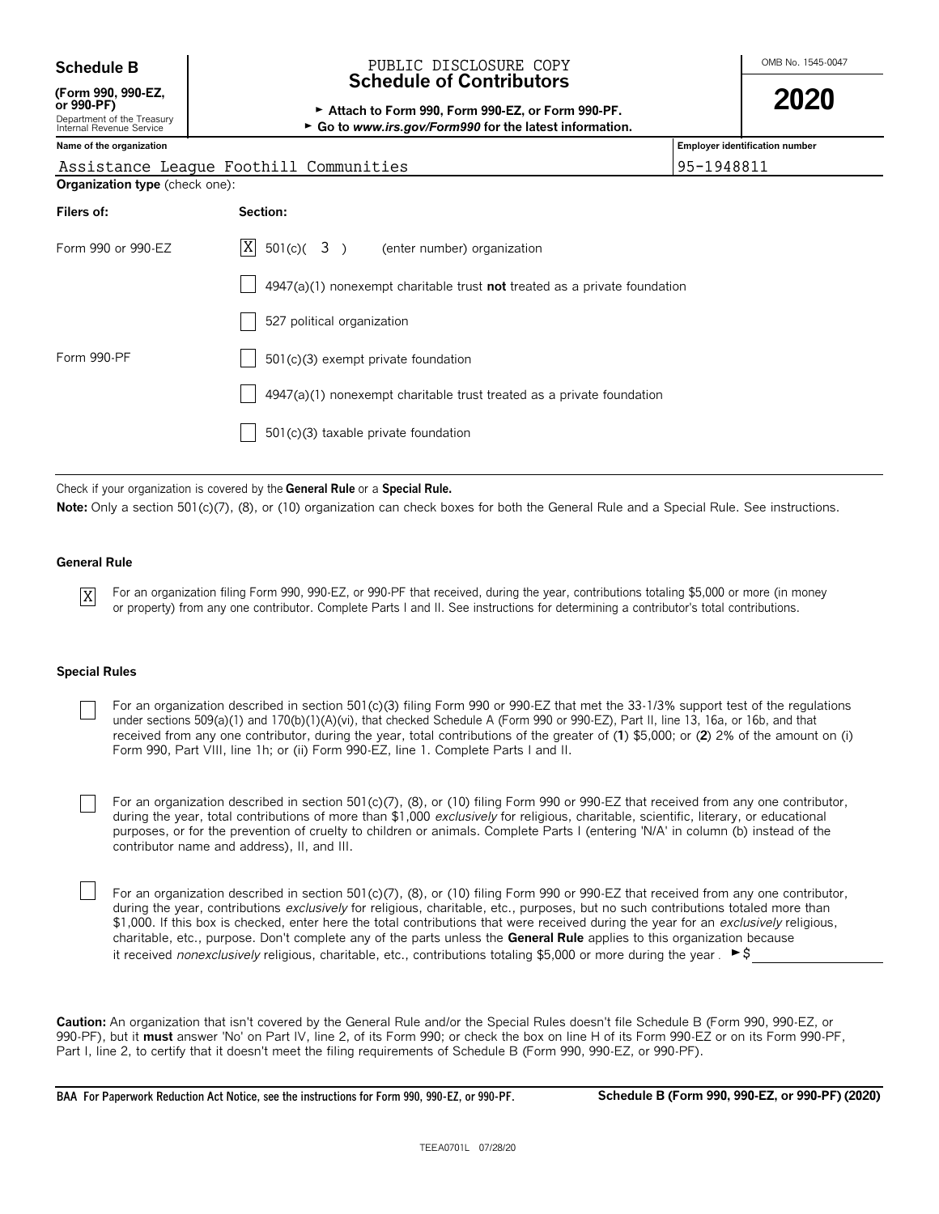**Schedule B**

**(Form 990, 990-EZ, or 990-PF)**

Department of the Treasury
Internal Revenue Service

PUBLIC DISCLOSURE COPY

# Schedule of Contributors

► **Attach to Form 990, Form 990-EZ, or Form 990-PF.**

► **Go to *www.irs.gov/Form990* for the latest information.**

OMB No. 1545-0047

**2020**

| **Name of the organization** | **Employer identification number** |
|---|---|
| Assistance League Foothill Communities | 95-1948811 |

**Organization type** (check one):

| **Filers of:** | **Section:** |
|---|---|
| Form 990 or 990-EZ | [X] 501(c)( 3 ) (enter number) organization |
| | [ ] 4947(a)(1) nonexempt charitable trust **not** treated as a private foundation |
| | [ ] 527 political organization |
| Form 990-PF | [ ] 501(c)(3) exempt private foundation |
| | [ ] 4947(a)(1) nonexempt charitable trust treated as a private foundation |
| | [ ] 501(c)(3) taxable private foundation |

Check if your organization is covered by the **General Rule** or a **Special Rule.**

**Note:** Only a section 501(c)(7), (8), or (10) organization can check boxes for both the General Rule and a Special Rule. See instructions.

### General Rule

[X] For an organization filing Form 990, 990-EZ, or 990-PF that received, during the year, contributions totaling $5,000 or more (in money or property) from any one contributor. Complete Parts I and II. See instructions for determining a contributor's total contributions.

### Special Rules

[ ] For an organization described in section 501(c)(3) filing Form 990 or 990-EZ that met the 33-1/3% support test of the regulations under sections 509(a)(1) and 170(b)(1)(A)(vi), that checked Schedule A (Form 990 or 990-EZ), Part II, line 13, 16a, or 16b, and that received from any one contributor, during the year, total contributions of the greater of (**1**) $5,000; or (**2**) 2% of the amount on (i) Form 990, Part VIII, line 1h; or (ii) Form 990-EZ, line 1. Complete Parts I and II.

[ ] For an organization described in section 501(c)(7), (8), or (10) filing Form 990 or 990-EZ that received from any one contributor, during the year, total contributions of more than $1,000 *exclusively* for religious, charitable, scientific, literary, or educational purposes, or for the prevention of cruelty to children or animals. Complete Parts I (entering 'N/A' in column (b) instead of the contributor name and address), II, and III.

[ ] For an organization described in section 501(c)(7), (8), or (10) filing Form 990 or 990-EZ that received from any one contributor, during the year, contributions *exclusively* for religious, charitable, etc., purposes, but no such contributions totaled more than $1,000. If this box is checked, enter here the total contributions that were received during the year for an *exclusively* religious, charitable, etc., purpose. Don't complete any of the parts unless the **General Rule** applies to this organization because it received *nonexclusively* religious, charitable, etc., contributions totaling $5,000 or more during the year . ►$ ____________

**Caution:** An organization that isn't covered by the General Rule and/or the Special Rules doesn't file Schedule B (Form 990, 990-EZ, or 990-PF), but it **must** answer 'No' on Part IV, line 2, of its Form 990; or check the box on line H of its Form 990-EZ or on its Form 990-PF, Part I, line 2, to certify that it doesn't meet the filing requirements of Schedule B (Form 990, 990-EZ, or 990-PF).

**BAA For Paperwork Reduction Act Notice, see the instructions for Form 990, 990-EZ, or 990-PF.** **Schedule B (Form 990, 990-EZ, or 990-PF) (2020)**

TEEA0701L 07/28/20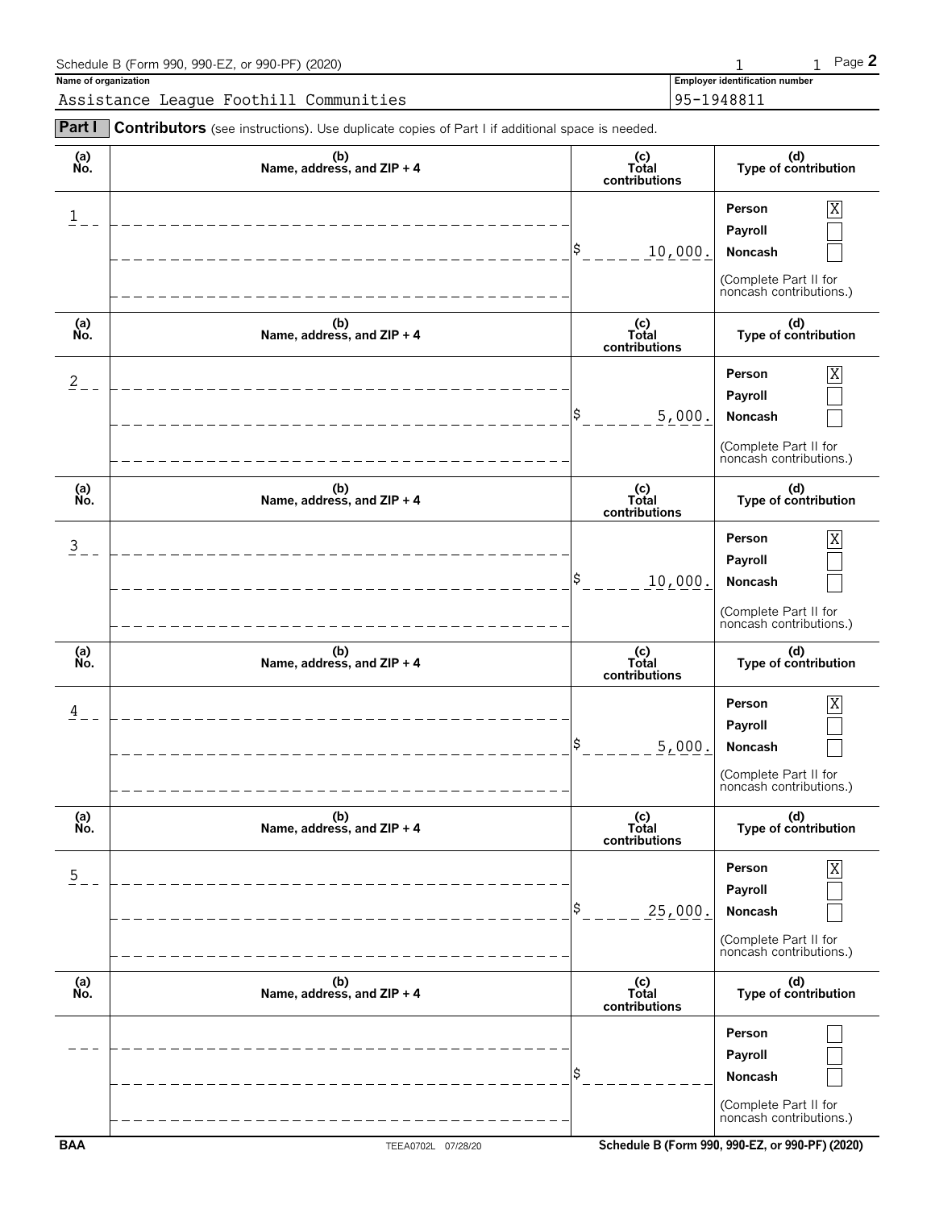Schedule B (Form 990, 990-EZ, or 990-PF) (2020)

**Name of organization**
Assistance League Foothill Communities

**Employer identification number**
95-1948811

**Part I** **Contributors** (see instructions). Use duplicate copies of Part I if additional space is needed.

| (a) No. | (b) Name, address, and ZIP + 4 | (c) Total contributions | (d) Type of contribution |
|---|---|---|---|
| 1 | | $ 10,000. | Person [X] Payroll [ ] Noncash [ ] (Complete Part II for noncash contributions.) |
| 2 | | $ 5,000. | Person [X] Payroll [ ] Noncash [ ] (Complete Part II for noncash contributions.) |
| 3 | | $ 10,000. | Person [X] Payroll [ ] Noncash [ ] (Complete Part II for noncash contributions.) |
| 4 | | $ 5,000. | Person [X] Payroll [ ] Noncash [ ] (Complete Part II for noncash contributions.) |
| 5 | | $ 25,000. | Person [X] Payroll [ ] Noncash [ ] (Complete Part II for noncash contributions.) |
| | | $ | Person [ ] Payroll [ ] Noncash [ ] (Complete Part II for noncash contributions.) |

BAA TEEA0702L 07/28/20 Schedule B (Form 990, 990-EZ, or 990-PF) (2020)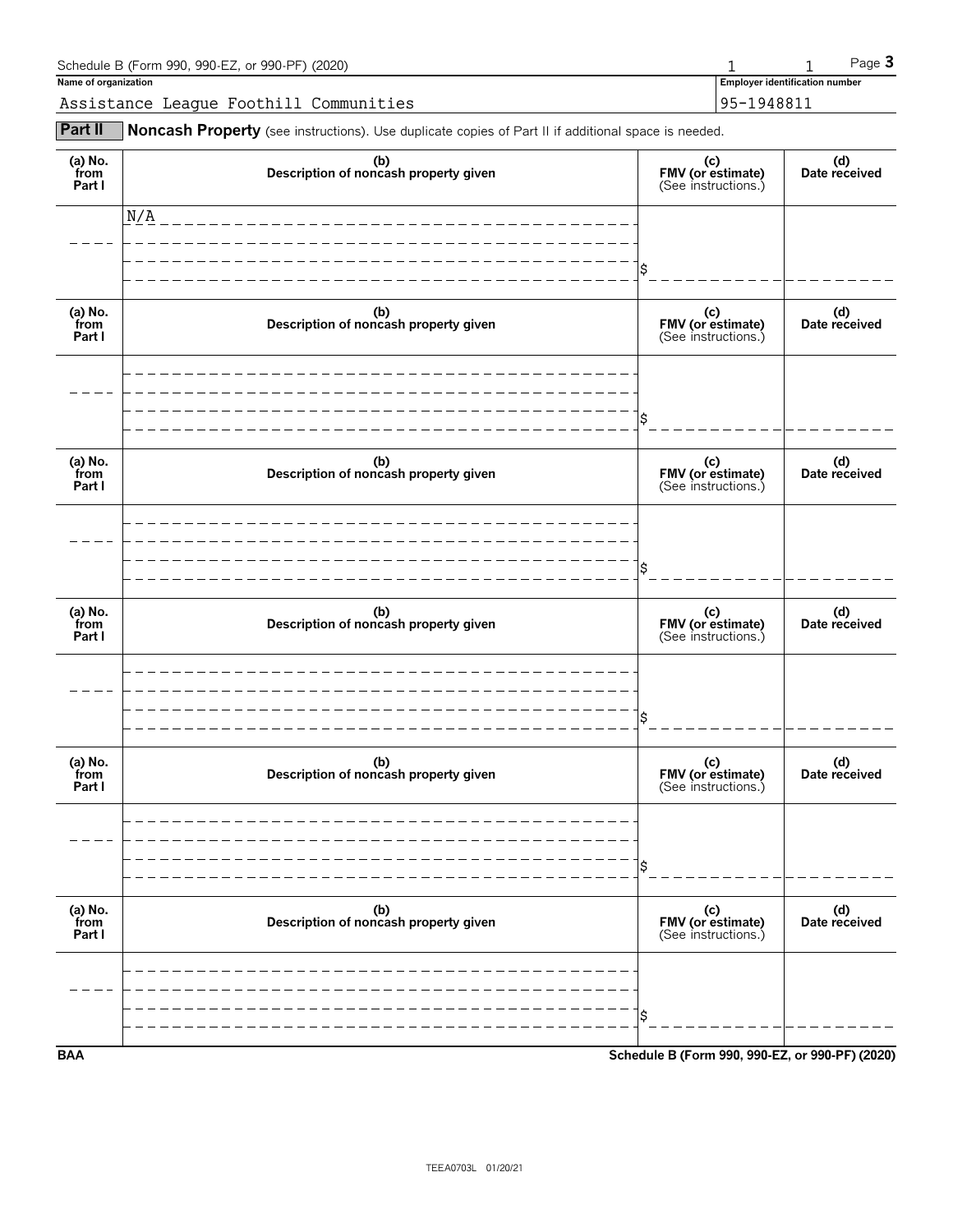Schedule B (Form 990, 990-EZ, or 990-PF) (2020) 1 1 Page **3**

**Name of organization**

Assistance League Foothill Communities

**Employer identification number**

95-1948811

**Part II** **Noncash Property** (see instructions). Use duplicate copies of Part II if additional space is needed.

| (a) No. from Part I | (b) Description of noncash property given | (c) FMV (or estimate) (See instructions.) | (d) Date received |
|---|---|---|---|
| | N/A | $ | |
| | | $ | |
| | | $ | |
| | | $ | |
| | | $ | |
| | | $ | |

**BAA** **Schedule B (Form 990, 990-EZ, or 990-PF) (2020)**

TEEA0703L 01/20/21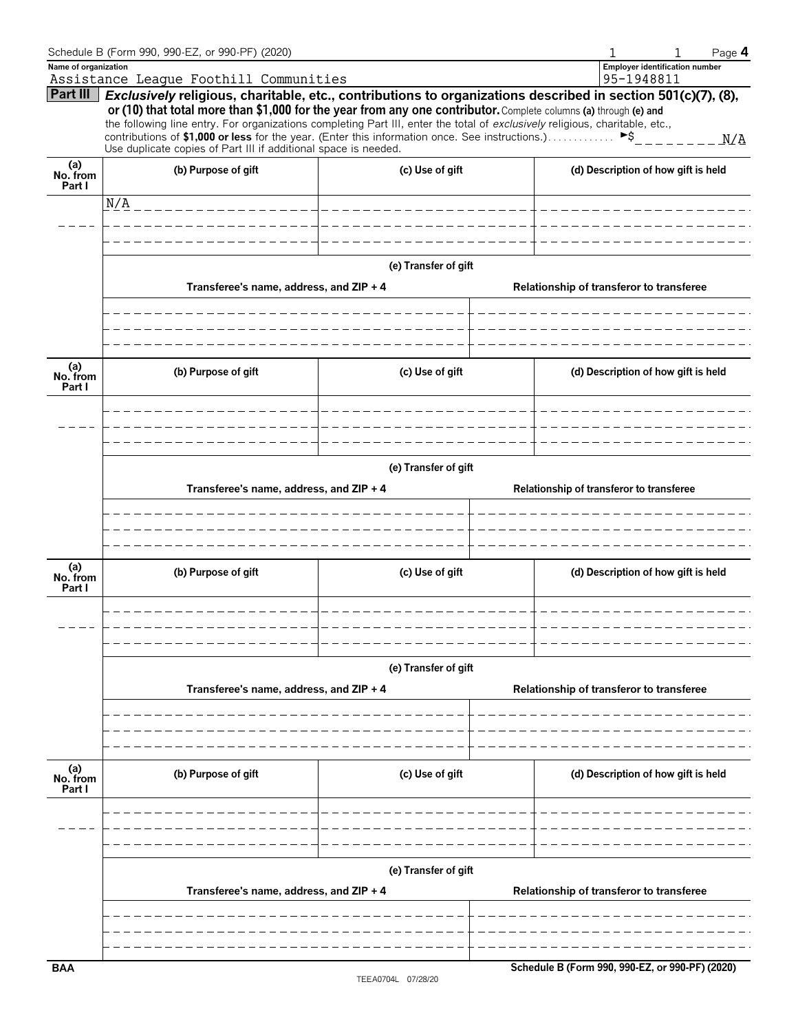Schedule B (Form 990, 990-EZ, or 990-PF) (2020)

**Name of organization**
Assistance League Foothill Communities

**Employer identification number**
95-1948811

**Part III** ***Exclusively*** **religious, charitable, etc., contributions to organizations described in section 501(c)(7), (8), or (10) that total more than $1,000 for the year from any one contributor.** Complete columns **(a)** through **(e)** and the following line entry. For organizations completing Part III, enter the total of *exclusively* religious, charitable, etc., contributions of **$1,000 or less** for the year. (Enter this information once. See instructions.) ►$ N/A

Use duplicate copies of Part III if additional space is needed.

| (a) No. from Part I | (b) Purpose of gift | (c) Use of gift | (d) Description of how gift is held |
|---|---|---|---|
| | N/A | | |

| (e) Transfer of gift | |
|---|---|
| Transferee's name, address, and ZIP + 4 | Relationship of transferor to transferee |
| | |

| (a) No. from Part I | (b) Purpose of gift | (c) Use of gift | (d) Description of how gift is held |
|---|---|---|---|
| | | | |

| (e) Transfer of gift | |
|---|---|
| Transferee's name, address, and ZIP + 4 | Relationship of transferor to transferee |
| | |

| (a) No. from Part I | (b) Purpose of gift | (c) Use of gift | (d) Description of how gift is held |
|---|---|---|---|
| | | | |

| (e) Transfer of gift | |
|---|---|
| Transferee's name, address, and ZIP + 4 | Relationship of transferor to transferee |
| | |

| (a) No. from Part I | (b) Purpose of gift | (c) Use of gift | (d) Description of how gift is held |
|---|---|---|---|
| | | | |

| (e) Transfer of gift | |
|---|---|
| Transferee's name, address, and ZIP + 4 | Relationship of transferor to transferee |
| | |

BAA TEEA0704L 07/28/20 Schedule B (Form 990, 990-EZ, or 990-PF) (2020)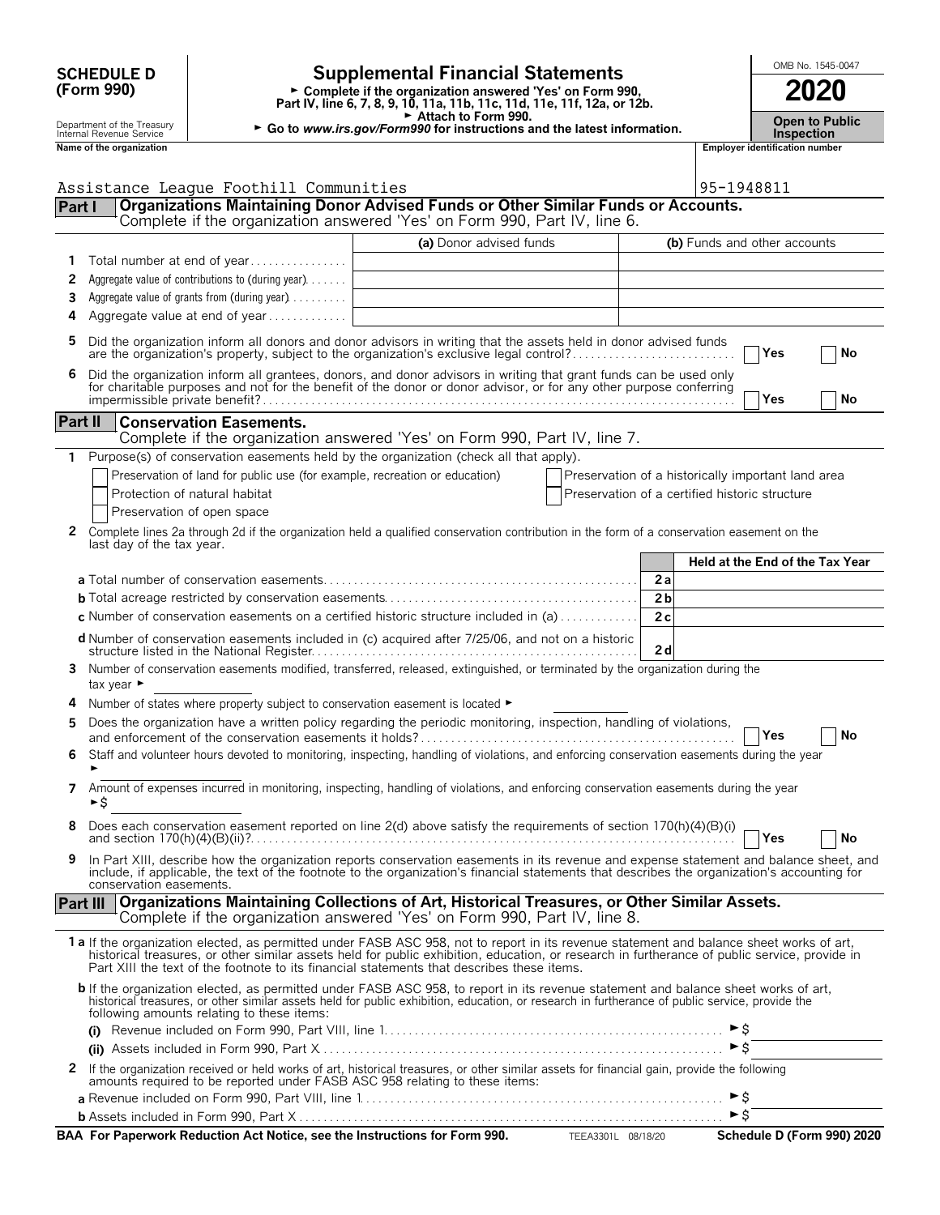**SCHEDULE D (Form 990)**

Department of the Treasury
Internal Revenue Service

# Supplemental Financial Statements

► Complete if the organization answered 'Yes' on Form 990, Part IV, line 6, 7, 8, 9, 10, 11a, 11b, 11c, 11d, 11e, 11f, 12a, or 12b.
► Attach to Form 990.
► Go to *www.irs.gov/Form990* for instructions and the latest information.

OMB No. 1545-0047

**2020**

**Open to Public Inspection**

**Name of the organization**
Assistance League Foothill Communities

**Employer identification number**
95-1948811

## Part I Organizations Maintaining Donor Advised Funds or Other Similar Funds or Accounts.

Complete if the organization answered 'Yes' on Form 990, Part IV, line 6.

| | | (a) Donor advised funds | (b) Funds and other accounts |
|---|---|---|---|
| 1 | Total number at end of year | | |
| 2 | Aggregate value of contributions to (during year) | | |
| 3 | Aggregate value of grants from (during year) | | |
| 4 | Aggregate value at end of year | | |

**5** Did the organization inform all donors and donor advisors in writing that the assets held in donor advised funds are the organization's property, subject to the organization's exclusive legal control? ☐ Yes ☐ No

**6** Did the organization inform all grantees, donors, and donor advisors in writing that grant funds can be used only for charitable purposes and not for the benefit of the donor or donor advisor, or for any other purpose conferring impermissible private benefit? ☐ Yes ☐ No

## Part II Conservation Easements.

Complete if the organization answered 'Yes' on Form 990, Part IV, line 7.

**1** Purpose(s) of conservation easements held by the organization (check all that apply).

- ☐ Preservation of land for public use (for example, recreation or education)
- ☐ Protection of natural habitat
- ☐ Preservation of open space
- ☐ Preservation of a historically important land area
- ☐ Preservation of a certified historic structure

**2** Complete lines 2a through 2d if the organization held a qualified conservation contribution in the form of a conservation easement on the last day of the tax year.

| | | Held at the End of the Tax Year |
|---|---|---|
| **a** Total number of conservation easements | 2a | |
| **b** Total acreage restricted by conservation easements | 2b | |
| **c** Number of conservation easements on a certified historic structure included in (a) | 2c | |
| **d** Number of conservation easements included in (c) acquired after 7/25/06, and not on a historic structure listed in the National Register | 2d | |

**3** Number of conservation easements modified, transferred, released, extinguished, or terminated by the organization during the tax year ►

**4** Number of states where property subject to conservation easement is located ►

**5** Does the organization have a written policy regarding the periodic monitoring, inspection, handling of violations, and enforcement of the conservation easements it holds? ☐ Yes ☐ No

**6** Staff and volunteer hours devoted to monitoring, inspecting, handling of violations, and enforcing conservation easements during the year ►

**7** Amount of expenses incurred in monitoring, inspecting, handling of violations, and enforcing conservation easements during the year ►$

**8** Does each conservation easement reported on line 2(d) above satisfy the requirements of section 170(h)(4)(B)(i) and section 170(h)(4)(B)(ii)? ☐ Yes ☐ No

**9** In Part XIII, describe how the organization reports conservation easements in its revenue and expense statement and balance sheet, and include, if applicable, the text of the footnote to the organization's financial statements that describes the organization's accounting for conservation easements.

## Part III Organizations Maintaining Collections of Art, Historical Treasures, or Other Similar Assets.

Complete if the organization answered 'Yes' on Form 990, Part IV, line 8.

**1a** If the organization elected, as permitted under FASB ASC 958, not to report in its revenue statement and balance sheet works of art, historical treasures, or other similar assets held for public exhibition, education, or research in furtherance of public service, provide in Part XIII the text of the footnote to its financial statements that describes these items.

**b** If the organization elected, as permitted under FASB ASC 958, to report in its revenue statement and balance sheet works of art, historical treasures, or other similar assets held for public exhibition, education, or research in furtherance of public service, provide the following amounts relating to these items:

**(i)** Revenue included on Form 990, Part VIII, line 1 ►$

**(ii)** Assets included in Form 990, Part X ►$

**2** If the organization received or held works of art, historical treasures, or other similar assets for financial gain, provide the following amounts required to be reported under FASB ASC 958 relating to these items:

**a** Revenue included on Form 990, Part VIII, line 1 ►$

**b** Assets included in Form 990, Part X ►$

**BAA For Paperwork Reduction Act Notice, see the Instructions for Form 990.** TEEA3301L 08/18/20 **Schedule D (Form 990) 2020**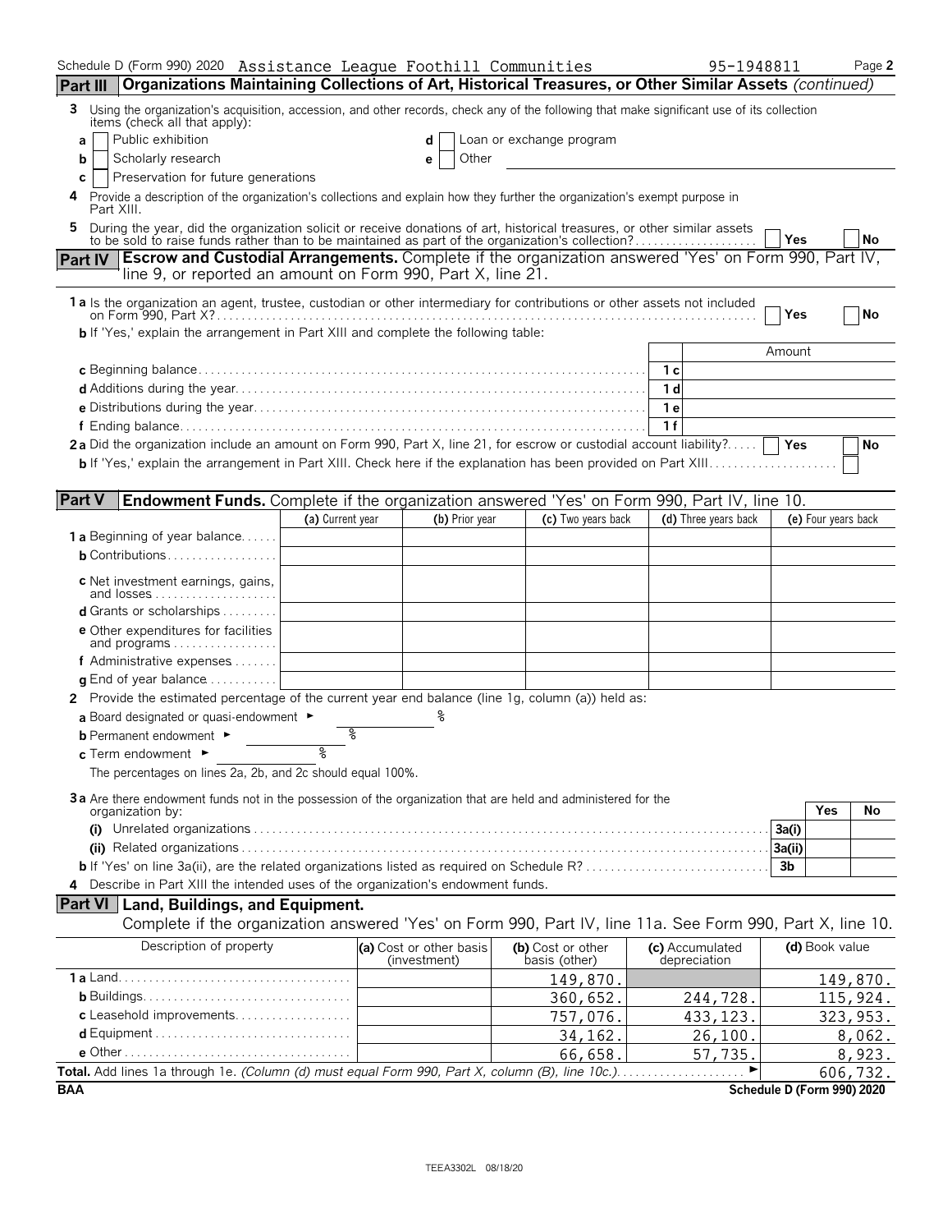Schedule D (Form 990) 2020 Assistance League Foothill Communities 95-1948811 Page **2**

**Part III** **Organizations Maintaining Collections of Art, Historical Treasures, or Other Similar Assets** *(continued)*

**3** Using the organization's acquisition, accession, and other records, check any of the following that make significant use of its collection items (check all that apply):

- **a** ☐ Public exhibition
- **b** ☐ Scholarly research
- **c** ☐ Preservation for future generations
- **d** ☐ Loan or exchange program
- **e** ☐ Other

**4** Provide a description of the organization's collections and explain how they further the organization's exempt purpose in Part XIII.

**5** During the year, did the organization solicit or receive donations of art, historical treasures, or other similar assets to be sold to raise funds rather than to be maintained as part of the organization's collection? ☐ **Yes** ☐ **No**

**Part IV** **Escrow and Custodial Arrangements.** Complete if the organization answered 'Yes' on Form 990, Part IV, line 9, or reported an amount on Form 990, Part X, line 21.

**1a** Is the organization an agent, trustee, custodian or other intermediary for contributions or other assets not included on Form 990, Part X? ☐ **Yes** ☐ **No**

**b** If 'Yes,' explain the arrangement in Part XIII and complete the following table:

| | | Amount |
|---|---|---|
| **c** Beginning balance | 1c | |
| **d** Additions during the year | 1d | |
| **e** Distributions during the year | 1e | |
| **f** Ending balance | 1f | |

**2a** Did the organization include an amount on Form 990, Part X, line 21, for escrow or custodial account liability? ☐ **Yes** ☐ **No**

**b** If 'Yes,' explain the arrangement in Part XIII. Check here if the explanation has been provided on Part XIII ☐

**Part V** **Endowment Funds.** Complete if the organization answered 'Yes' on Form 990, Part IV, line 10.

| | (a) Current year | (b) Prior year | (c) Two years back | (d) Three years back | (e) Four years back |
|---|---|---|---|---|---|
| **1a** Beginning of year balance | | | | | |
| **b** Contributions | | | | | |
| **c** Net investment earnings, gains, and losses | | | | | |
| **d** Grants or scholarships | | | | | |
| **e** Other expenditures for facilities and programs | | | | | |
| **f** Administrative expenses | | | | | |
| **g** End of year balance | | | | | |

**2** Provide the estimated percentage of the current year end balance (line 1g, column (a)) held as:

**a** Board designated or quasi-endowment ► %

**b** Permanent endowment ► %

**c** Term endowment ► %

The percentages on lines 2a, 2b, and 2c should equal 100%.

**3a** Are there endowment funds not in the possession of the organization that are held and administered for the organization by:

| | | Yes | No |
|---|---|---|---|
| **(i)** Unrelated organizations | 3a(i) | | |
| **(ii)** Related organizations | 3a(ii) | | |
| **b** If 'Yes' on line 3a(ii), are the related organizations listed as required on Schedule R? | 3b | | |

**4** Describe in Part XIII the intended uses of the organization's endowment funds.

**Part VI** **Land, Buildings, and Equipment.**

Complete if the organization answered 'Yes' on Form 990, Part IV, line 11a. See Form 990, Part X, line 10.

| Description of property | (a) Cost or other basis (investment) | (b) Cost or other basis (other) | (c) Accumulated depreciation | (d) Book value |
|---|---|---|---|---|
| **1a** Land | | 149,870. | | 149,870. |
| **b** Buildings | | 360,652. | 244,728. | 115,924. |
| **c** Leasehold improvements | | 757,076. | 433,123. | 323,953. |
| **d** Equipment | | 34,162. | 26,100. | 8,062. |
| **e** Other | | 66,658. | 57,735. | 8,923. |
| **Total.** Add lines 1a through 1e. *(Column (d) must equal Form 990, Part X, column (B), line 10c.)* ► | | | | 606,732. |

**BAA** **Schedule D (Form 990) 2020**

TEEA3302L 08/18/20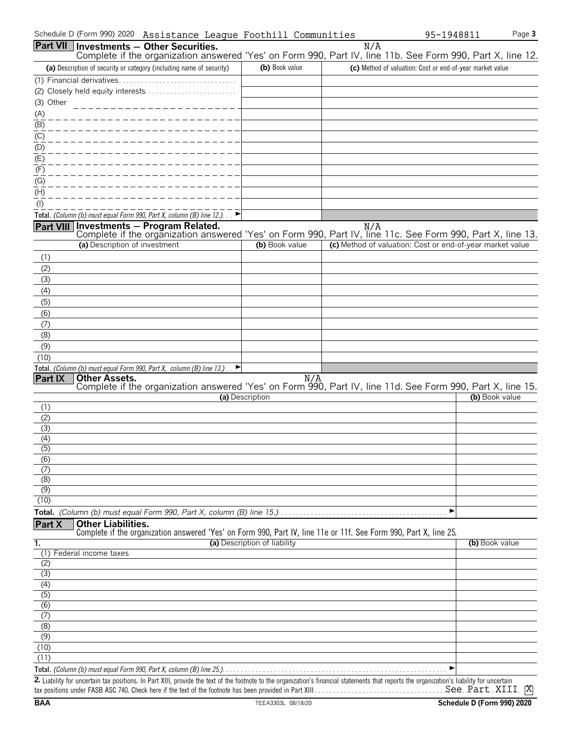Schedule D (Form 990) 2020 Assistance League Foothill Communities 95-1948811

## Part VII Investments — Other Securities.

N/A

Complete if the organization answered 'Yes' on Form 990, Part IV, line 11b. See Form 990, Part X, line 12.

| (a) Description of security or category (including name of security) | (b) Book value | (c) Method of valuation: Cost or end-of-year market value |
|---|---|---|
| (1) Financial derivatives | | |
| (2) Closely held equity interests | | |
| (3) Other | | |
| (A) | | |
| (B) | | |
| (C) | | |
| (D) | | |
| (E) | | |
| (F) | | |
| (G) | | |
| (H) | | |
| (I) | | |
| **Total.** *(Column (b) must equal Form 990, Part X, column (B) line 12.)* ► | | |

## Part VIII Investments — Program Related.

N/A

Complete if the organization answered 'Yes' on Form 990, Part IV, line 11c. See Form 990, Part X, line 13.

| (a) Description of investment | (b) Book value | (c) Method of valuation: Cost or end-of-year market value |
|---|---|---|
| (1) | | |
| (2) | | |
| (3) | | |
| (4) | | |
| (5) | | |
| (6) | | |
| (7) | | |
| (8) | | |
| (9) | | |
| (10) | | |
| **Total.** *(Column (b) must equal Form 990, Part X, column (B) line 13.)* ► | | |

## Part IX Other Assets.

N/A

Complete if the organization answered 'Yes' on Form 990, Part IV, line 11d. See Form 990, Part X, line 15.

| (a) Description | (b) Book value |
|---|---|
| (1) | |
| (2) | |
| (3) | |
| (4) | |
| (5) | |
| (6) | |
| (7) | |
| (8) | |
| (9) | |
| (10) | |
| **Total.** *(Column (b) must equal Form 990, Part X, column (B) line 15.)* ► | |

## Part X Other Liabilities.

Complete if the organization answered 'Yes' on Form 990, Part IV, line 11e or 11f. See Form 990, Part X, line 25.

| 1. (a) Description of liability | (b) Book value |
|---|---|
| (1) Federal income taxes | |
| (2) | |
| (3) | |
| (4) | |
| (5) | |
| (6) | |
| (7) | |
| (8) | |
| (9) | |
| (10) | |
| (11) | |
| **Total.** *(Column (b) must equal Form 990, Part X, column (B) line 25.)* ► | |

**2.** Liability for uncertain tax positions. In Part XIII, provide the text of the footnote to the organization's financial statements that reports the organization's liability for uncertain tax positions under FASB ASC 740. Check here if the text of the footnote has been provided in Part XIII. See Part XIII [X]

BAA TEEA3303L 08/18/20 Schedule D (Form 990) 2020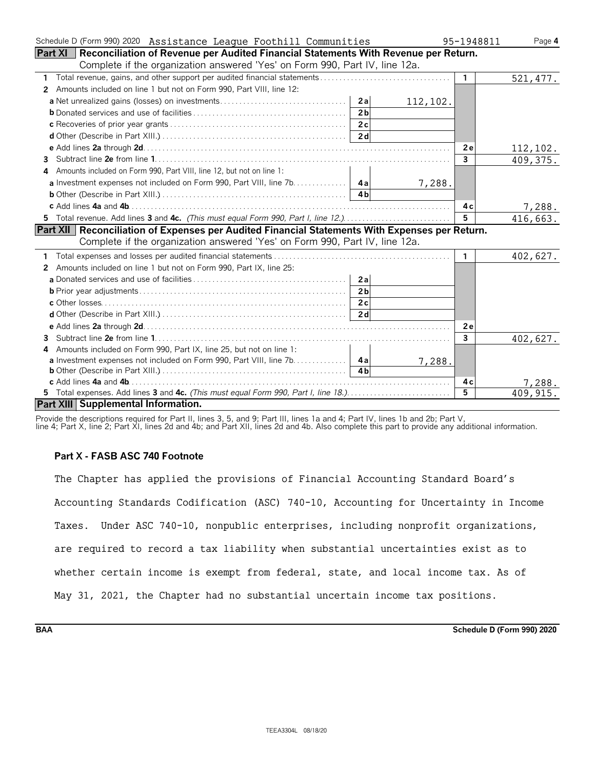Schedule D (Form 990) 2020 Assistance League Foothill Communities 95-1948811

## Part XI Reconciliation of Revenue per Audited Financial Statements With Revenue per Return.

Complete if the organization answered 'Yes' on Form 990, Part IV, line 12a.

| | | | | |
|---|---|---|---|---|
| **1** Total revenue, gains, and other support per audited financial statements | | | 1 | 521,477. |
| **2** Amounts included on line 1 but not on Form 990, Part VIII, line 12: | | | | |
| **a** Net unrealized gains (losses) on investments | 2a | 112,102. | | |
| **b** Donated services and use of facilities | 2b | | | |
| **c** Recoveries of prior year grants | 2c | | | |
| **d** Other (Describe in Part XIII.) | 2d | | | |
| **e** Add lines **2a** through **2d** | | | 2e | 112,102. |
| **3** Subtract line **2e** from line **1** | | | 3 | 409,375. |
| **4** Amounts included on Form 990, Part VIII, line 12, but not on line 1: | | | | |
| **a** Investment expenses not included on Form 990, Part VIII, line 7b | 4a | 7,288. | | |
| **b** Other (Describe in Part XIII.) | 4b | | | |
| **c** Add lines **4a** and **4b** | | | 4c | 7,288. |
| **5** Total revenue. Add lines **3** and **4c.** *(This must equal Form 990, Part I, line 12.)* | | | 5 | 416,663. |

## Part XII Reconciliation of Expenses per Audited Financial Statements With Expenses per Return.

Complete if the organization answered 'Yes' on Form 990, Part IV, line 12a.

| | | | | |
|---|---|---|---|---|
| **1** Total expenses and losses per audited financial statements | | | 1 | 402,627. |
| **2** Amounts included on line 1 but not on Form 990, Part IX, line 25: | | | | |
| **a** Donated services and use of facilities | 2a | | | |
| **b** Prior year adjustments | 2b | | | |
| **c** Other losses | 2c | | | |
| **d** Other (Describe in Part XIII.) | 2d | | | |
| **e** Add lines **2a** through **2d** | | | 2e | |
| **3** Subtract line **2e** from line **1** | | | 3 | 402,627. |
| **4** Amounts included on Form 990, Part IX, line 25, but not on line 1: | | | | |
| **a** Investment expenses not included on Form 990, Part VIII, line 7b | 4a | 7,288. | | |
| **b** Other (Describe in Part XIII.) | 4b | | | |
| **c** Add lines **4a** and **4b** | | | 4c | 7,288. |
| **5** Total expenses. Add lines **3** and **4c.** *(This must equal Form 990, Part I, line 18.)* | | | 5 | 409,915. |

## Part XIII Supplemental Information.

Provide the descriptions required for Part II, lines 3, 5, and 9; Part III, lines 1a and 4; Part IV, lines 1b and 2b; Part V, line 4; Part X, line 2; Part XI, lines 2d and 4b; and Part XII, lines 2d and 4b. Also complete this part to provide any additional information.

**Part X - FASB ASC 740 Footnote**

The Chapter has applied the provisions of Financial Accounting Standard Board's Accounting Standards Codification (ASC) 740-10, Accounting for Uncertainty in Income Taxes. Under ASC 740-10, nonpublic enterprises, including nonprofit organizations, are required to record a tax liability when substantial uncertainties exist as to whether certain income is exempt from federal, state, and local income tax. As of May 31, 2021, the Chapter had no substantial uncertain income tax positions.

BAA Schedule D (Form 990) 2020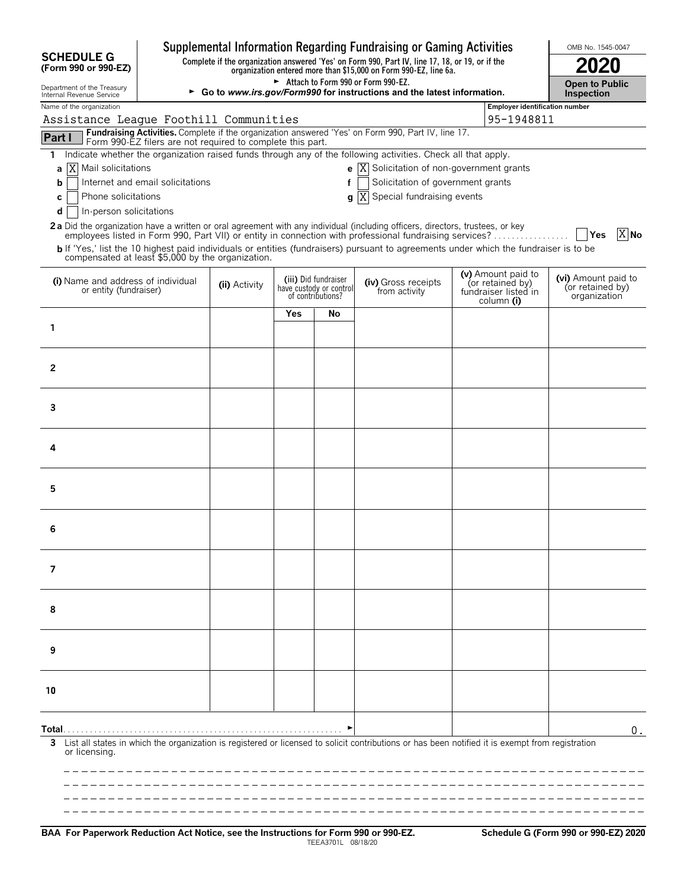**SCHEDULE G**
**(Form 990 or 990-EZ)**

Department of the Treasury
Internal Revenue Service

# Supplemental Information Regarding Fundraising or Gaming Activities

**Complete if the organization answered 'Yes' on Form 990, Part IV, line 17, 18, or 19, or if the organization entered more than $15,000 on Form 990-EZ, line 6a.**

► Attach to Form 990 or Form 990-EZ.

► **Go to *www.irs.gov/Form990* for instructions and the latest information.**

OMB No. 1545-0047

**2020**

**Open to Public Inspection**

Name of the organization: Assistance League Foothill Communities

Employer identification number: 95-1948811

**Part I** **Fundraising Activities.** Complete if the organization answered 'Yes' on Form 990, Part IV, line 17. Form 990-EZ filers are not required to complete this part.

1 Indicate whether the organization raised funds through any of the following activities. Check all that apply.

- a [X] Mail solicitations
- b [ ] Internet and email solicitations
- c [ ] Phone solicitations
- d [ ] In-person solicitations
- e [X] Solicitation of non-government grants
- f [ ] Solicitation of government grants
- g [X] Special fundraising events

**2a** Did the organization have a written or oral agreement with any individual (including officers, directors, trustees, or key employees listed in Form 990, Part VII) or entity in connection with professional fundraising services? [ ] Yes [X] No

**b** If 'Yes,' list the 10 highest paid individuals or entities (fundraisers) pursuant to agreements under which the fundraiser is to be compensated at least $5,000 by the organization.

| (i) Name and address of individual or entity (fundraiser) | (ii) Activity | (iii) Did fundraiser have custody or control of contributions? | | (iv) Gross receipts from activity | (v) Amount paid to (or retained by) fundraiser listed in column (i) | (vi) Amount paid to (or retained by) organization |
|---|---|---|---|---|---|---|
| | | Yes | No | | | |
| 1 | | | | | | |
| 2 | | | | | | |
| 3 | | | | | | |
| 4 | | | | | | |
| 5 | | | | | | |
| 6 | | | | | | |
| 7 | | | | | | |
| 8 | | | | | | |
| 9 | | | | | | |
| 10 | | | | | | |
| **Total** ► | | | | | | 0. |

3 List all states in which the organization is registered or licensed to solicit contributions or has been notified it is exempt from registration or licensing.

**BAA For Paperwork Reduction Act Notice, see the Instructions for Form 990 or 990-EZ.** TEEA3701L 08/18/20 **Schedule G (Form 990 or 990-EZ) 2020**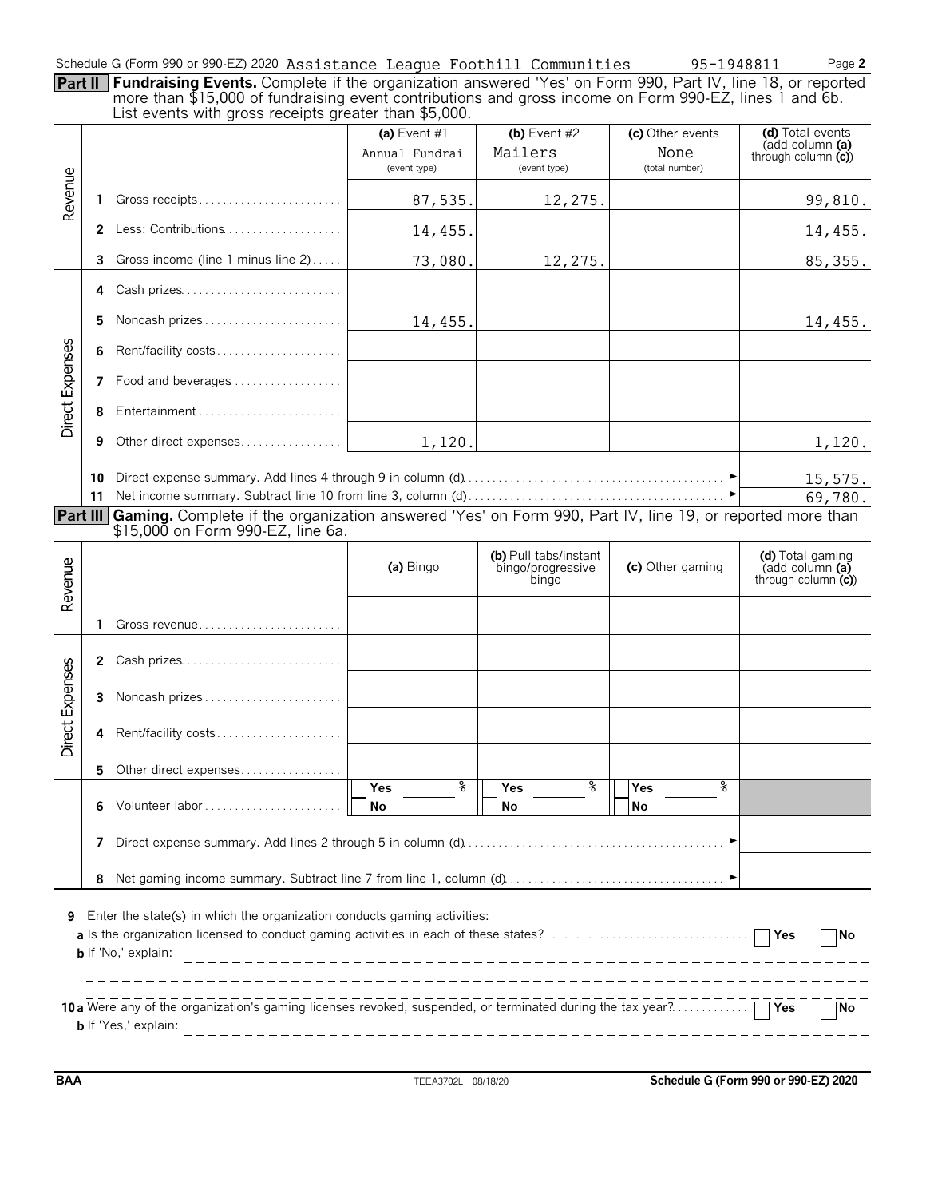Schedule G (Form 990 or 990-EZ) 2020 Assistance League Foothill Communities 95-1948811

**Part II** **Fundraising Events.** Complete if the organization answered 'Yes' on Form 990, Part IV, line 18, or reported more than $15,000 of fundraising event contributions and gross income on Form 990-EZ, lines 1 and 6b. List events with gross receipts greater than $5,000.

| | | | (a) Event #1 | (b) Event #2 | (c) Other events | (d) Total events (add column (a) through column (c)) |
|---|---|---|---|---|---|---|
| | | | Annual Fundrai (event type) | Mailers (event type) | None (total number) | |
| Revenue | 1 | Gross receipts | 87,535. | 12,275. | | 99,810. |
| | 2 | Less: Contributions | 14,455. | | | 14,455. |
| | 3 | Gross income (line 1 minus line 2) | 73,080. | 12,275. | | 85,355. |
| Direct Expenses | 4 | Cash prizes | | | | |
| | 5 | Noncash prizes | 14,455. | | | 14,455. |
| | 6 | Rent/facility costs | | | | |
| | 7 | Food and beverages | | | | |
| | 8 | Entertainment | | | | |
| | 9 | Other direct expenses | 1,120. | | | 1,120. |
| | 10 | Direct expense summary. Add lines 4 through 9 in column (d) | | | | 15,575. |
| | 11 | Net income summary. Subtract line 10 from line 3, column (d) | | | | 69,780. |

**Part III** **Gaming.** Complete if the organization answered 'Yes' on Form 990, Part IV, line 19, or reported more than $15,000 on Form 990-EZ, line 6a.

| | | | (a) Bingo | (b) Pull tabs/instant bingo/progressive bingo | (c) Other gaming | (d) Total gaming (add column (a) through column (c)) |
|---|---|---|---|---|---|---|
| Revenue | 1 | Gross revenue | | | | |
| Direct Expenses | 2 | Cash prizes | | | | |
| | 3 | Noncash prizes | | | | |
| | 4 | Rent/facility costs | | | | |
| | 5 | Other direct expenses | | | | |
| | 6 | Volunteer labor | Yes ___ % / No | Yes ___ % / No | Yes ___ % / No | |
| | 7 | Direct expense summary. Add lines 2 through 5 in column (d) | | | | |
| | 8 | Net gaming income summary. Subtract line 7 from line 1, column (d) | | | | |

**9** Enter the state(s) in which the organization conducts gaming activities:

**a** Is the organization licensed to conduct gaming activities in each of these states? ☐ Yes ☐ No

**b** If 'No,' explain:

**10 a** Were any of the organization's gaming licenses revoked, suspended, or terminated during the tax year? ☐ Yes ☐ No

**b** If 'Yes,' explain:

BAA TEEA3702L 08/18/20 Schedule G (Form 990 or 990-EZ) 2020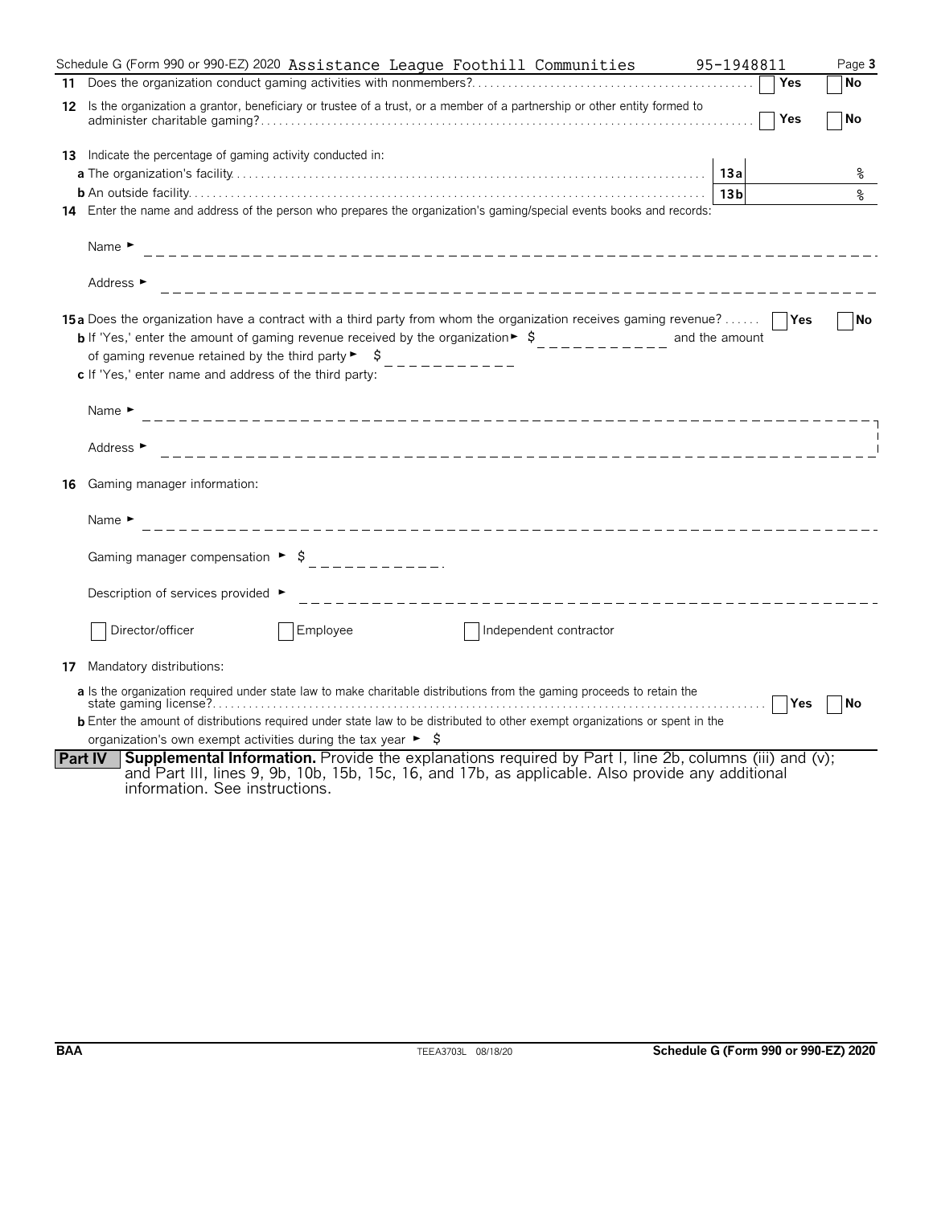Schedule G (Form 990 or 990-EZ) 2020 Assistance League Foothill Communities 95-1948811

**11** Does the organization conduct gaming activities with nonmembers? ☐ Yes ☐ No

**12** Is the organization a grantor, beneficiary or trustee of a trust, or a member of a partnership or other entity formed to administer charitable gaming? ☐ Yes ☐ No

**13** Indicate the percentage of gaming activity conducted in:

**a** The organization's facility — **13a** %

**b** An outside facility — **13b** %

**14** Enter the name and address of the person who prepares the organization's gaming/special events books and records:

Name ►

Address ►

**15a** Does the organization have a contract with a third party from whom the organization receives gaming revenue? ☐ Yes ☐ No

**b** If 'Yes,' enter the amount of gaming revenue received by the organization ► $ ________ and the amount of gaming revenue retained by the third party ► $ ________

**c** If 'Yes,' enter name and address of the third party:

Name ►

Address ►

**16** Gaming manager information:

Name ►

Gaming manager compensation ► $ ________

Description of services provided ►

☐ Director/officer ☐ Employee ☐ Independent contractor

**17** Mandatory distributions:

**a** Is the organization required under state law to make charitable distributions from the gaming proceeds to retain the state gaming license? ☐ Yes ☐ No

**b** Enter the amount of distributions required under state law to be distributed to other exempt organizations or spent in the organization's own exempt activities during the tax year ► $

**Part IV** **Supplemental Information.** Provide the explanations required by Part I, line 2b, columns (iii) and (v); and Part III, lines 9, 9b, 10b, 15b, 15c, 16, and 17b, as applicable. Also provide any additional information. See instructions.

BAA TEEA3703L 08/18/20 **Schedule G (Form 990 or 990-EZ) 2020**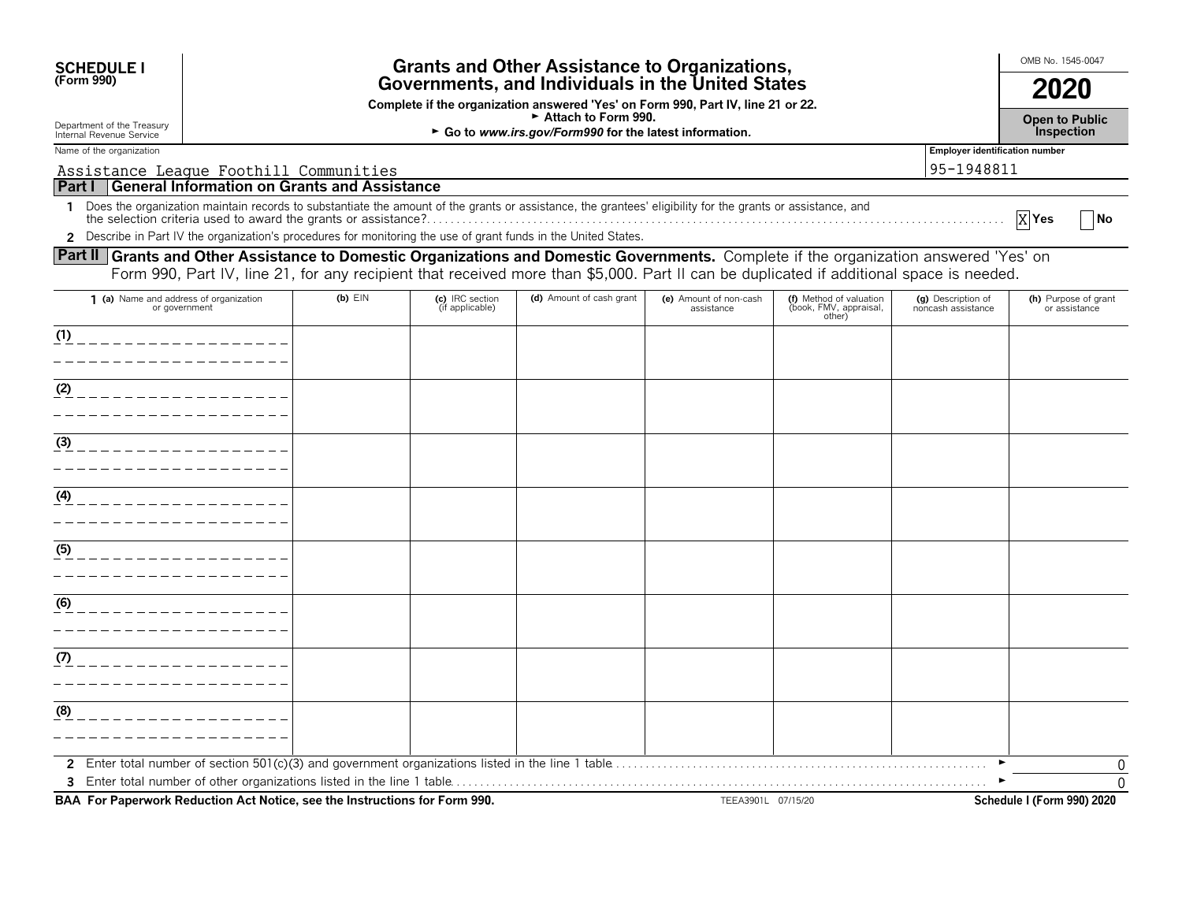**SCHEDULE I**
**(Form 990)**

Department of the Treasury
Internal Revenue Service

# Grants and Other Assistance to Organizations, Governments, and Individuals in the United States

**Complete if the organization answered 'Yes' on Form 990, Part IV, line 21 or 22.**
► **Attach to Form 990.**
► **Go to *www.irs.gov/Form990* for the latest information.**

OMB No. 1545-0047

**2020**

**Open to Public Inspection**

Name of the organization: Assistance League Foothill Communities

Employer identification number: 95-1948811

## Part I General Information on Grants and Assistance

**1** Does the organization maintain records to substantiate the amount of the grants or assistance, the grantees' eligibility for the grants or assistance, and the selection criteria used to award the grants or assistance? X Yes ☐ No

**2** Describe in Part IV the organization's procedures for monitoring the use of grant funds in the United States.

## Part II Grants and Other Assistance to Domestic Organizations and Domestic Governments.

Complete if the organization answered 'Yes' on Form 990, Part IV, line 21, for any recipient that received more than $5,000. Part II can be duplicated if additional space is needed.

| 1 (a) Name and address of organization or government | (b) EIN | (c) IRC section (if applicable) | (d) Amount of cash grant | (e) Amount of non-cash assistance | (f) Method of valuation (book, FMV, appraisal, other) | (g) Description of noncash assistance | (h) Purpose of grant or assistance |
|---|---|---|---|---|---|---|---|
| (1) | | | | | | | |
| (2) | | | | | | | |
| (3) | | | | | | | |
| (4) | | | | | | | |
| (5) | | | | | | | |
| (6) | | | | | | | |
| (7) | | | | | | | |
| (8) | | | | | | | |

**2** Enter total number of section 501(c)(3) and government organizations listed in the line 1 table ► 0

**3** Enter total number of other organizations listed in the line 1 table ► 0

**BAA For Paperwork Reduction Act Notice, see the Instructions for Form 990.** TEEA3901L 07/15/20 **Schedule I (Form 990) 2020**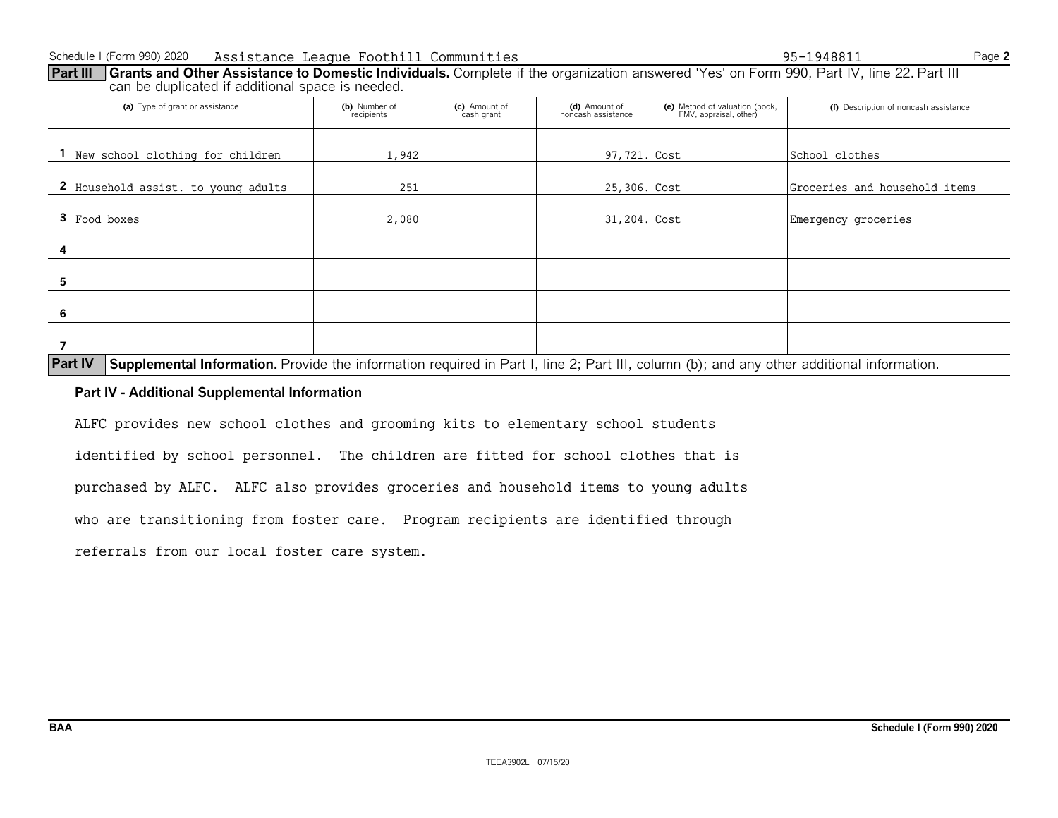Schedule I (Form 990) 2020 Assistance League Foothill Communities 95-1948811

**Part III** **Grants and Other Assistance to Domestic Individuals.** Complete if the organization answered 'Yes' on Form 990, Part IV, line 22. Part III can be duplicated if additional space is needed.

| | (a) Type of grant or assistance | (b) Number of recipients | (c) Amount of cash grant | (d) Amount of noncash assistance | (e) Method of valuation (book, FMV, appraisal, other) | (f) Description of noncash assistance |
|---|---|---|---|---|---|---|
| 1 | New school clothing for children | 1,942 | | 97,721. | Cost | School clothes |
| 2 | Household assist. to young adults | 251 | | 25,306. | Cost | Groceries and household items |
| 3 | Food boxes | 2,080 | | 31,204. | Cost | Emergency groceries |
| 4 | | | | | | |
| 5 | | | | | | |
| 6 | | | | | | |
| 7 | | | | | | |

**Part IV** **Supplemental Information.** Provide the information required in Part I, line 2; Part III, column (b); and any other additional information.

**Part IV - Additional Supplemental Information**

ALFC provides new school clothes and grooming kits to elementary school students identified by school personnel. The children are fitted for school clothes that is purchased by ALFC. ALFC also provides groceries and household items to young adults who are transitioning from foster care. Program recipients are identified through referrals from our local foster care system.

BAA Schedule I (Form 990) 2020

TEEA3902L 07/15/20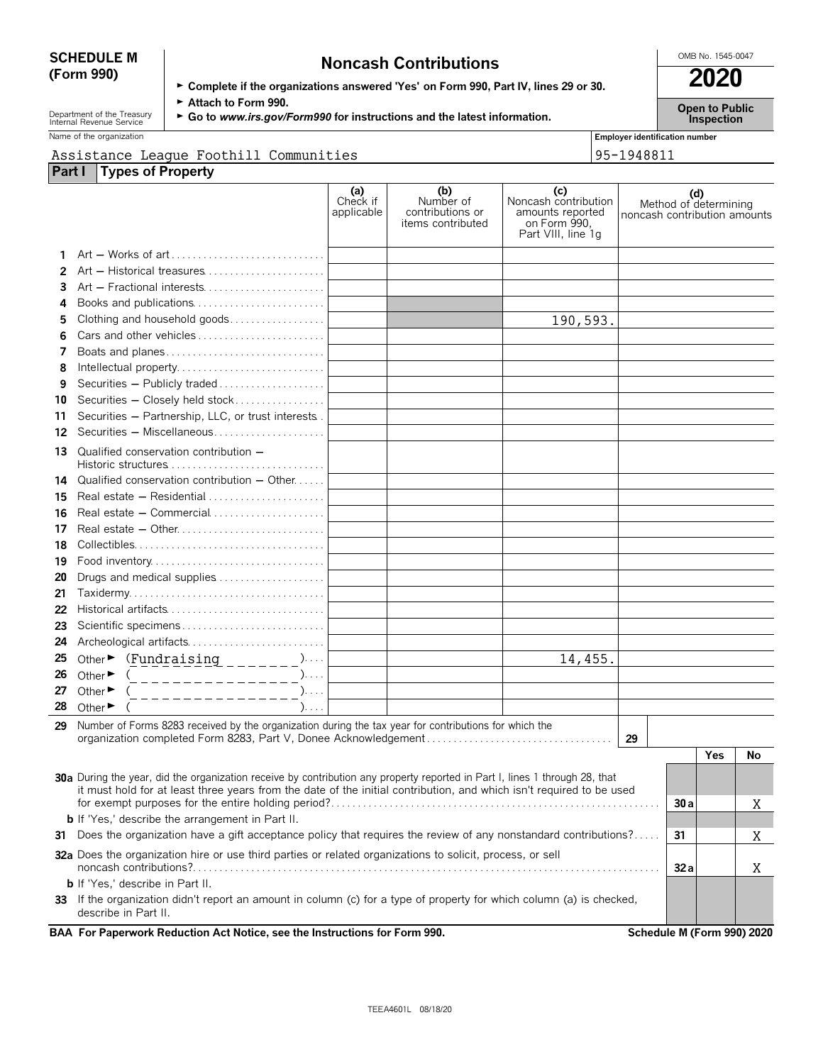**SCHEDULE M (Form 990)**

# Noncash Contributions

► Complete if the organizations answered 'Yes' on Form 990, Part IV, lines 29 or 30.
► Attach to Form 990.
► Go to *www.irs.gov/Form990* for instructions and the latest information.

Department of the Treasury Internal Revenue Service

OMB No. 1545-0047

**2020**

**Open to Public Inspection**

Name of the organization: Assistance League Foothill Communities

Employer identification number: 95-1948811

## Part I Types of Property

| | | (a) Check if applicable | (b) Number of contributions or items contributed | (c) Noncash contribution amounts reported on Form 990, Part VIII, line 1g | (d) Method of determining noncash contribution amounts |
|---|---|---|---|---|---|
| 1 | Art — Works of art | | | | |
| 2 | Art — Historical treasures | | | | |
| 3 | Art — Fractional interests | | | | |
| 4 | Books and publications | | | | |
| 5 | Clothing and household goods | | | 190,593. | |
| 6 | Cars and other vehicles | | | | |
| 7 | Boats and planes | | | | |
| 8 | Intellectual property | | | | |
| 9 | Securities — Publicly traded | | | | |
| 10 | Securities — Closely held stock | | | | |
| 11 | Securities — Partnership, LLC, or trust interests | | | | |
| 12 | Securities — Miscellaneous | | | | |
| 13 | Qualified conservation contribution — Historic structures | | | | |
| 14 | Qualified conservation contribution — Other | | | | |
| 15 | Real estate — Residential | | | | |
| 16 | Real estate — Commercial | | | | |
| 17 | Real estate — Other | | | | |
| 18 | Collectibles | | | | |
| 19 | Food inventory | | | | |
| 20 | Drugs and medical supplies | | | | |
| 21 | Taxidermy | | | | |
| 22 | Historical artifacts | | | | |
| 23 | Scientific specimens | | | | |
| 24 | Archeological artifacts | | | | |
| 25 | Other ► (Fundraising) | | | 14,455. | |
| 26 | Other ► ( ) | | | | |
| 27 | Other ► ( ) | | | | |
| 28 | Other ► ( ) | | | | |

**29** Number of Forms 8283 received by the organization during the tax year for contributions for which the organization completed Form 8283, Part V, Donee Acknowledgement — **29**

| | | | Yes | No |
|---|---|---|---|---|
| **30a** | During the year, did the organization receive by contribution any property reported in Part I, lines 1 through 28, that it must hold for at least three years from the date of the initial contribution, and which isn't required to be used for exempt purposes for the entire holding period? | 30a | | X |
| **b** | If 'Yes,' describe the arrangement in Part II. | | | |
| **31** | Does the organization have a gift acceptance policy that requires the review of any nonstandard contributions? | 31 | | X |
| **32a** | Does the organization hire or use third parties or related organizations to solicit, process, or sell noncash contributions? | 32a | | X |
| **b** | If 'Yes,' describe in Part II. | | | |
| **33** | If the organization didn't report an amount in column (c) for a type of property for which column (a) is checked, describe in Part II. | | | |

**BAA For Paperwork Reduction Act Notice, see the Instructions for Form 990.** **Schedule M (Form 990) 2020**

TEEA4601L 08/18/20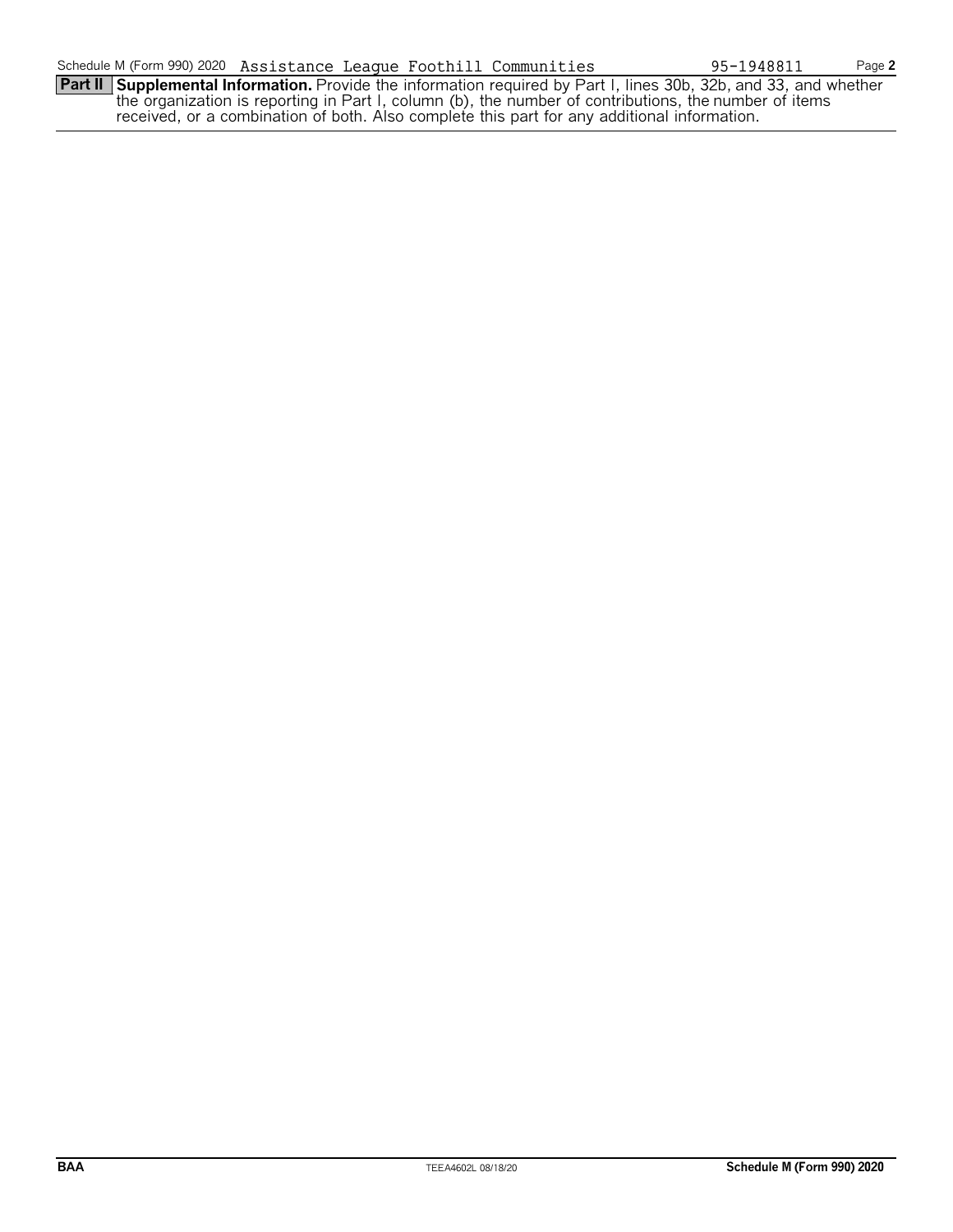Schedule M (Form 990) 2020 Assistance League Foothill Communities 95-1948811

**Part II Supplemental Information.** Provide the information required by Part I, lines 30b, 32b, and 33, and whether the organization is reporting in Part I, column (b), the number of contributions, the number of items received, or a combination of both. Also complete this part for any additional information.

BAA TEEA4602L 08/18/20 **Schedule M (Form 990) 2020**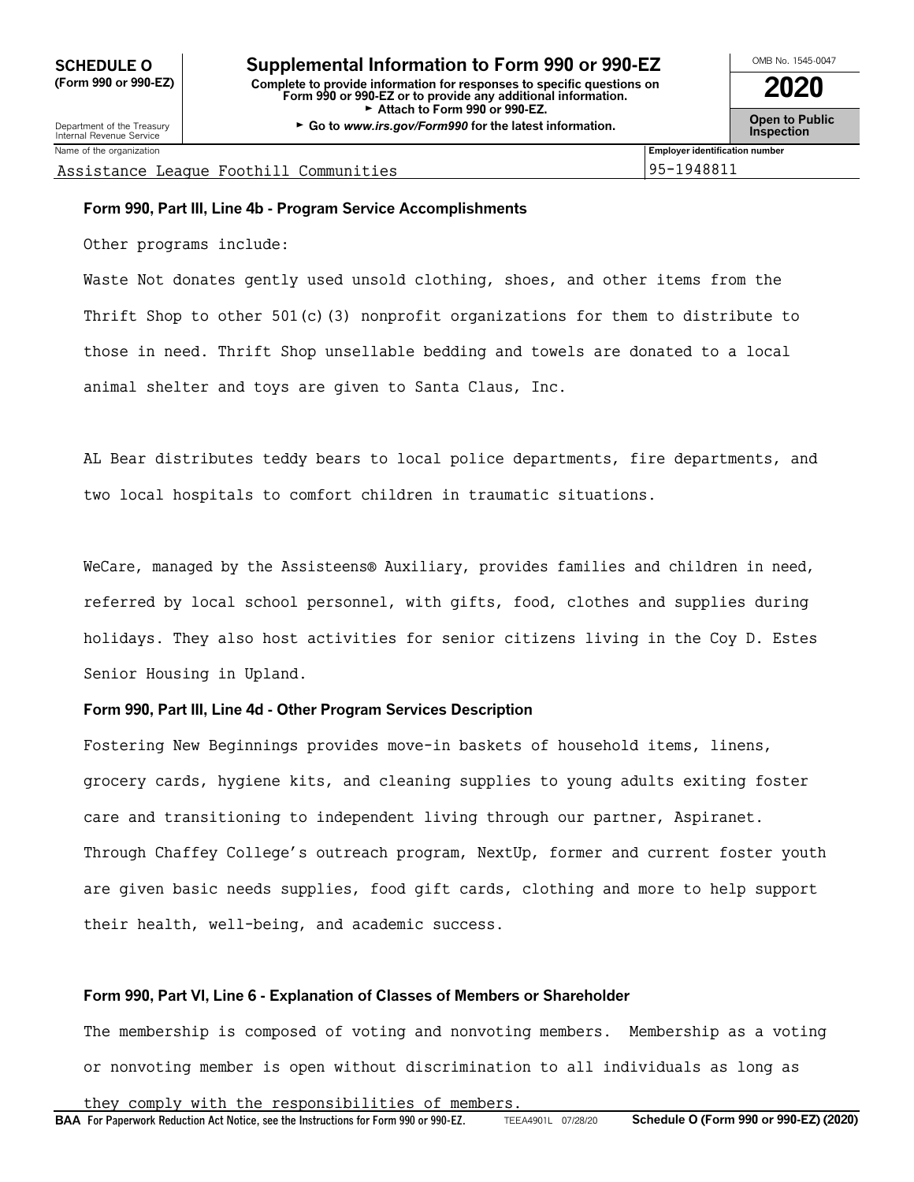**SCHEDULE O (Form 990 or 990-EZ)**

Department of the Treasury
Internal Revenue Service

# Supplemental Information to Form 990 or 990-EZ

**Complete to provide information for responses to specific questions on Form 990 or 990-EZ or to provide any additional information.**
► **Attach to Form 990 or 990-EZ.**
► **Go to *www.irs.gov/Form990* for the latest information.**

OMB No. 1545-0047

**2020**

**Open to Public Inspection**

| Name of the organization | Employer identification number |
|---|---|
| Assistance League Foothill Communities | 95-1948811 |

**Form 990, Part III, Line 4b - Program Service Accomplishments**

Other programs include:

Waste Not donates gently used unsold clothing, shoes, and other items from the Thrift Shop to other 501(c)(3) nonprofit organizations for them to distribute to those in need. Thrift Shop unsellable bedding and towels are donated to a local animal shelter and toys are given to Santa Claus, Inc.

AL Bear distributes teddy bears to local police departments, fire departments, and two local hospitals to comfort children in traumatic situations.

WeCare, managed by the Assisteens® Auxiliary, provides families and children in need, referred by local school personnel, with gifts, food, clothes and supplies during holidays. They also host activities for senior citizens living in the Coy D. Estes Senior Housing in Upland.

**Form 990, Part III, Line 4d - Other Program Services Description**

Fostering New Beginnings provides move-in baskets of household items, linens, grocery cards, hygiene kits, and cleaning supplies to young adults exiting foster care and transitioning to independent living through our partner, Aspiranet. Through Chaffey College's outreach program, NextUp, former and current foster youth are given basic needs supplies, food gift cards, clothing and more to help support their health, well-being, and academic success.

**Form 990, Part VI, Line 6 - Explanation of Classes of Members or Shareholder**

The membership is composed of voting and nonvoting members. Membership as a voting or nonvoting member is open without discrimination to all individuals as long as they comply with the responsibilities of members.

**BAA For Paperwork Reduction Act Notice, see the Instructions for Form 990 or 990-EZ.** TEEA4901L 07/28/20 **Schedule O (Form 990 or 990-EZ) (2020)**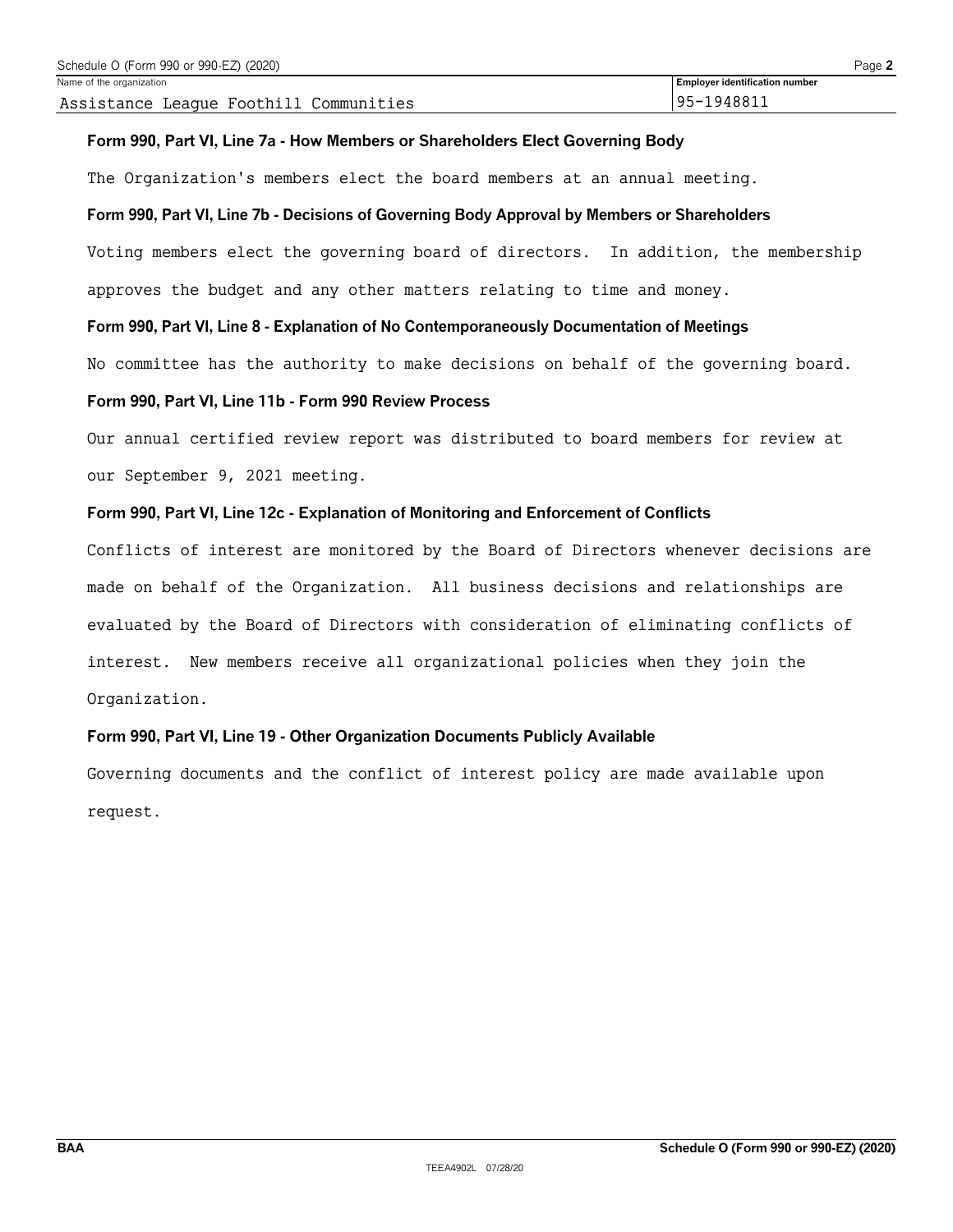Name of the organization: Assistance League Foothill Communities

Employer identification number: 95-1948811

**Form 990, Part VI, Line 7a - How Members or Shareholders Elect Governing Body**

The Organization's members elect the board members at an annual meeting.

**Form 990, Part VI, Line 7b - Decisions of Governing Body Approval by Members or Shareholders**

Voting members elect the governing board of directors. In addition, the membership approves the budget and any other matters relating to time and money.

**Form 990, Part VI, Line 8 - Explanation of No Contemporaneously Documentation of Meetings**

No committee has the authority to make decisions on behalf of the governing board.

**Form 990, Part VI, Line 11b - Form 990 Review Process**

Our annual certified review report was distributed to board members for review at our September 9, 2021 meeting.

**Form 990, Part VI, Line 12c - Explanation of Monitoring and Enforcement of Conflicts**

Conflicts of interest are monitored by the Board of Directors whenever decisions are made on behalf of the Organization. All business decisions and relationships are evaluated by the Board of Directors with consideration of eliminating conflicts of interest. New members receive all organizational policies when they join the Organization.

**Form 990, Part VI, Line 19 - Other Organization Documents Publicly Available**

Governing documents and the conflict of interest policy are made available upon request.